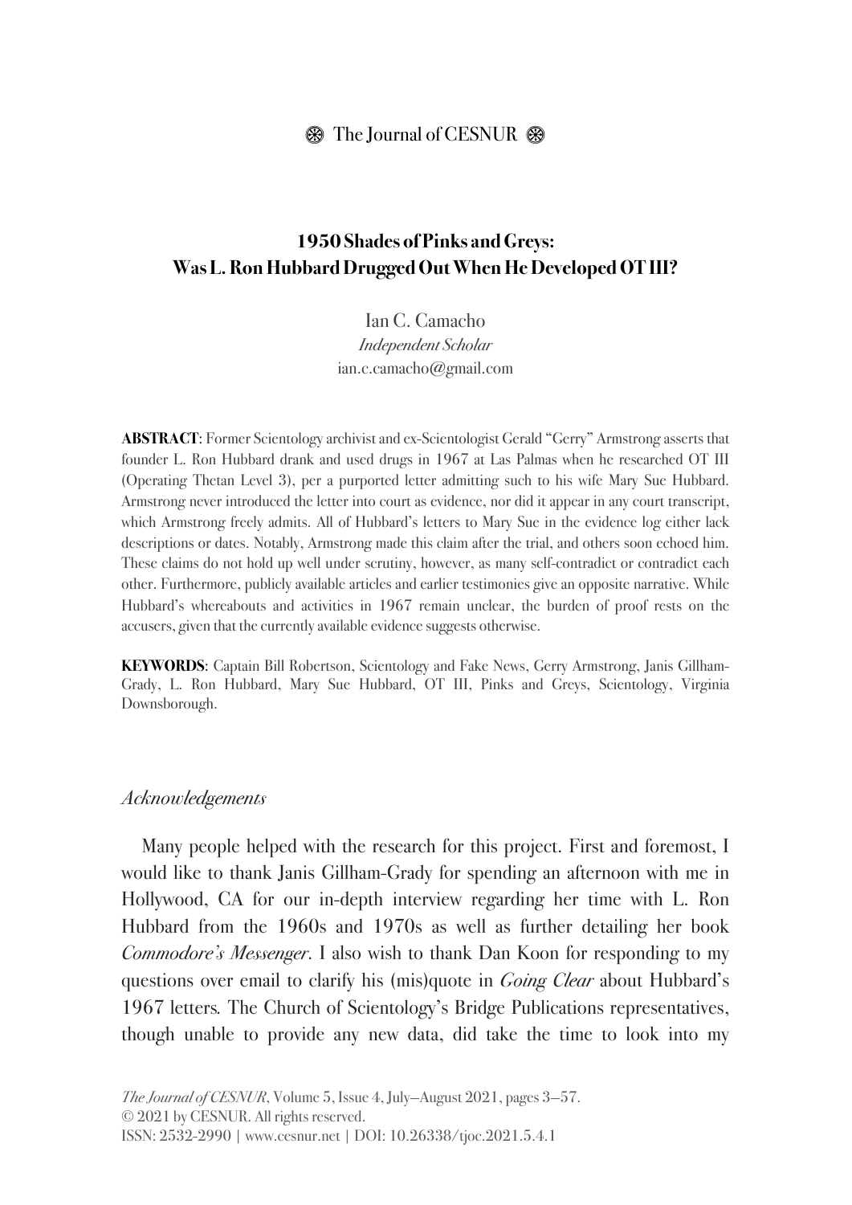# 1950 Shades of Pinks and Greys: Was L. Ron Hubbard Drugged Out When He Developed OT III?

Ian C. Camacho
*Independent Scholar*
ian.c.camacho@gmail.com

**ABSTRACT**: Former Scientology archivist and ex-Scientologist Gerald "Gerry" Armstrong asserts that founder L. Ron Hubbard drank and used drugs in 1967 at Las Palmas when he researched OT III (Operating Thetan Level 3), per a purported letter admitting such to his wife Mary Sue Hubbard. Armstrong never introduced the letter into court as evidence, nor did it appear in any court transcript, which Armstrong freely admits. All of Hubbard's letters to Mary Sue in the evidence log either lack descriptions or dates. Notably, Armstrong made this claim after the trial, and others soon echoed him. These claims do not hold up well under scrutiny, however, as many self-contradict or contradict each other. Furthermore, publicly available articles and earlier testimonies give an opposite narrative. While Hubbard's whereabouts and activities in 1967 remain unclear, the burden of proof rests on the accusers, given that the currently available evidence suggests otherwise.

**KEYWORDS**: Captain Bill Robertson, Scientology and Fake News, Gerry Armstrong, Janis Gillham-Grady, L. Ron Hubbard, Mary Sue Hubbard, OT III, Pinks and Greys, Scientology, Virginia Downsborough.

## *Acknowledgements*

Many people helped with the research for this project. First and foremost, I would like to thank Janis Gillham-Grady for spending an afternoon with me in Hollywood, CA for our in-depth interview regarding her time with L. Ron Hubbard from the 1960s and 1970s as well as further detailing her book *Commodore's Messenger*. I also wish to thank Dan Koon for responding to my questions over email to clarify his (mis)quote in *Going Clear* about Hubbard's 1967 letters. The Church of Scientology's Bridge Publications representatives, though unable to provide any new data, did take the time to look into my

*The Journal of CESNUR*, Volume 5, Issue 4, July—August 2021, pages 3—57.
© 2021 by CESNUR. All rights reserved.
ISSN: 2532-2990 | www.cesnur.net | DOI: 10.26338/tjoc.2021.5.4.1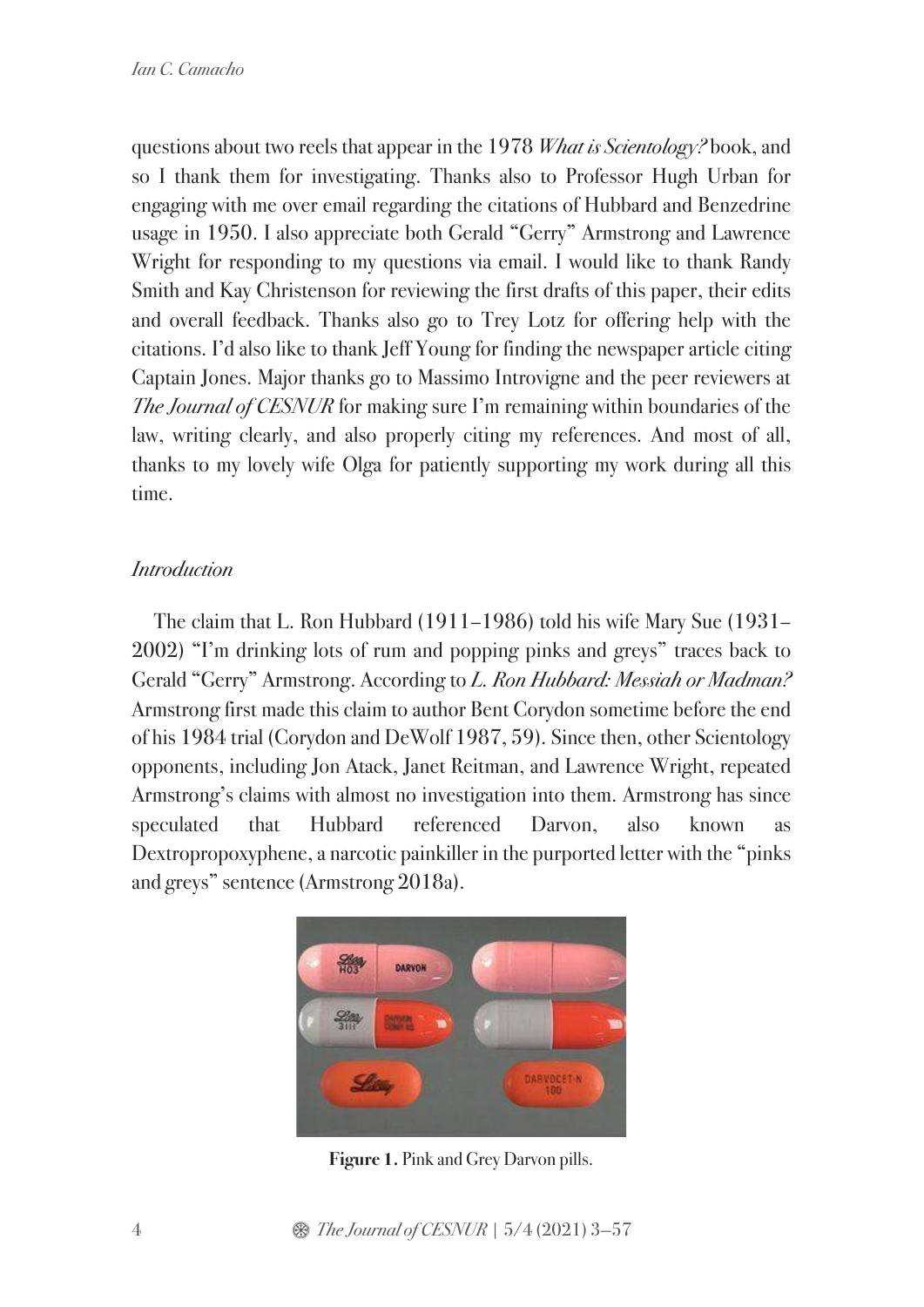questions about two reels that appear in the 1978 *What is Scientology?* book, and so I thank them for investigating. Thanks also to Professor Hugh Urban for engaging with me over email regarding the citations of Hubbard and Benzedrine usage in 1950. I also appreciate both Gerald "Gerry" Armstrong and Lawrence Wright for responding to my questions via email. I would like to thank Randy Smith and Kay Christenson for reviewing the first drafts of this paper, their edits and overall feedback. Thanks also go to Trey Lotz for offering help with the citations. I'd also like to thank Jeff Young for finding the newspaper article citing Captain Jones. Major thanks go to Massimo Introvigne and the peer reviewers at *The Journal of CESNUR* for making sure I'm remaining within boundaries of the law, writing clearly, and also properly citing my references. And most of all, thanks to my lovely wife Olga for patiently supporting my work during all this time.

## *Introduction*

The claim that L. Ron Hubbard (1911–1986) told his wife Mary Sue (1931–2002) "I'm drinking lots of rum and popping pinks and greys" traces back to Gerald "Gerry" Armstrong. According to *L. Ron Hubbard: Messiah or Madman?* Armstrong first made this claim to author Bent Corydon sometime before the end of his 1984 trial (Corydon and DeWolf 1987, 59). Since then, other Scientology opponents, including Jon Atack, Janet Reitman, and Lawrence Wright, repeated Armstrong's claims with almost no investigation into them. Armstrong has since speculated that Hubbard referenced Darvon, also known as Dextropropoxyphene, a narcotic painkiller in the purported letter with the "pinks and greys" sentence (Armstrong 2018a).

**Figure 1.** Pink and Grey Darvon pills.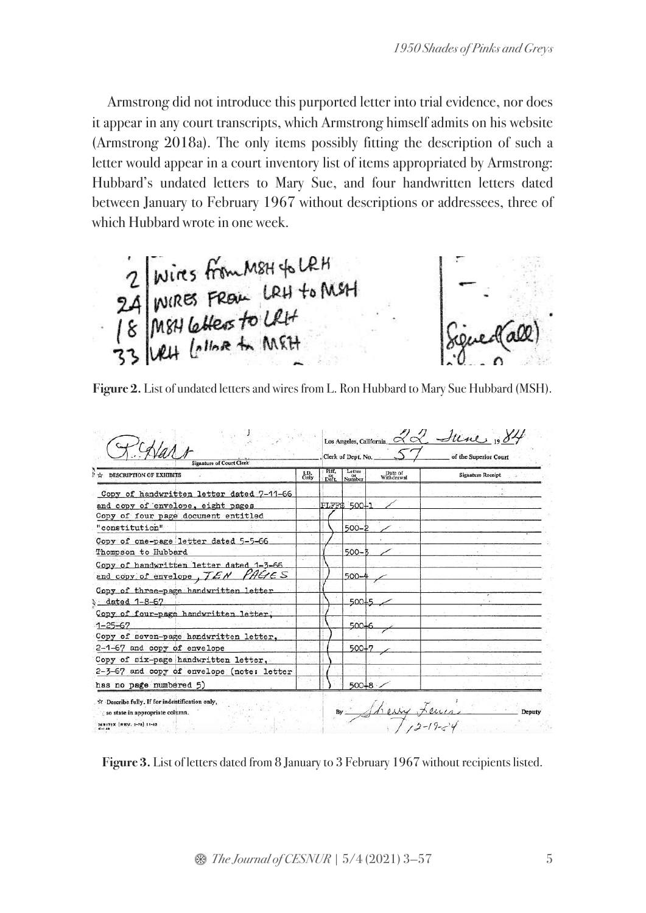Armstrong did not introduce this purported letter into trial evidence, nor does it appear in any court transcripts, which Armstrong himself admits on his website (Armstrong 2018a). The only items possibly fitting the description of such a letter would appear in a court inventory list of items appropriated by Armstrong: Hubbard's undated letters to Mary Sue, and four handwritten letters dated between January to February 1967 without descriptions or addressees, three of which Hubbard wrote in one week.

**Figure 2.** List of undated letters and wires from L. Ron Hubbard to Mary Sue Hubbard (MSH).

**Figure 3.** List of letters dated from 8 January to 3 February 1967 without recipients listed.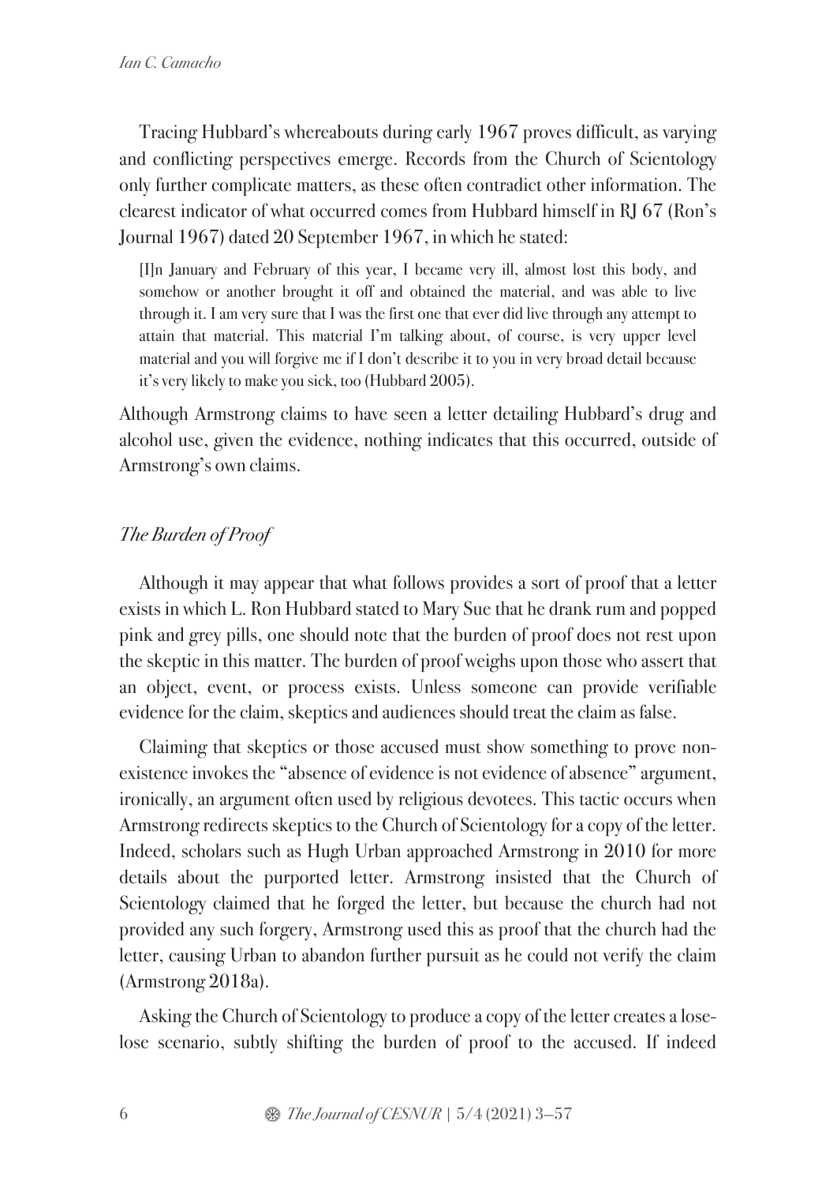Tracing Hubbard's whereabouts during early 1967 proves difficult, as varying and conflicting perspectives emerge. Records from the Church of Scientology only further complicate matters, as these often contradict other information. The clearest indicator of what occurred comes from Hubbard himself in RJ 67 (Ron's Journal 1967) dated 20 September 1967, in which he stated:

> [I]n January and February of this year, I became very ill, almost lost this body, and somehow or another brought it off and obtained the material, and was able to live through it. I am very sure that I was the first one that ever did live through any attempt to attain that material. This material I'm talking about, of course, is very upper level material and you will forgive me if I don't describe it to you in very broad detail because it's very likely to make you sick, too (Hubbard 2005).

Although Armstrong claims to have seen a letter detailing Hubbard's drug and alcohol use, given the evidence, nothing indicates that this occurred, outside of Armstrong's own claims.

### *The Burden of Proof*

Although it may appear that what follows provides a sort of proof that a letter exists in which L. Ron Hubbard stated to Mary Sue that he drank rum and popped pink and grey pills, one should note that the burden of proof does not rest upon the skeptic in this matter. The burden of proof weighs upon those who assert that an object, event, or process exists. Unless someone can provide verifiable evidence for the claim, skeptics and audiences should treat the claim as false.

Claiming that skeptics or those accused must show something to prove non-existence invokes the "absence of evidence is not evidence of absence" argument, ironically, an argument often used by religious devotees. This tactic occurs when Armstrong redirects skeptics to the Church of Scientology for a copy of the letter. Indeed, scholars such as Hugh Urban approached Armstrong in 2010 for more details about the purported letter. Armstrong insisted that the Church of Scientology claimed that he forged the letter, but because the church had not provided any such forgery, Armstrong used this as proof that the church had the letter, causing Urban to abandon further pursuit as he could not verify the claim (Armstrong 2018a).

Asking the Church of Scientology to produce a copy of the letter creates a lose-lose scenario, subtly shifting the burden of proof to the accused. If indeed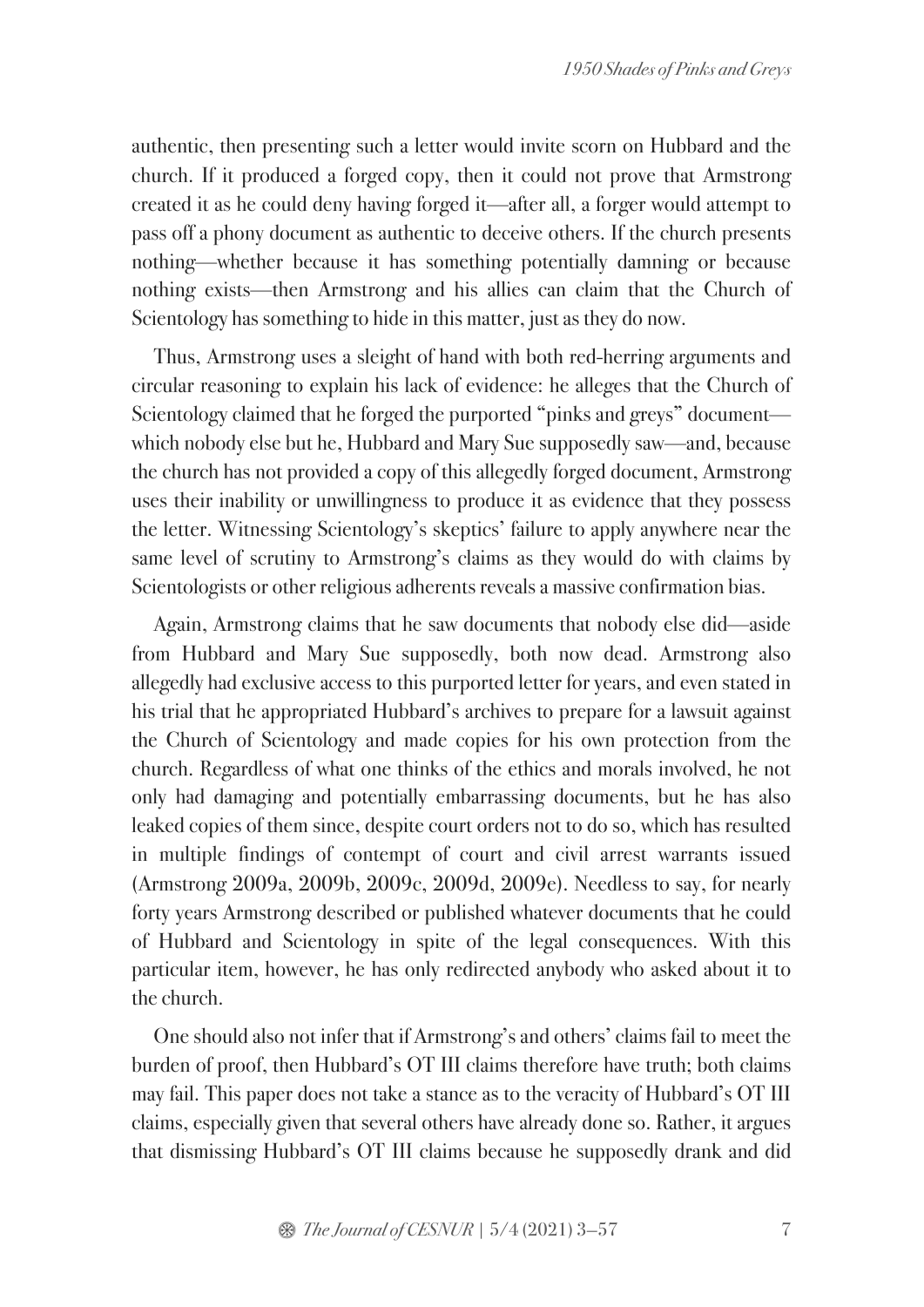authentic, then presenting such a letter would invite scorn on Hubbard and the church. If it produced a forged copy, then it could not prove that Armstrong created it as he could deny having forged it—after all, a forger would attempt to pass off a phony document as authentic to deceive others. If the church presents nothing—whether because it has something potentially damning or because nothing exists—then Armstrong and his allies can claim that the Church of Scientology has something to hide in this matter, just as they do now.

Thus, Armstrong uses a sleight of hand with both red-herring arguments and circular reasoning to explain his lack of evidence: he alleges that the Church of Scientology claimed that he forged the purported "pinks and greys" document—which nobody else but he, Hubbard and Mary Sue supposedly saw—and, because the church has not provided a copy of this allegedly forged document, Armstrong uses their inability or unwillingness to produce it as evidence that they possess the letter. Witnessing Scientology's skeptics' failure to apply anywhere near the same level of scrutiny to Armstrong's claims as they would do with claims by Scientologists or other religious adherents reveals a massive confirmation bias.

Again, Armstrong claims that he saw documents that nobody else did—aside from Hubbard and Mary Sue supposedly, both now dead. Armstrong also allegedly had exclusive access to this purported letter for years, and even stated in his trial that he appropriated Hubbard's archives to prepare for a lawsuit against the Church of Scientology and made copies for his own protection from the church. Regardless of what one thinks of the ethics and morals involved, he not only had damaging and potentially embarrassing documents, but he has also leaked copies of them since, despite court orders not to do so, which has resulted in multiple findings of contempt of court and civil arrest warrants issued (Armstrong 2009a, 2009b, 2009c, 2009d, 2009e). Needless to say, for nearly forty years Armstrong described or published whatever documents that he could of Hubbard and Scientology in spite of the legal consequences. With this particular item, however, he has only redirected anybody who asked about it to the church.

One should also not infer that if Armstrong's and others' claims fail to meet the burden of proof, then Hubbard's OT III claims therefore have truth; both claims may fail. This paper does not take a stance as to the veracity of Hubbard's OT III claims, especially given that several others have already done so. Rather, it argues that dismissing Hubbard's OT III claims because he supposedly drank and did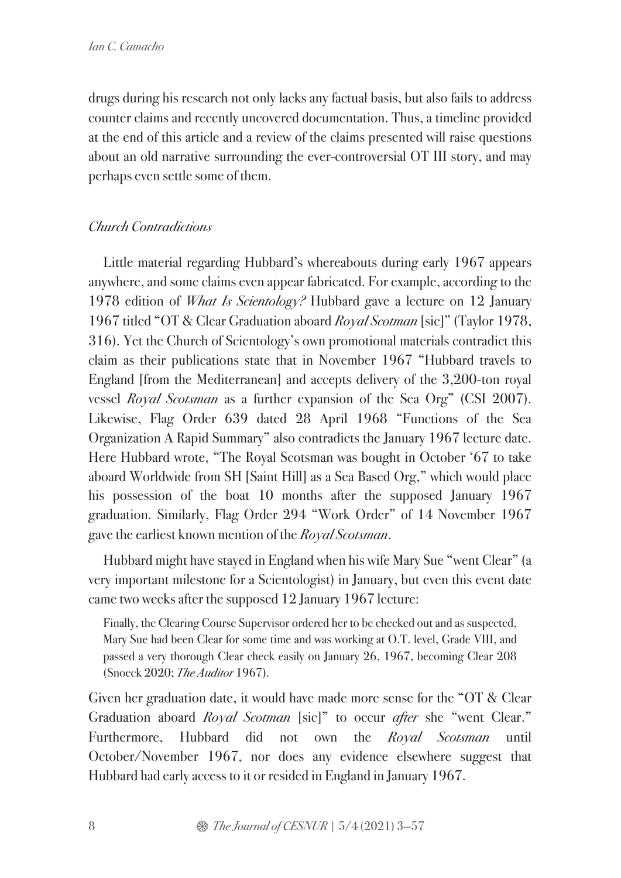drugs during his research not only lacks any factual basis, but also fails to address counter claims and recently uncovered documentation. Thus, a timeline provided at the end of this article and a review of the claims presented will raise questions about an old narrative surrounding the ever-controversial OT III story, and may perhaps even settle some of them.

### *Church Contradictions*

Little material regarding Hubbard's whereabouts during early 1967 appears anywhere, and some claims even appear fabricated. For example, according to the 1978 edition of *What Is Scientology?* Hubbard gave a lecture on 12 January 1967 titled "OT & Clear Graduation aboard *Royal Scotman* [sic]" (Taylor 1978, 316). Yet the Church of Scientology's own promotional materials contradict this claim as their publications state that in November 1967 "Hubbard travels to England [from the Mediterranean] and accepts delivery of the 3,200-ton royal vessel *Royal Scotsman* as a further expansion of the Sea Org" (CSI 2007). Likewise, Flag Order 639 dated 28 April 1968 "Functions of the Sea Organization A Rapid Summary" also contradicts the January 1967 lecture date. Here Hubbard wrote, "The Royal Scotsman was bought in October '67 to take aboard Worldwide from SH [Saint Hill] as a Sea Based Org," which would place his possession of the boat 10 months after the supposed January 1967 graduation. Similarly, Flag Order 294 "Work Order" of 14 November 1967 gave the earliest known mention of the *Royal Scotsman*.

Hubbard might have stayed in England when his wife Mary Sue "went Clear" (a very important milestone for a Scientologist) in January, but even this event date came two weeks after the supposed 12 January 1967 lecture:

> Finally, the Clearing Course Supervisor ordered her to be checked out and as suspected, Mary Sue had been Clear for some time and was working at O.T. level, Grade VIII, and passed a very thorough Clear check easily on January 26, 1967, becoming Clear 208 (Snoeck 2020; *The Auditor* 1967).

Given her graduation date, it would have made more sense for the "OT & Clear Graduation aboard *Royal Scotman* [sic]" to occur *after* she "went Clear." Furthermore, Hubbard did not own the *Royal Scotsman* until October/November 1967, nor does any evidence elsewhere suggest that Hubbard had early access to it or resided in England in January 1967.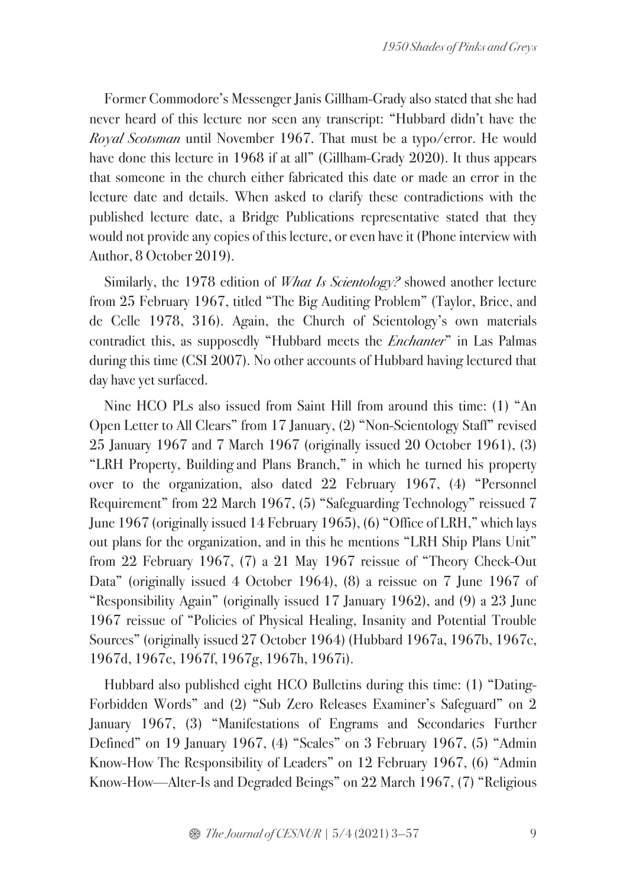Former Commodore's Messenger Janis Gillham-Grady also stated that she had never heard of this lecture nor seen any transcript: "Hubbard didn't have the *Royal Scotsman* until November 1967. That must be a typo/error. He would have done this lecture in 1968 if at all" (Gillham-Grady 2020). It thus appears that someone in the church either fabricated this date or made an error in the lecture date and details. When asked to clarify these contradictions with the published lecture date, a Bridge Publications representative stated that they would not provide any copies of this lecture, or even have it (Phone interview with Author, 8 October 2019).

Similarly, the 1978 edition of *What Is Scientology?* showed another lecture from 25 February 1967, titled "The Big Auditing Problem" (Taylor, Brice, and de Celle 1978, 316). Again, the Church of Scientology's own materials contradict this, as supposedly "Hubbard meets the *Enchanter*" in Las Palmas during this time (CSI 2007). No other accounts of Hubbard having lectured that day have yet surfaced.

Nine HCO PLs also issued from Saint Hill from around this time: (1) "An Open Letter to All Clears" from 17 January, (2) "Non-Scientology Staff" revised 25 January 1967 and 7 March 1967 (originally issued 20 October 1961), (3) "LRH Property, Building and Plans Branch," in which he turned his property over to the organization, also dated 22 February 1967, (4) "Personnel Requirement" from 22 March 1967, (5) "Safeguarding Technology" reissued 7 June 1967 (originally issued 14 February 1965), (6) "Office of LRH," which lays out plans for the organization, and in this he mentions "LRH Ship Plans Unit" from 22 February 1967, (7) a 21 May 1967 reissue of "Theory Check-Out Data" (originally issued 4 October 1964), (8) a reissue on 7 June 1967 of "Responsibility Again" (originally issued 17 January 1962), and (9) a 23 June 1967 reissue of "Policies of Physical Healing, Insanity and Potential Trouble Sources" (originally issued 27 October 1964) (Hubbard 1967a, 1967b, 1967c, 1967d, 1967e, 1967f, 1967g, 1967h, 1967i).

Hubbard also published eight HCO Bulletins during this time: (1) "Dating-Forbidden Words" and (2) "Sub Zero Releases Examiner's Safeguard" on 2 January 1967, (3) "Manifestations of Engrams and Secondaries Further Defined" on 19 January 1967, (4) "Scales" on 3 February 1967, (5) "Admin Know-How The Responsibility of Leaders" on 12 February 1967, (6) "Admin Know-How—Alter-Is and Degraded Beings" on 22 March 1967, (7) "Religious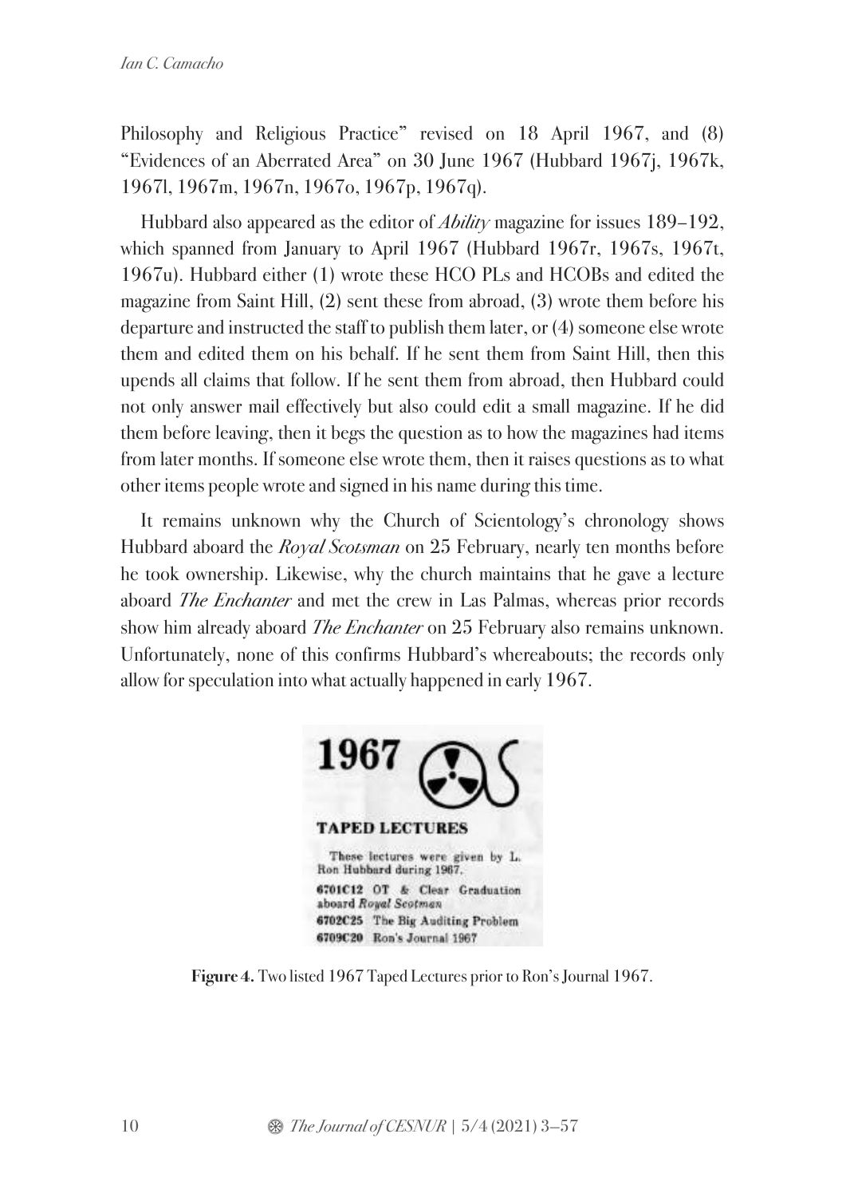Philosophy and Religious Practice" revised on 18 April 1967, and (8) "Evidences of an Aberrated Area" on 30 June 1967 (Hubbard 1967j, 1967k, 1967l, 1967m, 1967n, 1967o, 1967p, 1967q).

Hubbard also appeared as the editor of *Ability* magazine for issues 189–192, which spanned from January to April 1967 (Hubbard 1967r, 1967s, 1967t, 1967u). Hubbard either (1) wrote these HCO PLs and HCOBs and edited the magazine from Saint Hill, (2) sent these from abroad, (3) wrote them before his departure and instructed the staff to publish them later, or (4) someone else wrote them and edited them on his behalf. If he sent them from Saint Hill, then this upends all claims that follow. If he sent them from abroad, then Hubbard could not only answer mail effectively but also could edit a small magazine. If he did them before leaving, then it begs the question as to how the magazines had items from later months. If someone else wrote them, then it raises questions as to what other items people wrote and signed in his name during this time.

It remains unknown why the Church of Scientology's chronology shows Hubbard aboard the *Royal Scotsman* on 25 February, nearly ten months before he took ownership. Likewise, why the church maintains that he gave a lecture aboard *The Enchanter* and met the crew in Las Palmas, whereas prior records show him already aboard *The Enchanter* on 25 February also remains unknown. Unfortunately, none of this confirms Hubbard's whereabouts; the records only allow for speculation into what actually happened in early 1967.

1967

**TAPED LECTURES**

These lectures were given by L. Ron Hubbard during 1967.

6701C12 OT & Clear Graduation aboard *Royal Scotman*
6702C25 The Big Auditing Problem
6709C20 Ron's Journal 1967

**Figure 4.** Two listed 1967 Taped Lectures prior to Ron's Journal 1967.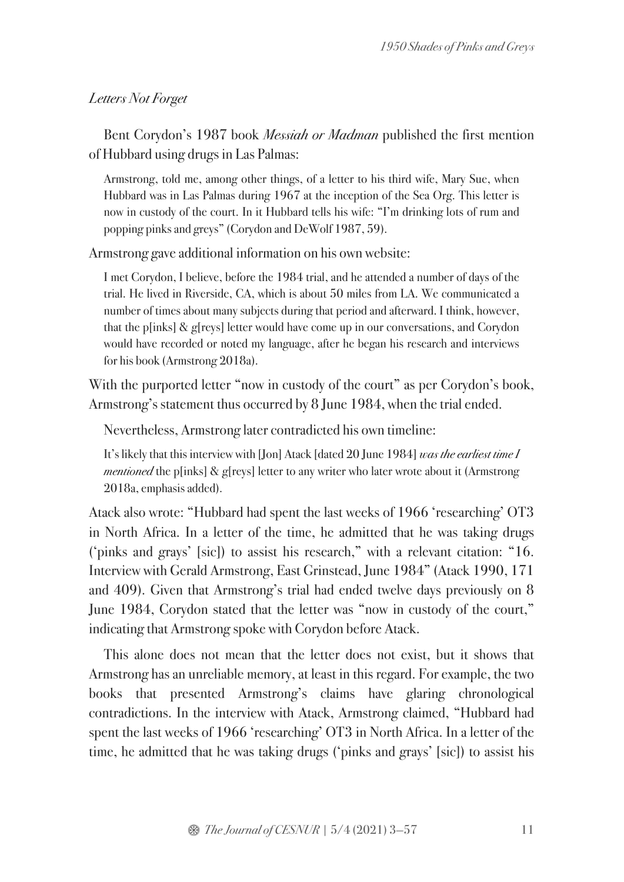*Letters Not Forget*

Bent Corydon's 1987 book *Messiah or Madman* published the first mention of Hubbard using drugs in Las Palmas:

> Armstrong, told me, among other things, of a letter to his third wife, Mary Sue, when Hubbard was in Las Palmas during 1967 at the inception of the Sea Org. This letter is now in custody of the court. In it Hubbard tells his wife: "I'm drinking lots of rum and popping pinks and greys" (Corydon and DeWolf 1987, 59).

Armstrong gave additional information on his own website:

> I met Corydon, I believe, before the 1984 trial, and he attended a number of days of the trial. He lived in Riverside, CA, which is about 50 miles from LA. We communicated a number of times about many subjects during that period and afterward. I think, however, that the p[inks] & g[reys] letter would have come up in our conversations, and Corydon would have recorded or noted my language, after he began his research and interviews for his book (Armstrong 2018a).

With the purported letter "now in custody of the court" as per Corydon's book, Armstrong's statement thus occurred by 8 June 1984, when the trial ended.

Nevertheless, Armstrong later contradicted his own timeline:

> It's likely that this interview with [Jon] Atack [dated 20 June 1984] *was the earliest time I mentioned* the p[inks] & g[reys] letter to any writer who later wrote about it (Armstrong 2018a, emphasis added).

Atack also wrote: "Hubbard had spent the last weeks of 1966 'researching' OT3 in North Africa. In a letter of the time, he admitted that he was taking drugs ('pinks and grays' [sic]) to assist his research," with a relevant citation: "16. Interview with Gerald Armstrong, East Grinstead, June 1984" (Atack 1990, 171 and 409). Given that Armstrong's trial had ended twelve days previously on 8 June 1984, Corydon stated that the letter was "now in custody of the court," indicating that Armstrong spoke with Corydon before Atack.

This alone does not mean that the letter does not exist, but it shows that Armstrong has an unreliable memory, at least in this regard. For example, the two books that presented Armstrong's claims have glaring chronological contradictions. In the interview with Atack, Armstrong claimed, "Hubbard had spent the last weeks of 1966 'researching' OT3 in North Africa. In a letter of the time, he admitted that he was taking drugs ('pinks and grays' [sic]) to assist his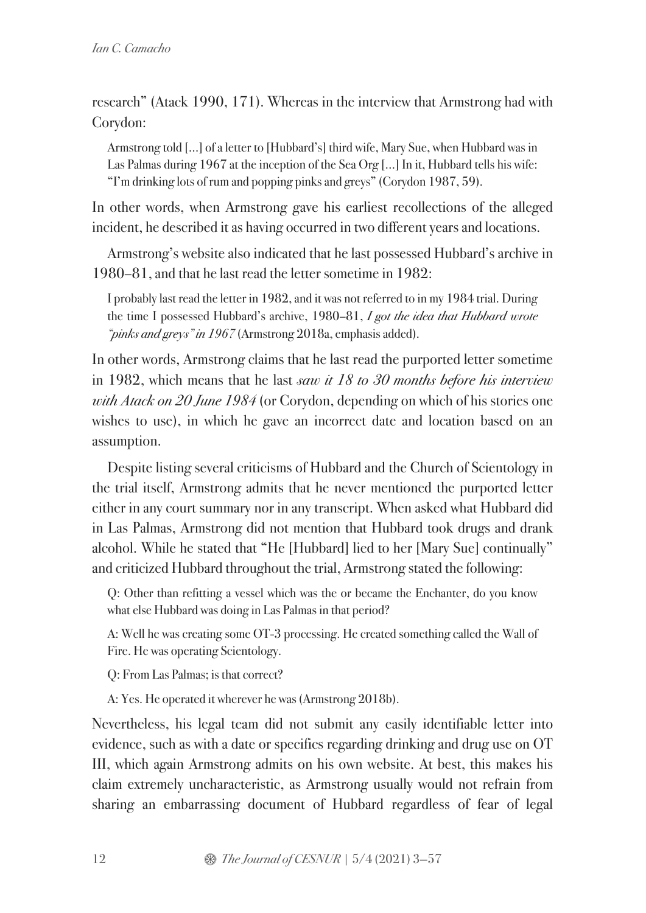research" (Atack 1990, 171). Whereas in the interview that Armstrong had with Corydon:

> Armstrong told [...] of a letter to [Hubbard's] third wife, Mary Sue, when Hubbard was in Las Palmas during 1967 at the inception of the Sea Org [...] In it, Hubbard tells his wife: "I'm drinking lots of rum and popping pinks and greys" (Corydon 1987, 59).

In other words, when Armstrong gave his earliest recollections of the alleged incident, he described it as having occurred in two different years and locations.

Armstrong's website also indicated that he last possessed Hubbard's archive in 1980–81, and that he last read the letter sometime in 1982:

> I probably last read the letter in 1982, and it was not referred to in my 1984 trial. During the time I possessed Hubbard's archive, 1980–81, *I got the idea that Hubbard wrote "pinks and greys" in 1967* (Armstrong 2018a, emphasis added).

In other words, Armstrong claims that he last read the purported letter sometime in 1982, which means that he last *saw it 18 to 30 months before his interview with Atack on 20 June 1984* (or Corydon, depending on which of his stories one wishes to use), in which he gave an incorrect date and location based on an assumption.

Despite listing several criticisms of Hubbard and the Church of Scientology in the trial itself, Armstrong admits that he never mentioned the purported letter either in any court summary nor in any transcript. When asked what Hubbard did in Las Palmas, Armstrong did not mention that Hubbard took drugs and drank alcohol. While he stated that "He [Hubbard] lied to her [Mary Sue] continually" and criticized Hubbard throughout the trial, Armstrong stated the following:

> Q: Other than refitting a vessel which was the or became the Enchanter, do you know what else Hubbard was doing in Las Palmas in that period?
>
> A: Well he was creating some OT-3 processing. He created something called the Wall of Fire. He was operating Scientology.
>
> Q: From Las Palmas; is that correct?
>
> A: Yes. He operated it wherever he was (Armstrong 2018b).

Nevertheless, his legal team did not submit any easily identifiable letter into evidence, such as with a date or specifics regarding drinking and drug use on OT III, which again Armstrong admits on his own website. At best, this makes his claim extremely uncharacteristic, as Armstrong usually would not refrain from sharing an embarrassing document of Hubbard regardless of fear of legal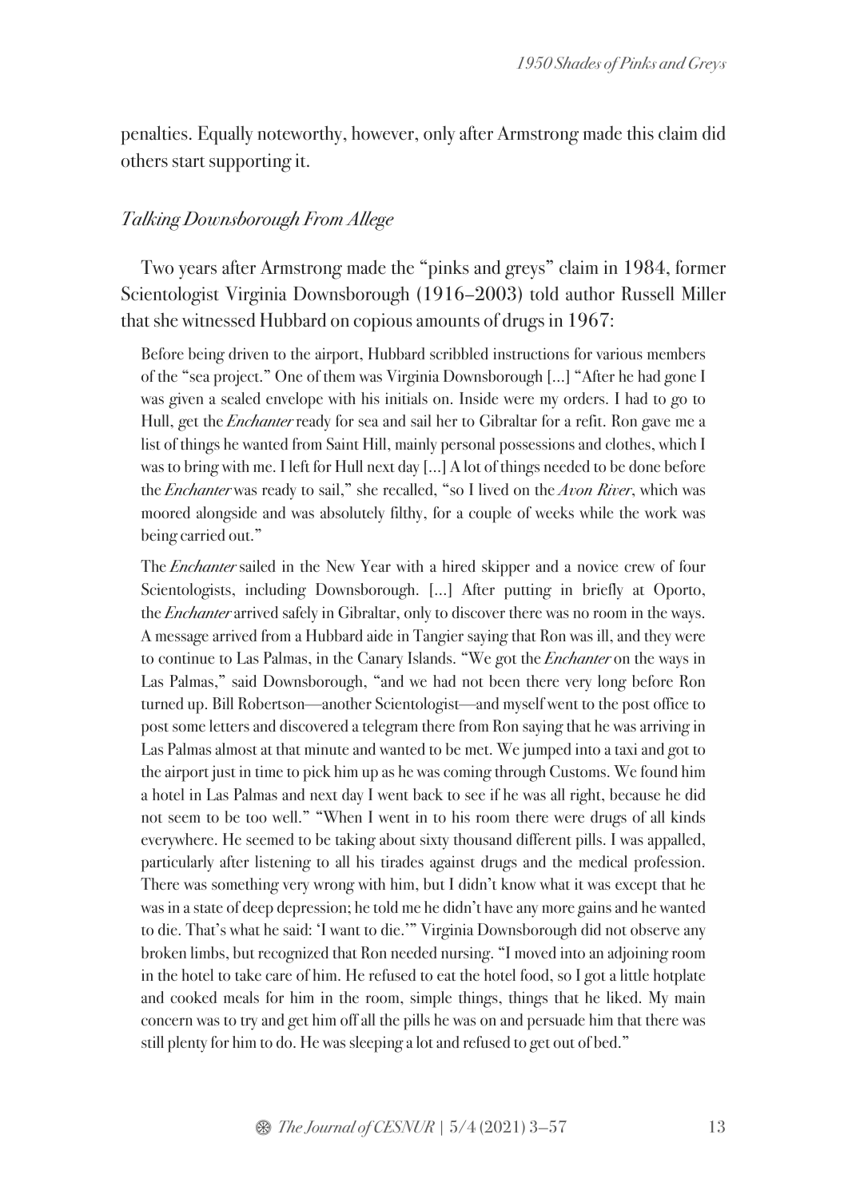penalties. Equally noteworthy, however, only after Armstrong made this claim did others start supporting it.

### *Talking Downsborough From Allege*

Two years after Armstrong made the "pinks and greys" claim in 1984, former Scientologist Virginia Downsborough (1916–2003) told author Russell Miller that she witnessed Hubbard on copious amounts of drugs in 1967:

> Before being driven to the airport, Hubbard scribbled instructions for various members of the "sea project." One of them was Virginia Downsborough [...] "After he had gone I was given a sealed envelope with his initials on. Inside were my orders. I had to go to Hull, get the *Enchanter* ready for sea and sail her to Gibraltar for a refit. Ron gave me a list of things he wanted from Saint Hill, mainly personal possessions and clothes, which I was to bring with me. I left for Hull next day [...] A lot of things needed to be done before the *Enchanter* was ready to sail," she recalled, "so I lived on the *Avon River*, which was moored alongside and was absolutely filthy, for a couple of weeks while the work was being carried out."
>
> The *Enchanter* sailed in the New Year with a hired skipper and a novice crew of four Scientologists, including Downsborough. [...] After putting in briefly at Oporto, the *Enchanter* arrived safely in Gibraltar, only to discover there was no room in the ways. A message arrived from a Hubbard aide in Tangier saying that Ron was ill, and they were to continue to Las Palmas, in the Canary Islands. "We got the *Enchanter* on the ways in Las Palmas," said Downsborough, "and we had not been there very long before Ron turned up. Bill Robertson—another Scientologist—and myself went to the post office to post some letters and discovered a telegram there from Ron saying that he was arriving in Las Palmas almost at that minute and wanted to be met. We jumped into a taxi and got to the airport just in time to pick him up as he was coming through Customs. We found him a hotel in Las Palmas and next day I went back to see if he was all right, because he did not seem to be too well." "When I went in to his room there were drugs of all kinds everywhere. He seemed to be taking about sixty thousand different pills. I was appalled, particularly after listening to all his tirades against drugs and the medical profession. There was something very wrong with him, but I didn't know what it was except that he was in a state of deep depression; he told me he didn't have any more gains and he wanted to die. That's what he said: 'I want to die.'" Virginia Downsborough did not observe any broken limbs, but recognized that Ron needed nursing. "I moved into an adjoining room in the hotel to take care of him. He refused to eat the hotel food, so I got a little hotplate and cooked meals for him in the room, simple things, things that he liked. My main concern was to try and get him off all the pills he was on and persuade him that there was still plenty for him to do. He was sleeping a lot and refused to get out of bed."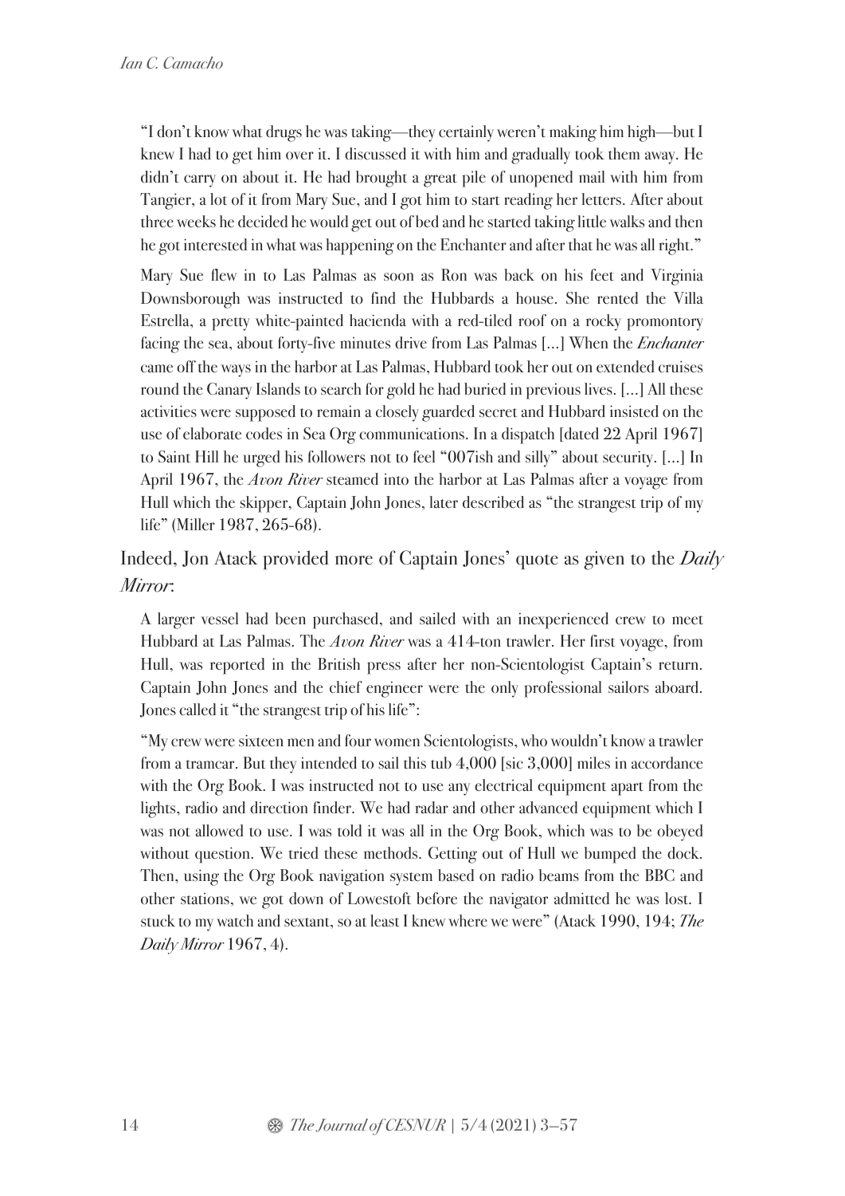> "I don't know what drugs he was taking—they certainly weren't making him high—but I knew I had to get him over it. I discussed it with him and gradually took them away. He didn't carry on about it. He had brought a great pile of unopened mail with him from Tangier, a lot of it from Mary Sue, and I got him to start reading her letters. After about three weeks he decided he would get out of bed and he started taking little walks and then he got interested in what was happening on the Enchanter and after that he was all right."
>
> Mary Sue flew in to Las Palmas as soon as Ron was back on his feet and Virginia Downsborough was instructed to find the Hubbards a house. She rented the Villa Estrella, a pretty white-painted hacienda with a red-tiled roof on a rocky promontory facing the sea, about forty-five minutes drive from Las Palmas [...] When the *Enchanter* came off the ways in the harbor at Las Palmas, Hubbard took her out on extended cruises round the Canary Islands to search for gold he had buried in previous lives. [...] All these activities were supposed to remain a closely guarded secret and Hubbard insisted on the use of elaborate codes in Sea Org communications. In a dispatch [dated 22 April 1967] to Saint Hill he urged his followers not to feel "007ish and silly" about security. [...] In April 1967, the *Avon River* steamed into the harbor at Las Palmas after a voyage from Hull which the skipper, Captain John Jones, later described as "the strangest trip of my life" (Miller 1987, 265-68).

Indeed, Jon Atack provided more of Captain Jones' quote as given to the *Daily Mirror*:

> A larger vessel had been purchased, and sailed with an inexperienced crew to meet Hubbard at Las Palmas. The *Avon River* was a 414-ton trawler. Her first voyage, from Hull, was reported in the British press after her non-Scientologist Captain's return. Captain John Jones and the chief engineer were the only professional sailors aboard. Jones called it "the strangest trip of his life":
>
> "My crew were sixteen men and four women Scientologists, who wouldn't know a trawler from a tramcar. But they intended to sail this tub 4,000 [sic 3,000] miles in accordance with the Org Book. I was instructed not to use any electrical equipment apart from the lights, radio and direction finder. We had radar and other advanced equipment which I was not allowed to use. I was told it was all in the Org Book, which was to be obeyed without question. We tried these methods. Getting out of Hull we bumped the dock. Then, using the Org Book navigation system based on radio beams from the BBC and other stations, we got down of Lowestoft before the navigator admitted he was lost. I stuck to my watch and sextant, so at least I knew where we were" (Atack 1990, 194; *The Daily Mirror* 1967, 4).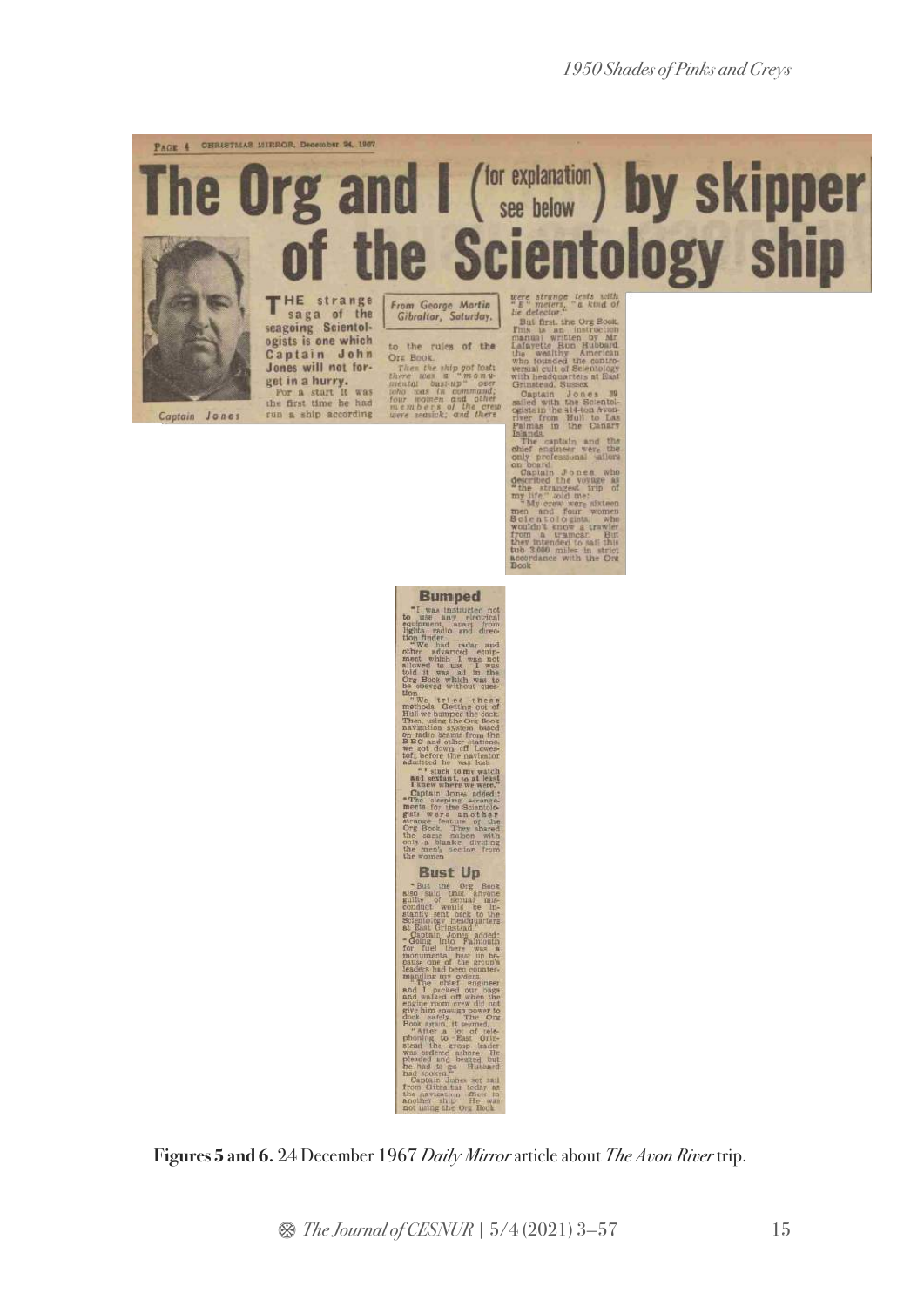PAGE 4 CHRISTMAS MIRROR, December 24, 1967

# The Org and I (for explanation see below) by skipper of the Scientology ship

Captain Jones

THE strange saga of the seagoing Scientologists is one which Captain John Jones will not forget in a hurry.

For a start it was the first time he had run a ship according to the rules of the Org Book.

*From George Martin Gibraltar, Saturday.*

*Then the ship got lost; there was a "monumental bust-up" over who was in command; four women and other members of the crew were seasick; and there were strange tests with "E" meters, "a kind of lie detector."*

But first, the Org Book. This is an instruction manual written by Mr Lafayette Ron Hubbard, the wealthy American who founded the controversial cult of Scientology with headquarters at East Grinstead, Sussex.

Captain Jones 39 sailed with the Scientologists in the 414-ton Avon-river from Hull to Las Palmas in the Canary Islands.

The captain and the chief engineer were the only professional sailors on board.

Captain Jones, who described the voyage as "the strangest trip of my life," told me:

"My crew were sixteen men and four women Scientologists, who wouldn't know a trawler from a tramcar. But they intended to sail this tub 3,000 miles in strict accordance with the Org Book.

## Bumped

"I was instructed not to use any electrical equipment, apart from lights, radio and direction finder.

"We had radar and other advanced equipment which I was not allowed to use. I was told it was all in the Org Book which was to be obeyed without question.

"We tried these methods. Getting out of Hull we bumped the dock. Then, using the Org Book navigation system based on radio beams from the BBC and other stations, we got down off Lowestoft before the navigator admitted he was lost.

"I stuck to my watch and sextant, so at least I knew where we were."

Captain Jones added: "The sleeping arrangements for the Scientologists were another strange feature of the Org Book. They shared the same saloon with only a blanket dividing the men's section from the women.

## Bust Up

"But the Org Book also said that anyone guilty of sexual misconduct would be instantly sent back to the Scientology headquarters at East Grinstead."

Captain Jones added: "Going into Falmouth for fuel there was a monumental bust up because one of the group's leaders had been countermanding my orders.

"The chief engineer and I packed our bags and walked off when the engine room crew did not give him enough power to dock safely. The Org Book again, it seemed.

"After a lot of telephoning to East Grinstead the group leader was ordered ashore. He pleaded and begged but he had to go. Hubbard had spoken."

Captain Jones set sail from Gibraltar today as the navigation officer in another ship. He was not using the Org Book.

**Figures 5 and 6.** 24 December 1967 *Daily Mirror* article about *The Avon River* trip.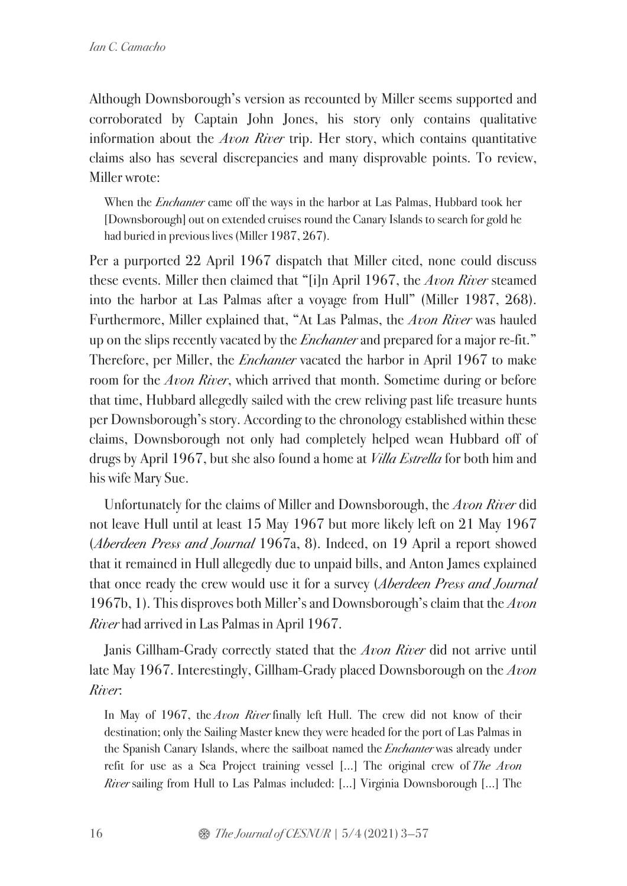Although Downsborough's version as recounted by Miller seems supported and corroborated by Captain John Jones, his story only contains qualitative information about the *Avon River* trip. Her story, which contains quantitative claims also has several discrepancies and many disprovable points. To review, Miller wrote:

> When the *Enchanter* came off the ways in the harbor at Las Palmas, Hubbard took her [Downsborough] out on extended cruises round the Canary Islands to search for gold he had buried in previous lives (Miller 1987, 267).

Per a purported 22 April 1967 dispatch that Miller cited, none could discuss these events. Miller then claimed that "[i]n April 1967, the *Avon River* steamed into the harbor at Las Palmas after a voyage from Hull" (Miller 1987, 268). Furthermore, Miller explained that, "At Las Palmas, the *Avon River* was hauled up on the slips recently vacated by the *Enchanter* and prepared for a major re-fit." Therefore, per Miller, the *Enchanter* vacated the harbor in April 1967 to make room for the *Avon River*, which arrived that month. Sometime during or before that time, Hubbard allegedly sailed with the crew reliving past life treasure hunts per Downsborough's story. According to the chronology established within these claims, Downsborough not only had completely helped wean Hubbard off of drugs by April 1967, but she also found a home at *Villa Estrella* for both him and his wife Mary Sue.

Unfortunately for the claims of Miller and Downsborough, the *Avon River* did not leave Hull until at least 15 May 1967 but more likely left on 21 May 1967 (*Aberdeen Press and Journal* 1967a, 8). Indeed, on 19 April a report showed that it remained in Hull allegedly due to unpaid bills, and Anton James explained that once ready the crew would use it for a survey (*Aberdeen Press and Journal* 1967b, 1). This disproves both Miller's and Downsborough's claim that the *Avon River* had arrived in Las Palmas in April 1967.

Janis Gillham-Grady correctly stated that the *Avon River* did not arrive until late May 1967. Interestingly, Gillham-Grady placed Downsborough on the *Avon River*:

> In May of 1967, the *Avon River* finally left Hull. The crew did not know of their destination; only the Sailing Master knew they were headed for the port of Las Palmas in the Spanish Canary Islands, where the sailboat named the *Enchanter* was already under refit for use as a Sea Project training vessel [...] The original crew of *The Avon River* sailing from Hull to Las Palmas included: [...] Virginia Downsborough [...] The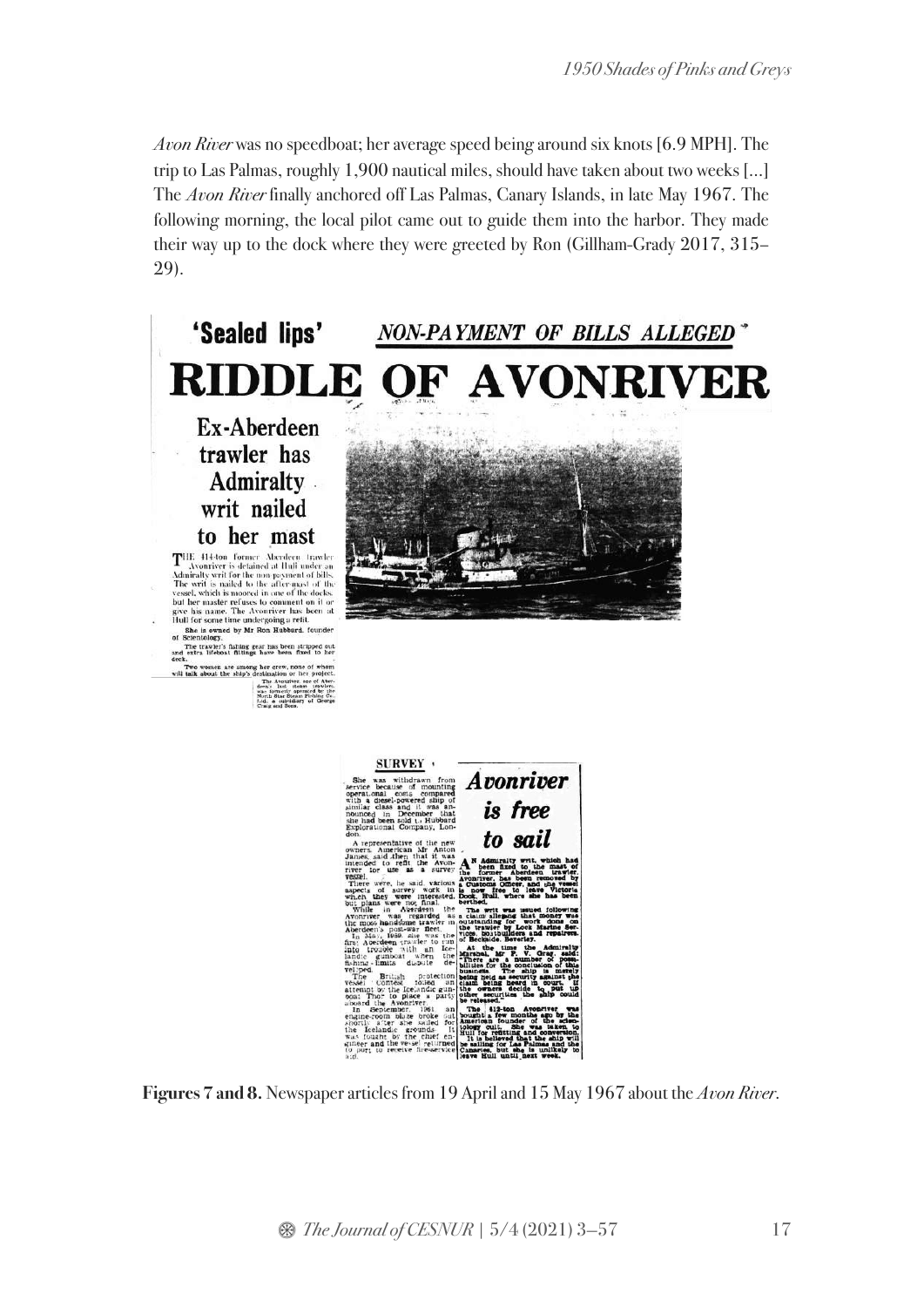*Avon River* was no speedboat; her average speed being around six knots [6.9 MPH]. The trip to Las Palmas, roughly 1,900 nautical miles, should have taken about two weeks [...] The *Avon River* finally anchored off Las Palmas, Canary Islands, in late May 1967. The following morning, the local pilot came out to guide them into the harbor. They made their way up to the dock where they were greeted by Ron (Gillham-Grady 2017, 315–29).

**Figures 7 and 8.** Newspaper articles from 19 April and 15 May 1967 about the *Avon River*.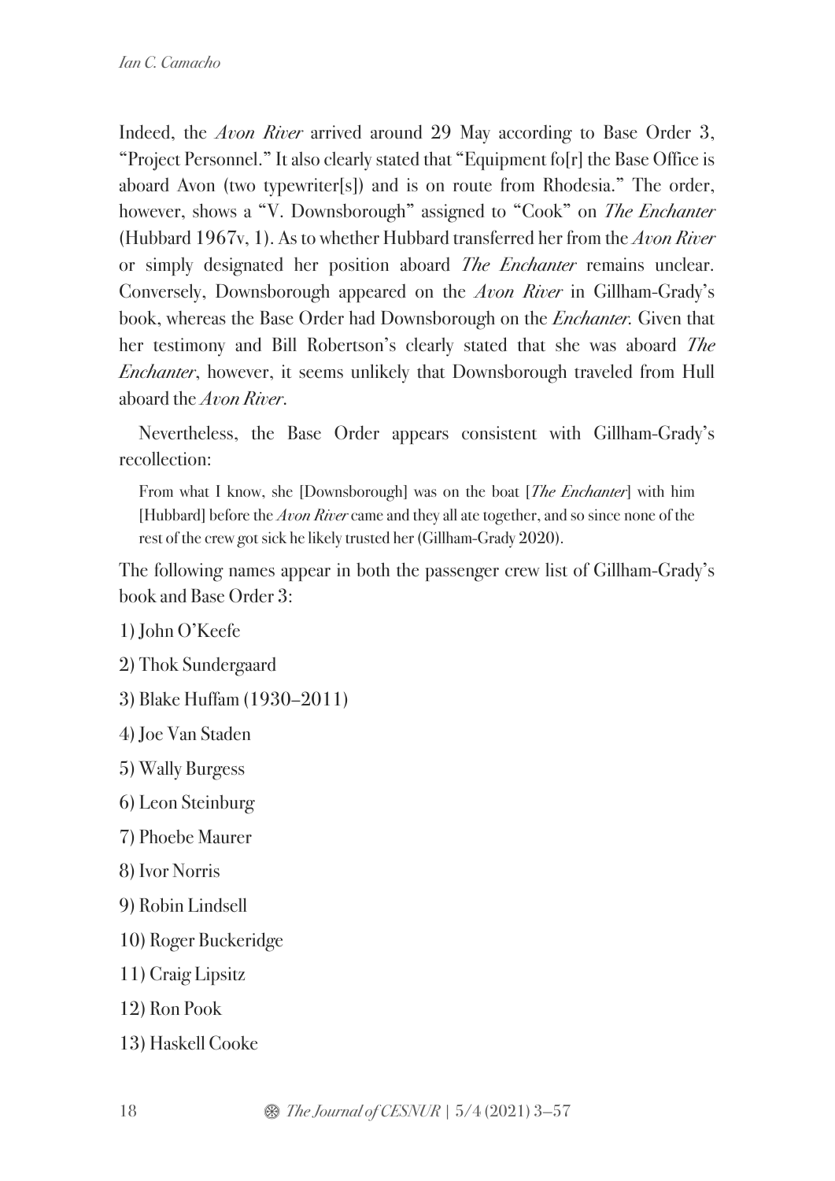Indeed, the *Avon River* arrived around 29 May according to Base Order 3, "Project Personnel." It also clearly stated that "Equipment fo[r] the Base Office is aboard Avon (two typewriter[s]) and is on route from Rhodesia." The order, however, shows a "V. Downsborough" assigned to "Cook" on *The Enchanter* (Hubbard 1967v, 1). As to whether Hubbard transferred her from the *Avon River* or simply designated her position aboard *The Enchanter* remains unclear. Conversely, Downsborough appeared on the *Avon River* in Gillham-Grady's book, whereas the Base Order had Downsborough on the *Enchanter*. Given that her testimony and Bill Robertson's clearly stated that she was aboard *The Enchanter*, however, it seems unlikely that Downsborough traveled from Hull aboard the *Avon River*.

Nevertheless, the Base Order appears consistent with Gillham-Grady's recollection:

> From what I know, she [Downsborough] was on the boat [*The Enchanter*] with him [Hubbard] before the *Avon River* came and they all ate together, and so since none of the rest of the crew got sick he likely trusted her (Gillham-Grady 2020).

The following names appear in both the passenger crew list of Gillham-Grady's book and Base Order 3:

1) John O'Keefe

2) Thok Sundergaard

3) Blake Huffam (1930–2011)

4) Joe Van Staden

5) Wally Burgess

6) Leon Steinburg

7) Phoebe Maurer

8) Ivor Norris

9) Robin Lindsell

10) Roger Buckeridge

11) Craig Lipsitz

12) Ron Pook

13) Haskell Cooke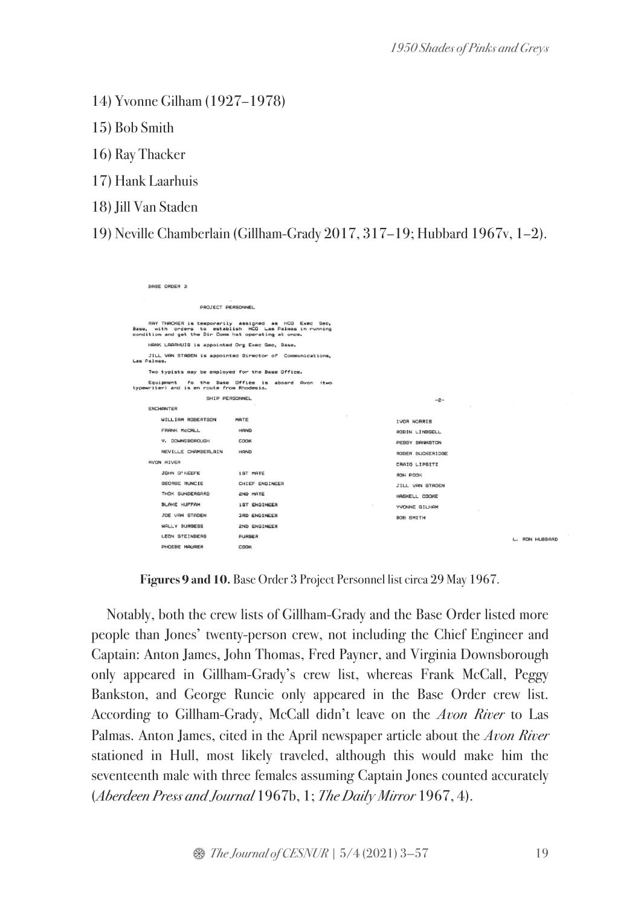14) Yvonne Gilham (1927–1978)

15) Bob Smith

16) Ray Thacker

17) Hank Laarhuis

18) Jill Van Staden

19) Neville Chamberlain (Gillham-Grady 2017, 317–19; Hubbard 1967v, 1–2).

BASE ORDER 3

PROJECT PERSONNEL

RAY THACKER is temporarily assigned as HCO Exec Sec, Base, with orders to establish HCO Las Palmas in running condition and get the Dir Comm hat operating at once.

HANK LAARHUIS is appointed Org Exec Sec, Base.

JILL VAN STADEN is appointed Director of Communications, Las Palmas.

Two typists may be employed for the Base Office.

Equipment fo the Base Office is aboard Avon (two typewriter) and is en route from Rhodesia.

SHIP PERSONNEL

ENCHANTER

| | |
|---|---|
| WILLIAM ROBERTSON | MATE |
| FRANK McCALL | HAND |
| V. DOWNSBOROUGH | COOK |
| NEVILLE CHAMBERLAIN | HAND |

AVON RIVER

| | |
|---|---|
| JOHN O'KEEFE | 1ST MATE |
| GEORGE RUNCIE | CHIEF ENGINEER |
| THOK SUNDERGARD | 2ND MATE |
| BLAKE HUFFAM | 1ST ENGINEER |
| JOE VAN STADEN | 3RD ENGINEER |
| WALLY BURGESS | 2ND ENGINEER |
| LEON STEINBERG | PURSER |
| PHOEBE MAURER | COOK |

-2-

IVOR NORRIS
ROBIN LINDSELL
PEGGY BANKSTON
ROBER BUCKERIDGE
CRAIG LIPSITZ
RON POOK
JILL VAN STADEN
HASKELL COOKE
YVONNE GILHAM
BOB SMITH

L. RON HUBBARD

**Figures 9 and 10.** Base Order 3 Project Personnel list circa 29 May 1967.

Notably, both the crew lists of Gillham-Grady and the Base Order listed more people than Jones' twenty-person crew, not including the Chief Engineer and Captain: Anton James, John Thomas, Fred Payner, and Virginia Downsborough only appeared in Gillham-Grady's crew list, whereas Frank McCall, Peggy Bankston, and George Runcie only appeared in the Base Order crew list. According to Gillham-Grady, McCall didn't leave on the *Avon River* to Las Palmas. Anton James, cited in the April newspaper article about the *Avon River* stationed in Hull, most likely traveled, although this would make him the seventeenth male with three females assuming Captain Jones counted accurately (*Aberdeen Press and Journal* 1967b, 1; *The Daily Mirror* 1967, 4).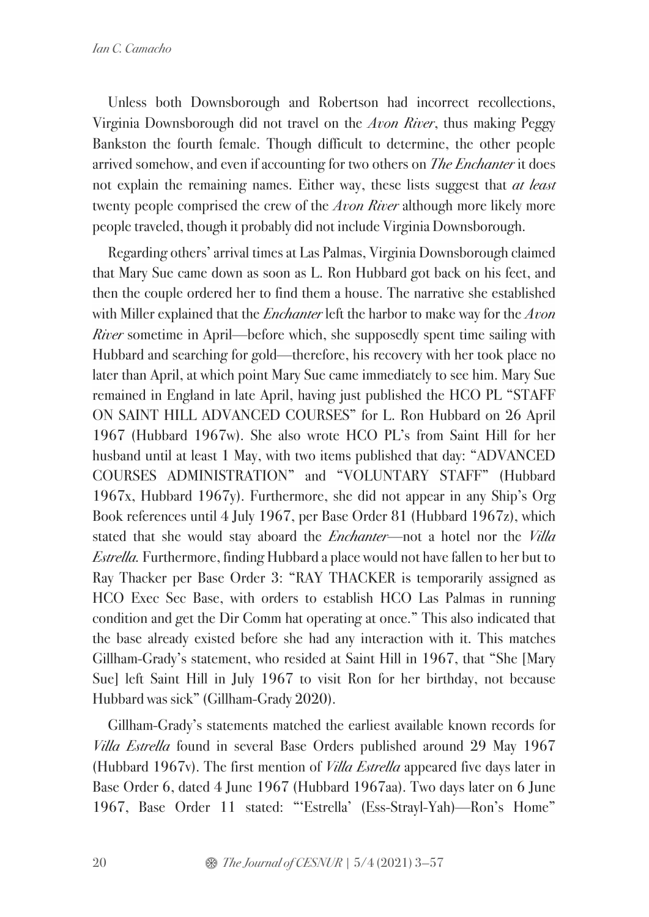Unless both Downsborough and Robertson had incorrect recollections, Virginia Downsborough did not travel on the *Avon River*, thus making Peggy Bankston the fourth female. Though difficult to determine, the other people arrived somehow, and even if accounting for two others on *The Enchanter* it does not explain the remaining names. Either way, these lists suggest that *at least* twenty people comprised the crew of the *Avon River* although more likely more people traveled, though it probably did not include Virginia Downsborough.

Regarding others' arrival times at Las Palmas, Virginia Downsborough claimed that Mary Sue came down as soon as L. Ron Hubbard got back on his feet, and then the couple ordered her to find them a house. The narrative she established with Miller explained that the *Enchanter* left the harbor to make way for the *Avon River* sometime in April—before which, she supposedly spent time sailing with Hubbard and searching for gold—therefore, his recovery with her took place no later than April, at which point Mary Sue came immediately to see him. Mary Sue remained in England in late April, having just published the HCO PL "STAFF ON SAINT HILL ADVANCED COURSES" for L. Ron Hubbard on 26 April 1967 (Hubbard 1967w). She also wrote HCO PL's from Saint Hill for her husband until at least 1 May, with two items published that day: "ADVANCED COURSES ADMINISTRATION" and "VOLUNTARY STAFF" (Hubbard 1967x, Hubbard 1967y). Furthermore, she did not appear in any Ship's Org Book references until 4 July 1967, per Base Order 81 (Hubbard 1967z), which stated that she would stay aboard the *Enchanter*—not a hotel nor the *Villa Estrella.* Furthermore, finding Hubbard a place would not have fallen to her but to Ray Thacker per Base Order 3: "RAY THACKER is temporarily assigned as HCO Exec Sec Base, with orders to establish HCO Las Palmas in running condition and get the Dir Comm hat operating at once." This also indicated that the base already existed before she had any interaction with it. This matches Gillham-Grady's statement, who resided at Saint Hill in 1967, that "She [Mary Sue] left Saint Hill in July 1967 to visit Ron for her birthday, not because Hubbard was sick" (Gillham-Grady 2020).

Gillham-Grady's statements matched the earliest available known records for *Villa Estrella* found in several Base Orders published around 29 May 1967 (Hubbard 1967v). The first mention of *Villa Estrella* appeared five days later in Base Order 6, dated 4 June 1967 (Hubbard 1967aa). Two days later on 6 June 1967, Base Order 11 stated: "'Estrella' (Ess-Strayl-Yah)—Ron's Home"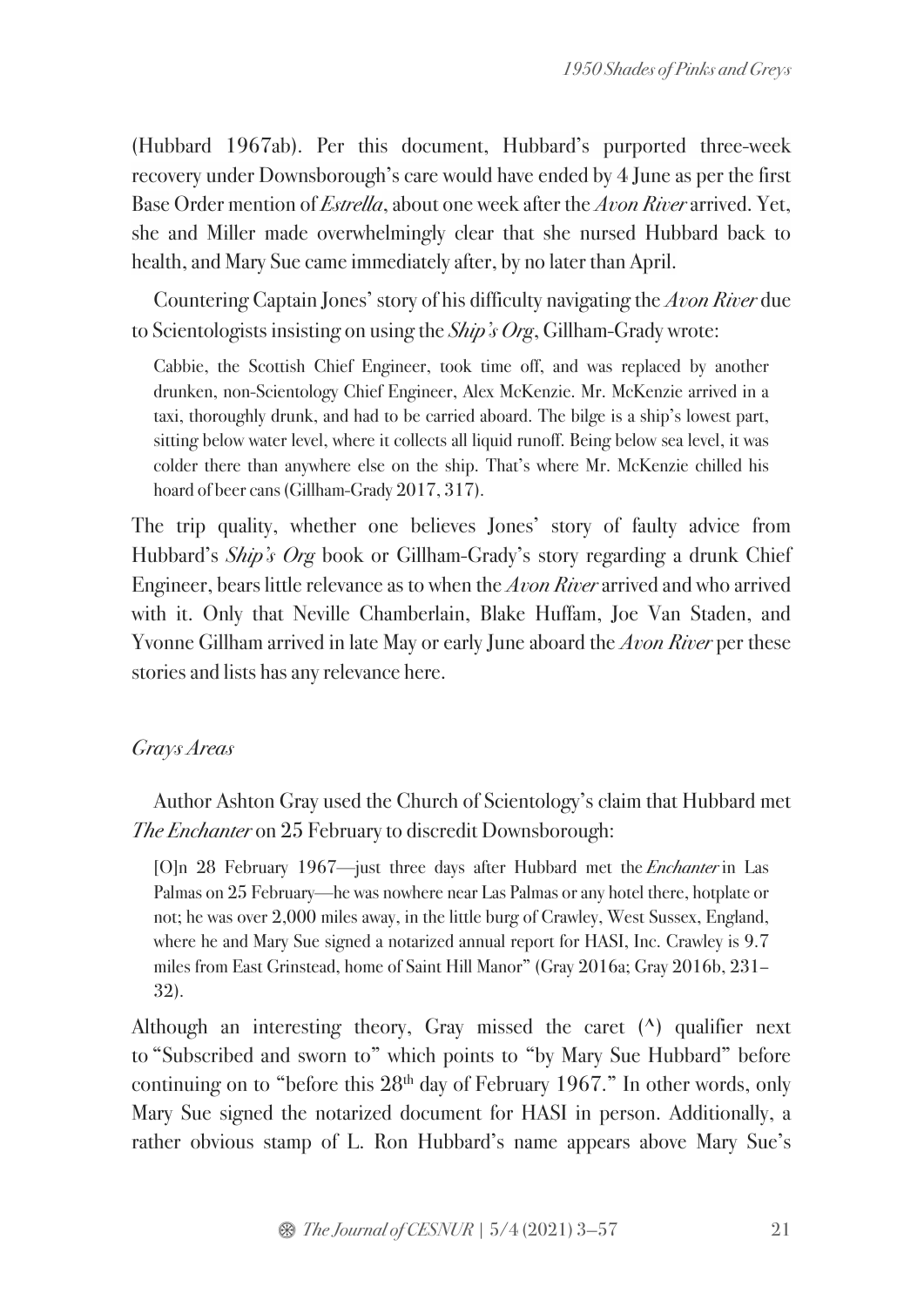(Hubbard 1967ab). Per this document, Hubbard's purported three-week recovery under Downsborough's care would have ended by 4 June as per the first Base Order mention of *Estrella*, about one week after the *Avon River* arrived. Yet, she and Miller made overwhelmingly clear that she nursed Hubbard back to health, and Mary Sue came immediately after, by no later than April.

Countering Captain Jones' story of his difficulty navigating the *Avon River* due to Scientologists insisting on using the *Ship's Org*, Gillham-Grady wrote:

> Cabbie, the Scottish Chief Engineer, took time off, and was replaced by another drunken, non-Scientology Chief Engineer, Alex McKenzie. Mr. McKenzie arrived in a taxi, thoroughly drunk, and had to be carried aboard. The bilge is a ship's lowest part, sitting below water level, where it collects all liquid runoff. Being below sea level, it was colder there than anywhere else on the ship. That's where Mr. McKenzie chilled his hoard of beer cans (Gillham-Grady 2017, 317).

The trip quality, whether one believes Jones' story of faulty advice from Hubbard's *Ship's Org* book or Gillham-Grady's story regarding a drunk Chief Engineer, bears little relevance as to when the *Avon River* arrived and who arrived with it. Only that Neville Chamberlain, Blake Huffam, Joe Van Staden, and Yvonne Gillham arrived in late May or early June aboard the *Avon River* per these stories and lists has any relevance here.

### *Grays Areas*

Author Ashton Gray used the Church of Scientology's claim that Hubbard met *The Enchanter* on 25 February to discredit Downsborough:

> [O]n 28 February 1967—just three days after Hubbard met the *Enchanter* in Las Palmas on 25 February—he was nowhere near Las Palmas or any hotel there, hotplate or not; he was over 2,000 miles away, in the little burg of Crawley, West Sussex, England, where he and Mary Sue signed a notarized annual report for HASI, Inc. Crawley is 9.7 miles from East Grinstead, home of Saint Hill Manor" (Gray 2016a; Gray 2016b, 231–32).

Although an interesting theory, Gray missed the caret (^) qualifier next to "Subscribed and sworn to" which points to "by Mary Sue Hubbard" before continuing on to "before this 28th day of February 1967." In other words, only Mary Sue signed the notarized document for HASI in person. Additionally, a rather obvious stamp of L. Ron Hubbard's name appears above Mary Sue's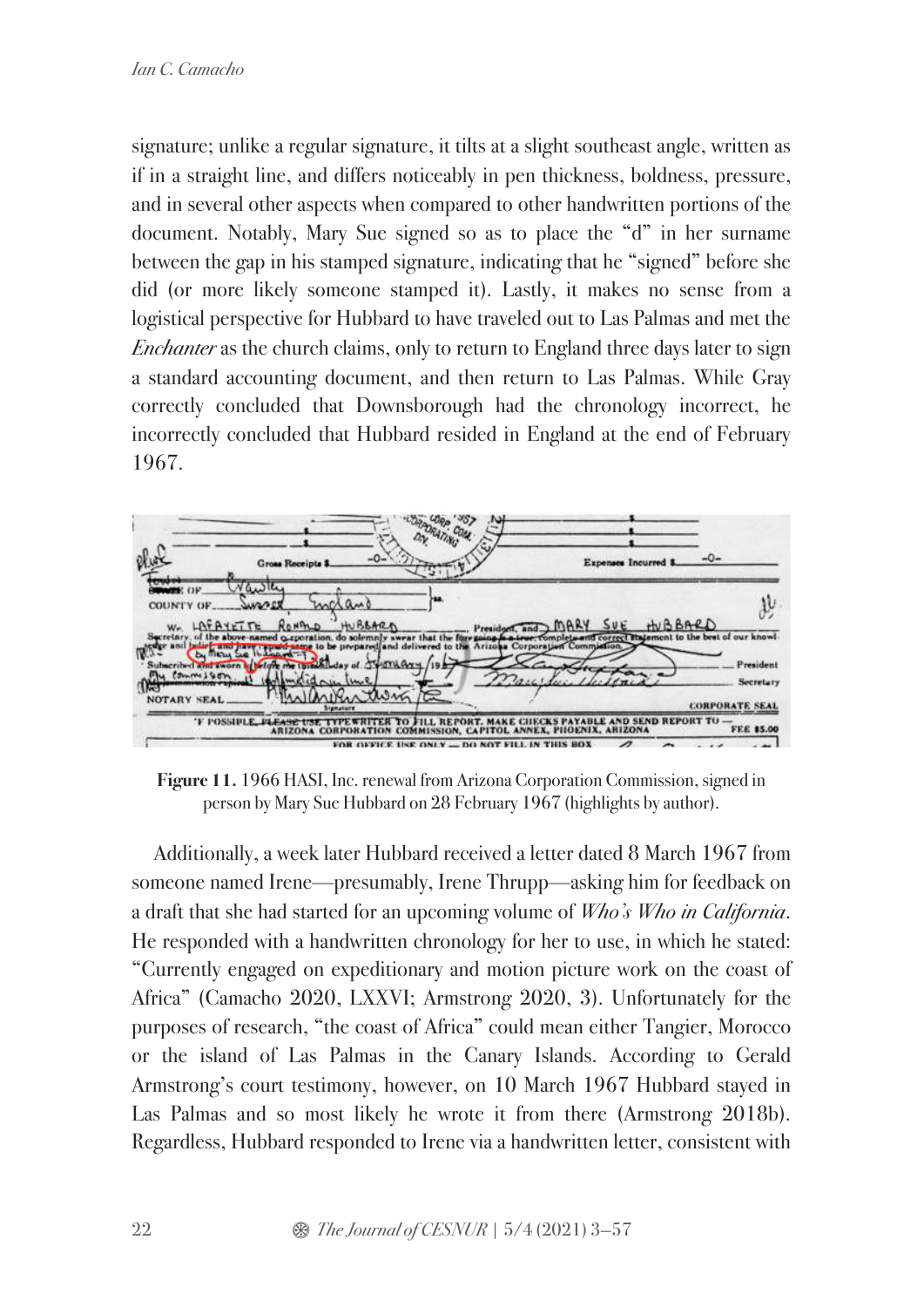signature; unlike a regular signature, it tilts at a slight southeast angle, written as if in a straight line, and differs noticeably in pen thickness, boldness, pressure, and in several other aspects when compared to other handwritten portions of the document. Notably, Mary Sue signed so as to place the "d" in her surname between the gap in his stamped signature, indicating that he "signed" before she did (or more likely someone stamped it). Lastly, it makes no sense from a logistical perspective for Hubbard to have traveled out to Las Palmas and met the *Enchanter* as the church claims, only to return to England three days later to sign a standard accounting document, and then return to Las Palmas. While Gray correctly concluded that Downsborough had the chronology incorrect, he incorrectly concluded that Hubbard resided in England at the end of February 1967.

**Figure 11.** 1966 HASI, Inc. renewal from Arizona Corporation Commission, signed in person by Mary Sue Hubbard on 28 February 1967 (highlights by author).

Additionally, a week later Hubbard received a letter dated 8 March 1967 from someone named Irene—presumably, Irene Thrupp—asking him for feedback on a draft that she had started for an upcoming volume of *Who's Who in California*. He responded with a handwritten chronology for her to use, in which he stated: "Currently engaged on expeditionary and motion picture work on the coast of Africa" (Camacho 2020, LXXVI; Armstrong 2020, 3). Unfortunately for the purposes of research, "the coast of Africa" could mean either Tangier, Morocco or the island of Las Palmas in the Canary Islands. According to Gerald Armstrong's court testimony, however, on 10 March 1967 Hubbard stayed in Las Palmas and so most likely he wrote it from there (Armstrong 2018b). Regardless, Hubbard responded to Irene via a handwritten letter, consistent with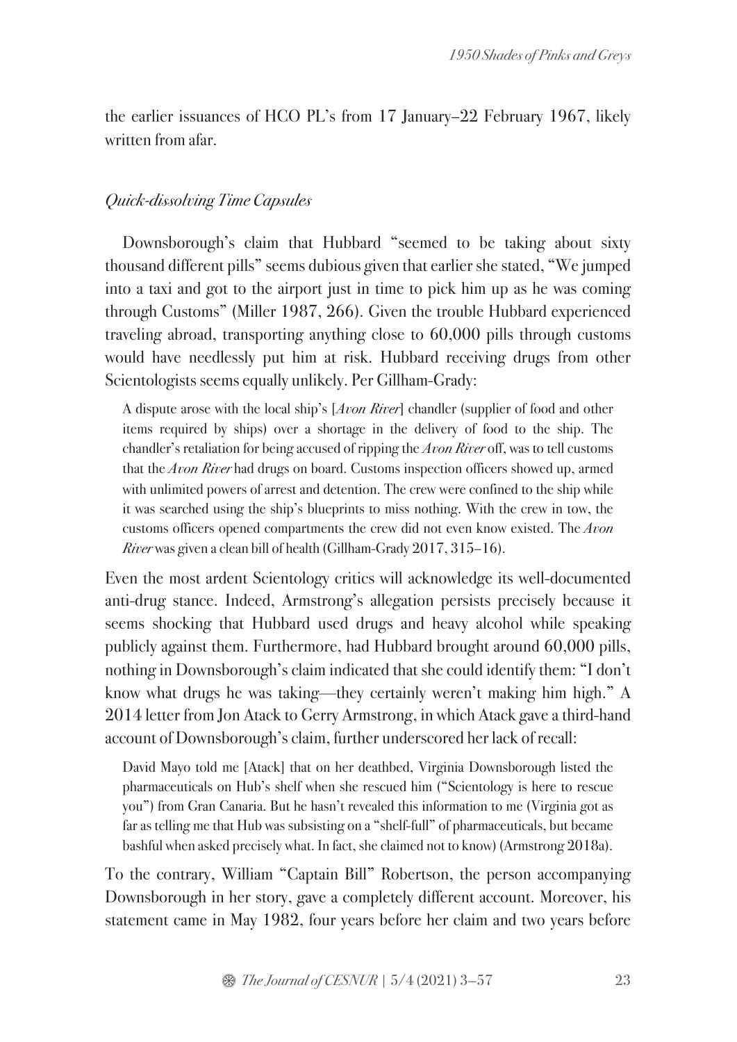the earlier issuances of HCO PL's from 17 January–22 February 1967, likely written from afar.

### *Quick-dissolving Time Capsules*

Downsborough's claim that Hubbard "seemed to be taking about sixty thousand different pills" seems dubious given that earlier she stated, "We jumped into a taxi and got to the airport just in time to pick him up as he was coming through Customs" (Miller 1987, 266). Given the trouble Hubbard experienced traveling abroad, transporting anything close to 60,000 pills through customs would have needlessly put him at risk. Hubbard receiving drugs from other Scientologists seems equally unlikely. Per Gillham-Grady:

> A dispute arose with the local ship's [*Avon River*] chandler (supplier of food and other items required by ships) over a shortage in the delivery of food to the ship. The chandler's retaliation for being accused of ripping the *Avon River* off, was to tell customs that the *Avon River* had drugs on board. Customs inspection officers showed up, armed with unlimited powers of arrest and detention. The crew were confined to the ship while it was searched using the ship's blueprints to miss nothing. With the crew in tow, the customs officers opened compartments the crew did not even know existed. The *Avon River* was given a clean bill of health (Gillham-Grady 2017, 315–16).

Even the most ardent Scientology critics will acknowledge its well-documented anti-drug stance. Indeed, Armstrong's allegation persists precisely because it seems shocking that Hubbard used drugs and heavy alcohol while speaking publicly against them. Furthermore, had Hubbard brought around 60,000 pills, nothing in Downsborough's claim indicated that she could identify them: "I don't know what drugs he was taking—they certainly weren't making him high." A 2014 letter from Jon Atack to Gerry Armstrong, in which Atack gave a third-hand account of Downsborough's claim, further underscored her lack of recall:

> David Mayo told me [Atack] that on her deathbed, Virginia Downsborough listed the pharmaceuticals on Hub's shelf when she rescued him ("Scientology is here to rescue you") from Gran Canaria. But he hasn't revealed this information to me (Virginia got as far as telling me that Hub was subsisting on a "shelf-full" of pharmaceuticals, but became bashful when asked precisely what. In fact, she claimed not to know) (Armstrong 2018a).

To the contrary, William "Captain Bill" Robertson, the person accompanying Downsborough in her story, gave a completely different account. Moreover, his statement came in May 1982, four years before her claim and two years before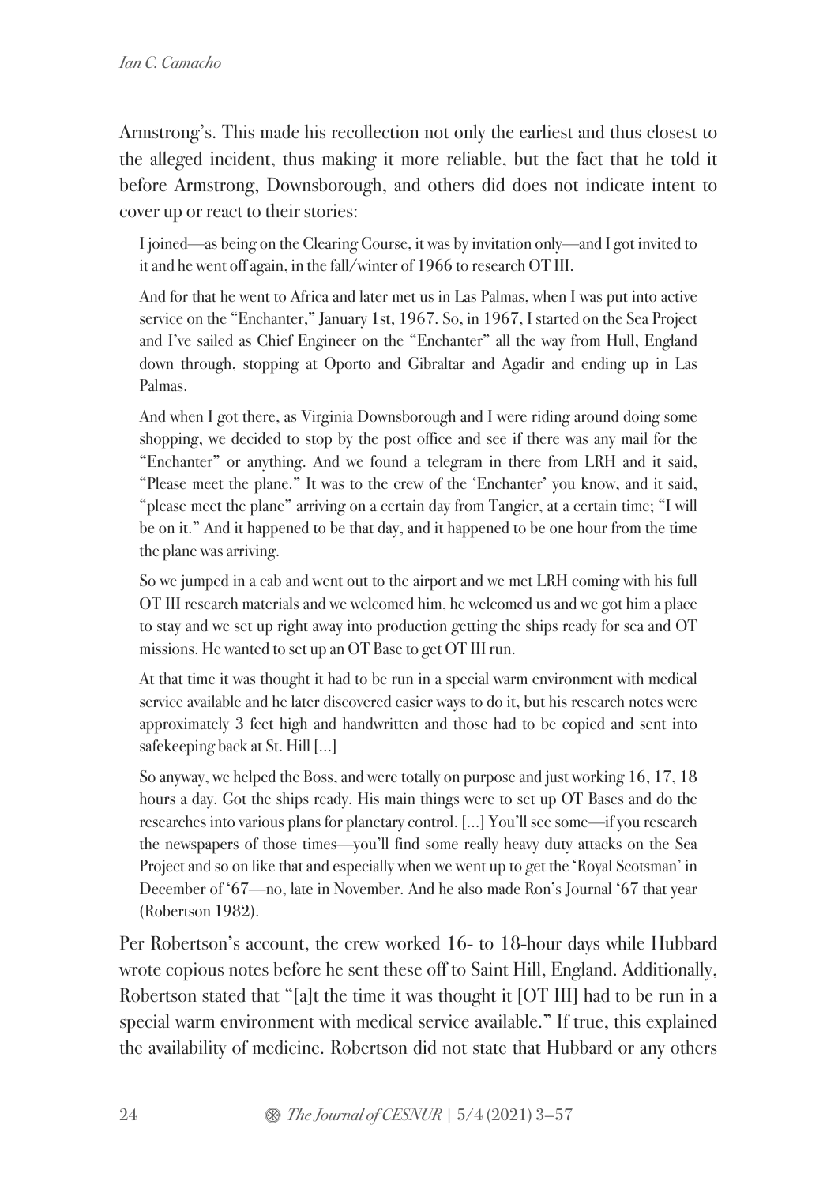Armstrong's. This made his recollection not only the earliest and thus closest to the alleged incident, thus making it more reliable, but the fact that he told it before Armstrong, Downsborough, and others did does not indicate intent to cover up or react to their stories:

> I joined—as being on the Clearing Course, it was by invitation only—and I got invited to it and he went off again, in the fall/winter of 1966 to research OT III.
>
> And for that he went to Africa and later met us in Las Palmas, when I was put into active service on the "Enchanter," January 1st, 1967. So, in 1967, I started on the Sea Project and I've sailed as Chief Engineer on the "Enchanter" all the way from Hull, England down through, stopping at Oporto and Gibraltar and Agadir and ending up in Las Palmas.
>
> And when I got there, as Virginia Downsborough and I were riding around doing some shopping, we decided to stop by the post office and see if there was any mail for the "Enchanter" or anything. And we found a telegram in there from LRH and it said, "Please meet the plane." It was to the crew of the 'Enchanter' you know, and it said, "please meet the plane" arriving on a certain day from Tangier, at a certain time; "I will be on it." And it happened to be that day, and it happened to be one hour from the time the plane was arriving.
>
> So we jumped in a cab and went out to the airport and we met LRH coming with his full OT III research materials and we welcomed him, he welcomed us and we got him a place to stay and we set up right away into production getting the ships ready for sea and OT missions. He wanted to set up an OT Base to get OT III run.
>
> At that time it was thought it had to be run in a special warm environment with medical service available and he later discovered easier ways to do it, but his research notes were approximately 3 feet high and handwritten and those had to be copied and sent into safekeeping back at St. Hill [...]
>
> So anyway, we helped the Boss, and were totally on purpose and just working 16, 17, 18 hours a day. Got the ships ready. His main things were to set up OT Bases and do the researches into various plans for planetary control. [...] You'll see some—if you research the newspapers of those times—you'll find some really heavy duty attacks on the Sea Project and so on like that and especially when we went up to get the 'Royal Scotsman' in December of '67—no, late in November. And he also made Ron's Journal '67 that year (Robertson 1982).

Per Robertson's account, the crew worked 16- to 18-hour days while Hubbard wrote copious notes before he sent these off to Saint Hill, England. Additionally, Robertson stated that "[a]t the time it was thought it [OT III] had to be run in a special warm environment with medical service available." If true, this explained the availability of medicine. Robertson did not state that Hubbard or any others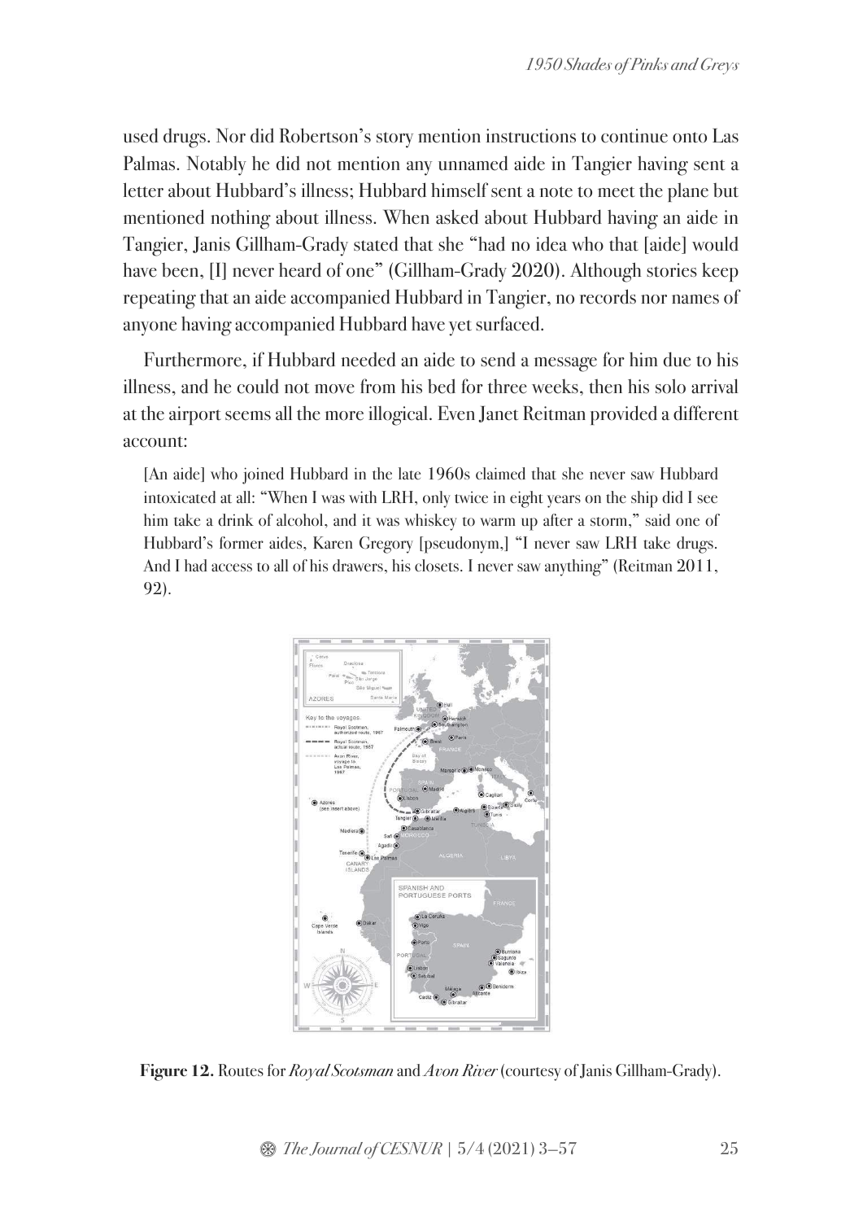used drugs. Nor did Robertson's story mention instructions to continue onto Las Palmas. Notably he did not mention any unnamed aide in Tangier having sent a letter about Hubbard's illness; Hubbard himself sent a note to meet the plane but mentioned nothing about illness. When asked about Hubbard having an aide in Tangier, Janis Gillham-Grady stated that she "had no idea who that [aide] would have been, [I] never heard of one" (Gillham-Grady 2020). Although stories keep repeating that an aide accompanied Hubbard in Tangier, no records nor names of anyone having accompanied Hubbard have yet surfaced.

Furthermore, if Hubbard needed an aide to send a message for him due to his illness, and he could not move from his bed for three weeks, then his solo arrival at the airport seems all the more illogical. Even Janet Reitman provided a different account:

> [An aide] who joined Hubbard in the late 1960s claimed that she never saw Hubbard intoxicated at all: "When I was with LRH, only twice in eight years on the ship did I see him take a drink of alcohol, and it was whiskey to warm up after a storm," said one of Hubbard's former aides, Karen Gregory [pseudonym,] "I never saw LRH take drugs. And I had access to all of his drawers, his closets. I never saw anything" (Reitman 2011, 92).

**Figure 12.** Routes for *Royal Scotsman* and *Avon River* (courtesy of Janis Gillham-Grady).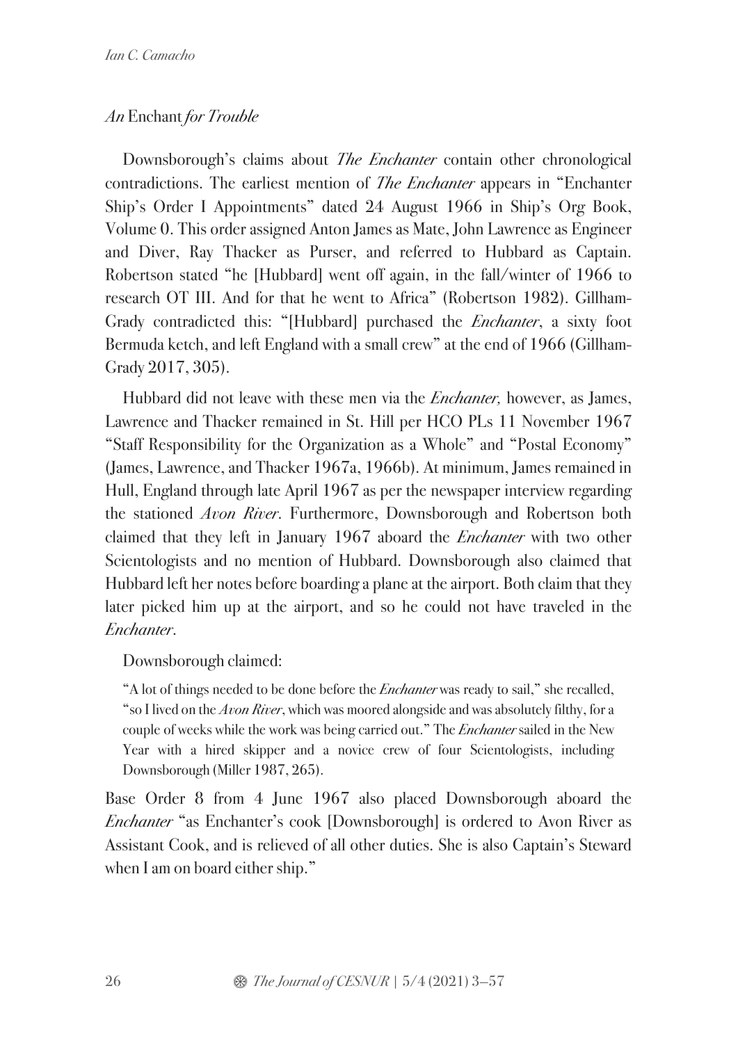### *An* Enchant *for Trouble*

Downsborough's claims about *The Enchanter* contain other chronological contradictions. The earliest mention of *The Enchanter* appears in "Enchanter Ship's Order I Appointments" dated 24 August 1966 in Ship's Org Book, Volume 0. This order assigned Anton James as Mate, John Lawrence as Engineer and Diver, Ray Thacker as Purser, and referred to Hubbard as Captain. Robertson stated "he [Hubbard] went off again, in the fall/winter of 1966 to research OT III. And for that he went to Africa" (Robertson 1982). Gillham-Grady contradicted this: "[Hubbard] purchased the *Enchanter*, a sixty foot Bermuda ketch, and left England with a small crew" at the end of 1966 (Gillham-Grady 2017, 305).

Hubbard did not leave with these men via the *Enchanter,* however, as James, Lawrence and Thacker remained in St. Hill per HCO PLs 11 November 1967 "Staff Responsibility for the Organization as a Whole" and "Postal Economy" (James, Lawrence, and Thacker 1967a, 1966b). At minimum, James remained in Hull, England through late April 1967 as per the newspaper interview regarding the stationed *Avon River*. Furthermore, Downsborough and Robertson both claimed that they left in January 1967 aboard the *Enchanter* with two other Scientologists and no mention of Hubbard. Downsborough also claimed that Hubbard left her notes before boarding a plane at the airport. Both claim that they later picked him up at the airport, and so he could not have traveled in the *Enchanter*.

Downsborough claimed:

> "A lot of things needed to be done before the *Enchanter* was ready to sail," she recalled, "so I lived on the *Avon River*, which was moored alongside and was absolutely filthy, for a couple of weeks while the work was being carried out." The *Enchanter* sailed in the New Year with a hired skipper and a novice crew of four Scientologists, including Downsborough (Miller 1987, 265).

Base Order 8 from 4 June 1967 also placed Downsborough aboard the *Enchanter* "as Enchanter's cook [Downsborough] is ordered to Avon River as Assistant Cook, and is relieved of all other duties. She is also Captain's Steward when I am on board either ship."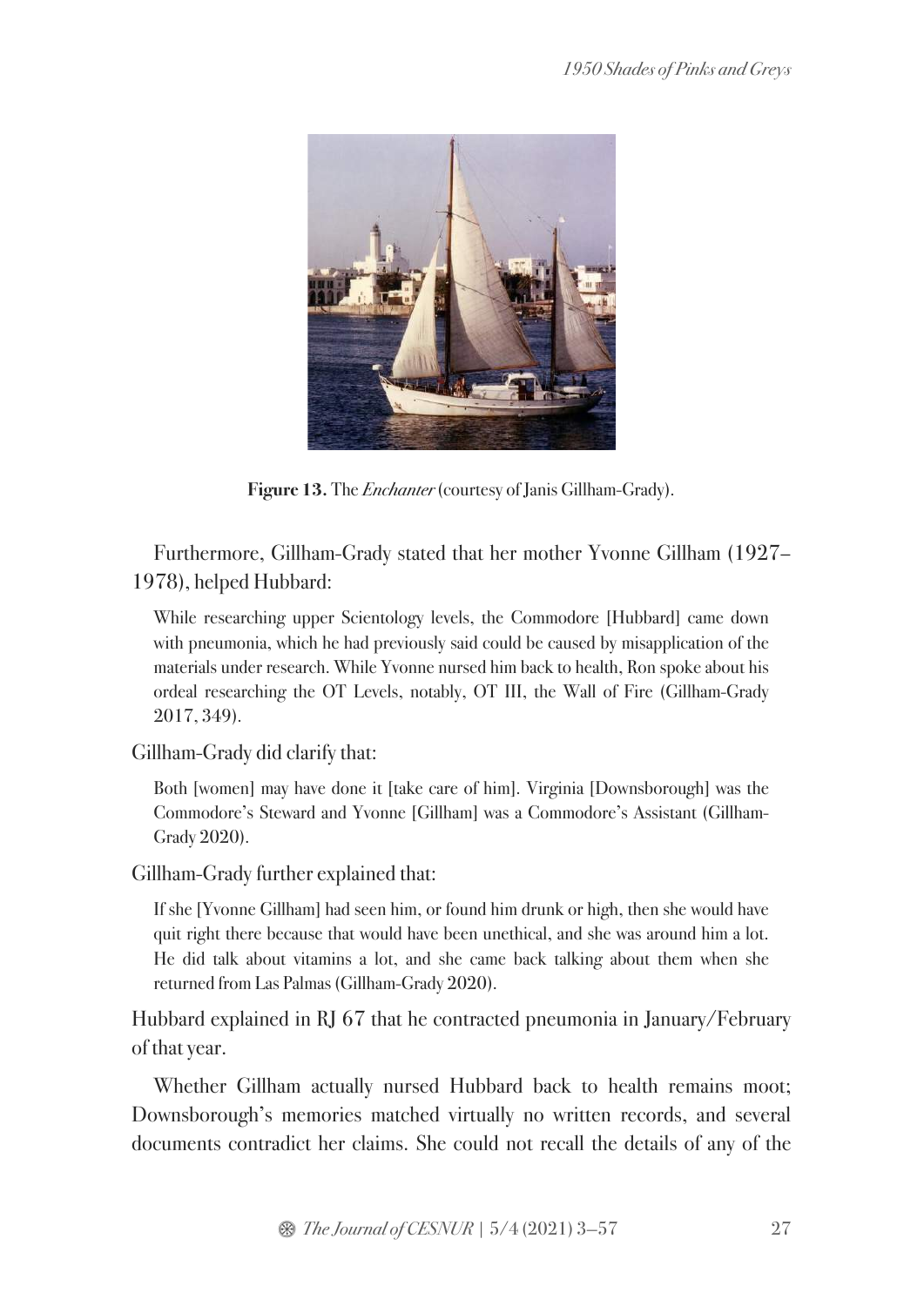**Figure 13.** The *Enchanter* (courtesy of Janis Gillham-Grady).

Furthermore, Gillham-Grady stated that her mother Yvonne Gillham (1927–1978), helped Hubbard:

> While researching upper Scientology levels, the Commodore [Hubbard] came down with pneumonia, which he had previously said could be caused by misapplication of the materials under research. While Yvonne nursed him back to health, Ron spoke about his ordeal researching the OT Levels, notably, OT III, the Wall of Fire (Gillham-Grady 2017, 349).

Gillham-Grady did clarify that:

> Both [women] may have done it [take care of him]. Virginia [Downsborough] was the Commodore's Steward and Yvonne [Gillham] was a Commodore's Assistant (Gillham-Grady 2020).

Gillham-Grady further explained that:

> If she [Yvonne Gillham] had seen him, or found him drunk or high, then she would have quit right there because that would have been unethical, and she was around him a lot. He did talk about vitamins a lot, and she came back talking about them when she returned from Las Palmas (Gillham-Grady 2020).

Hubbard explained in RJ 67 that he contracted pneumonia in January/February of that year.

Whether Gillham actually nursed Hubbard back to health remains moot; Downsborough's memories matched virtually no written records, and several documents contradict her claims. She could not recall the details of any of the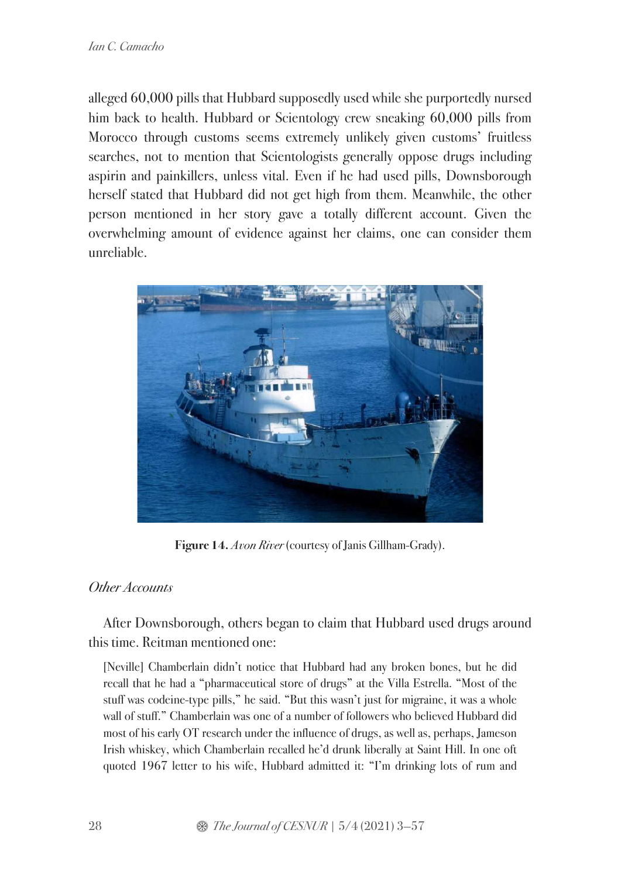alleged 60,000 pills that Hubbard supposedly used while she purportedly nursed him back to health. Hubbard or Scientology crew sneaking 60,000 pills from Morocco through customs seems extremely unlikely given customs' fruitless searches, not to mention that Scientologists generally oppose drugs including aspirin and painkillers, unless vital. Even if he had used pills, Downsborough herself stated that Hubbard did not get high from them. Meanwhile, the other person mentioned in her story gave a totally different account. Given the overwhelming amount of evidence against her claims, one can consider them unreliable.

**Figure 14.** *Avon River* (courtesy of Janis Gillham-Grady).

### *Other Accounts*

After Downsborough, others began to claim that Hubbard used drugs around this time. Reitman mentioned one:

> [Neville] Chamberlain didn't notice that Hubbard had any broken bones, but he did recall that he had a "pharmaceutical store of drugs" at the Villa Estrella. "Most of the stuff was codeine-type pills," he said. "But this wasn't just for migraine, it was a whole wall of stuff." Chamberlain was one of a number of followers who believed Hubbard did most of his early OT research under the influence of drugs, as well as, perhaps, Jameson Irish whiskey, which Chamberlain recalled he'd drunk liberally at Saint Hill. In one oft quoted 1967 letter to his wife, Hubbard admitted it: "I'm drinking lots of rum and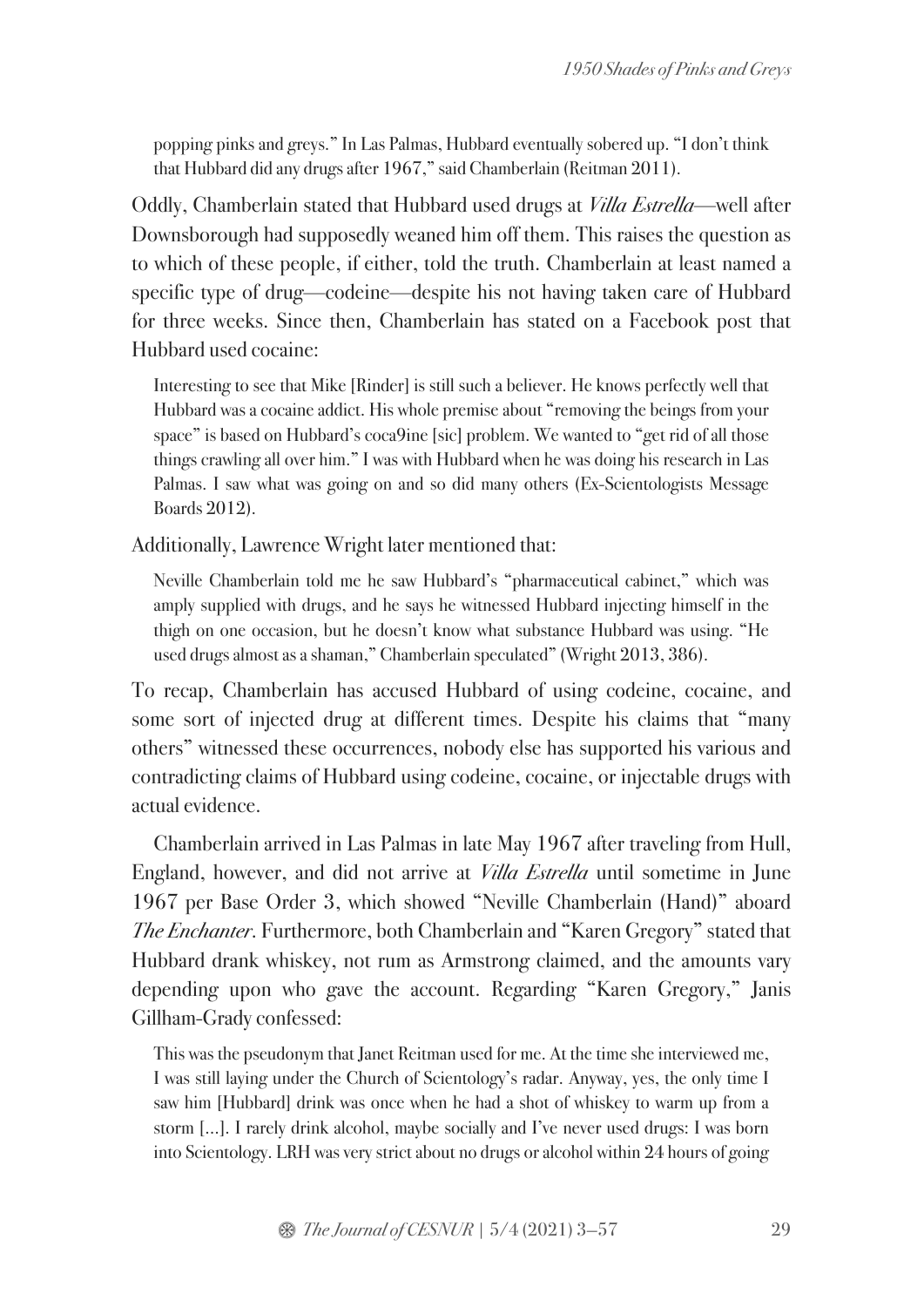> popping pinks and greys." In Las Palmas, Hubbard eventually sobered up. "I don't think that Hubbard did any drugs after 1967," said Chamberlain (Reitman 2011).

Oddly, Chamberlain stated that Hubbard used drugs at *Villa Estrella*—well after Downsborough had supposedly weaned him off them. This raises the question as to which of these people, if either, told the truth. Chamberlain at least named a specific type of drug—codeine—despite his not having taken care of Hubbard for three weeks. Since then, Chamberlain has stated on a Facebook post that Hubbard used cocaine:

> Interesting to see that Mike [Rinder] is still such a believer. He knows perfectly well that Hubbard was a cocaine addict. His whole premise about "removing the beings from your space" is based on Hubbard's coca9ine [sic] problem. We wanted to "get rid of all those things crawling all over him." I was with Hubbard when he was doing his research in Las Palmas. I saw what was going on and so did many others (Ex-Scientologists Message Boards 2012).

Additionally, Lawrence Wright later mentioned that:

> Neville Chamberlain told me he saw Hubbard's "pharmaceutical cabinet," which was amply supplied with drugs, and he says he witnessed Hubbard injecting himself in the thigh on one occasion, but he doesn't know what substance Hubbard was using. "He used drugs almost as a shaman," Chamberlain speculated" (Wright 2013, 386).

To recap, Chamberlain has accused Hubbard of using codeine, cocaine, and some sort of injected drug at different times. Despite his claims that "many others" witnessed these occurrences, nobody else has supported his various and contradicting claims of Hubbard using codeine, cocaine, or injectable drugs with actual evidence.

Chamberlain arrived in Las Palmas in late May 1967 after traveling from Hull, England, however, and did not arrive at *Villa Estrella* until sometime in June 1967 per Base Order 3, which showed "Neville Chamberlain (Hand)" aboard *The Enchanter*. Furthermore, both Chamberlain and "Karen Gregory" stated that Hubbard drank whiskey, not rum as Armstrong claimed, and the amounts vary depending upon who gave the account. Regarding "Karen Gregory," Janis Gillham-Grady confessed:

> This was the pseudonym that Janet Reitman used for me. At the time she interviewed me, I was still laying under the Church of Scientology's radar. Anyway, yes, the only time I saw him [Hubbard] drink was once when he had a shot of whiskey to warm up from a storm [...]. I rarely drink alcohol, maybe socially and I've never used drugs: I was born into Scientology. LRH was very strict about no drugs or alcohol within 24 hours of going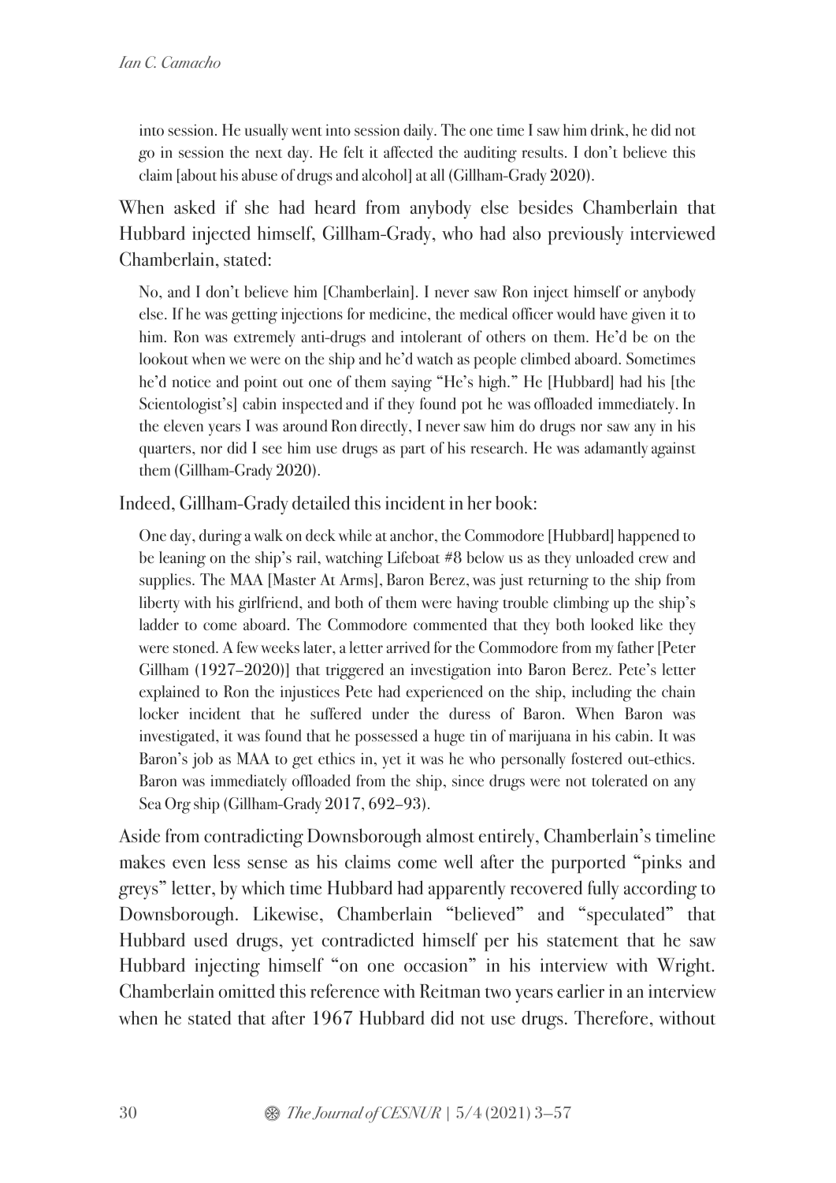> into session. He usually went into session daily. The one time I saw him drink, he did not go in session the next day. He felt it affected the auditing results. I don't believe this claim [about his abuse of drugs and alcohol] at all (Gillham-Grady 2020).

When asked if she had heard from anybody else besides Chamberlain that Hubbard injected himself, Gillham-Grady, who had also previously interviewed Chamberlain, stated:

> No, and I don't believe him [Chamberlain]. I never saw Ron inject himself or anybody else. If he was getting injections for medicine, the medical officer would have given it to him. Ron was extremely anti-drugs and intolerant of others on them. He'd be on the lookout when we were on the ship and he'd watch as people climbed aboard. Sometimes he'd notice and point out one of them saying "He's high." He [Hubbard] had his [the Scientologist's] cabin inspected and if they found pot he was offloaded immediately. In the eleven years I was around Ron directly, I never saw him do drugs nor saw any in his quarters, nor did I see him use drugs as part of his research. He was adamantly against them (Gillham-Grady 2020).

Indeed, Gillham-Grady detailed this incident in her book:

> One day, during a walk on deck while at anchor, the Commodore [Hubbard] happened to be leaning on the ship's rail, watching Lifeboat #8 below us as they unloaded crew and supplies. The MAA [Master At Arms], Baron Berez, was just returning to the ship from liberty with his girlfriend, and both of them were having trouble climbing up the ship's ladder to come aboard. The Commodore commented that they both looked like they were stoned. A few weeks later, a letter arrived for the Commodore from my father [Peter Gillham (1927–2020)] that triggered an investigation into Baron Berez. Pete's letter explained to Ron the injustices Pete had experienced on the ship, including the chain locker incident that he suffered under the duress of Baron. When Baron was investigated, it was found that he possessed a huge tin of marijuana in his cabin. It was Baron's job as MAA to get ethics in, yet it was he who personally fostered out-ethics. Baron was immediately offloaded from the ship, since drugs were not tolerated on any Sea Org ship (Gillham-Grady 2017, 692–93).

Aside from contradicting Downsborough almost entirely, Chamberlain's timeline makes even less sense as his claims come well after the purported "pinks and greys" letter, by which time Hubbard had apparently recovered fully according to Downsborough. Likewise, Chamberlain "believed" and "speculated" that Hubbard used drugs, yet contradicted himself per his statement that he saw Hubbard injecting himself "on one occasion" in his interview with Wright. Chamberlain omitted this reference with Reitman two years earlier in an interview when he stated that after 1967 Hubbard did not use drugs. Therefore, without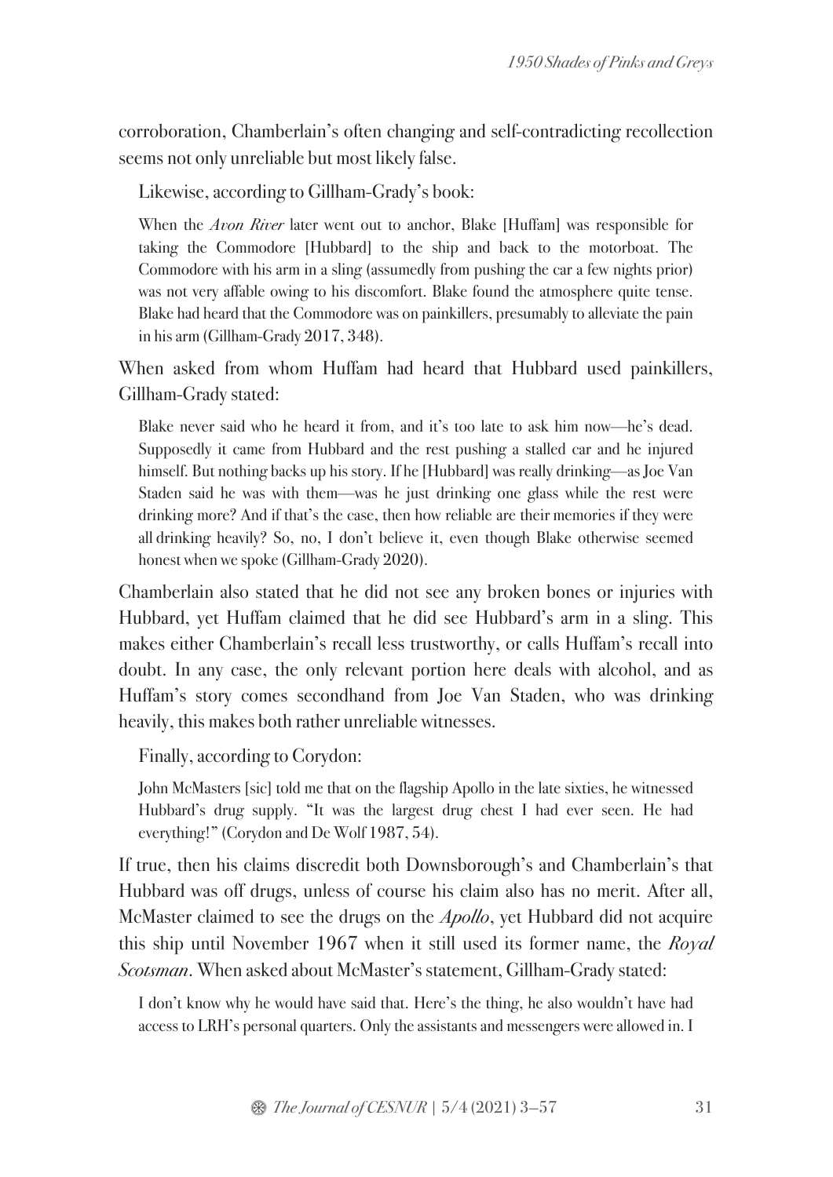corroboration, Chamberlain's often changing and self-contradicting recollection seems not only unreliable but most likely false.

Likewise, according to Gillham-Grady's book:

> When the *Avon River* later went out to anchor, Blake [Huffam] was responsible for taking the Commodore [Hubbard] to the ship and back to the motorboat. The Commodore with his arm in a sling (assumedly from pushing the car a few nights prior) was not very affable owing to his discomfort. Blake found the atmosphere quite tense. Blake had heard that the Commodore was on painkillers, presumably to alleviate the pain in his arm (Gillham-Grady 2017, 348).

When asked from whom Huffam had heard that Hubbard used painkillers, Gillham-Grady stated:

> Blake never said who he heard it from, and it's too late to ask him now—he's dead. Supposedly it came from Hubbard and the rest pushing a stalled car and he injured himself. But nothing backs up his story. If he [Hubbard] was really drinking—as Joe Van Staden said he was with them—was he just drinking one glass while the rest were drinking more? And if that's the case, then how reliable are their memories if they were all drinking heavily? So, no, I don't believe it, even though Blake otherwise seemed honest when we spoke (Gillham-Grady 2020).

Chamberlain also stated that he did not see any broken bones or injuries with Hubbard, yet Huffam claimed that he did see Hubbard's arm in a sling. This makes either Chamberlain's recall less trustworthy, or calls Huffam's recall into doubt. In any case, the only relevant portion here deals with alcohol, and as Huffam's story comes secondhand from Joe Van Staden, who was drinking heavily, this makes both rather unreliable witnesses.

Finally, according to Corydon:

> John McMasters [sic] told me that on the flagship Apollo in the late sixties, he witnessed Hubbard's drug supply. "It was the largest drug chest I had ever seen. He had everything!" (Corydon and De Wolf 1987, 54).

If true, then his claims discredit both Downsborough's and Chamberlain's that Hubbard was off drugs, unless of course his claim also has no merit. After all, McMaster claimed to see the drugs on the *Apollo*, yet Hubbard did not acquire this ship until November 1967 when it still used its former name, the *Royal Scotsman*. When asked about McMaster's statement, Gillham-Grady stated:

> I don't know why he would have said that. Here's the thing, he also wouldn't have had access to LRH's personal quarters. Only the assistants and messengers were allowed in. I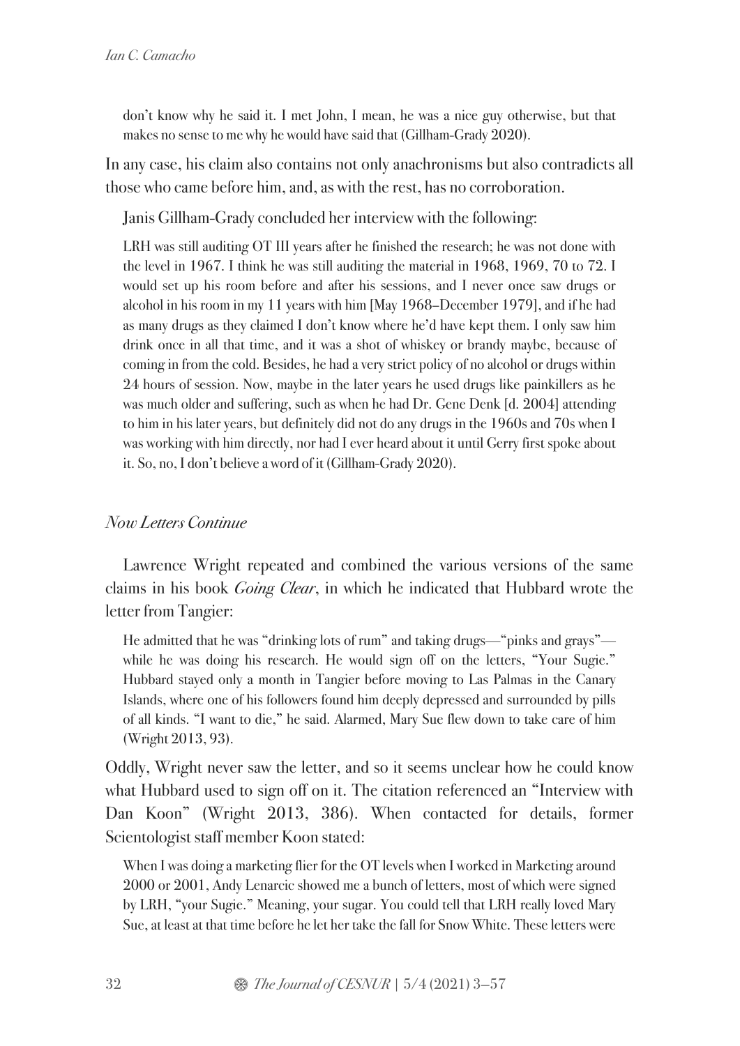> don't know why he said it. I met John, I mean, he was a nice guy otherwise, but that makes no sense to me why he would have said that (Gillham-Grady 2020).

In any case, his claim also contains not only anachronisms but also contradicts all those who came before him, and, as with the rest, has no corroboration.

Janis Gillham-Grady concluded her interview with the following:

> LRH was still auditing OT III years after he finished the research; he was not done with the level in 1967. I think he was still auditing the material in 1968, 1969, 70 to 72. I would set up his room before and after his sessions, and I never once saw drugs or alcohol in his room in my 11 years with him [May 1968–December 1979], and if he had as many drugs as they claimed I don't know where he'd have kept them. I only saw him drink once in all that time, and it was a shot of whiskey or brandy maybe, because of coming in from the cold. Besides, he had a very strict policy of no alcohol or drugs within 24 hours of session. Now, maybe in the later years he used drugs like painkillers as he was much older and suffering, such as when he had Dr. Gene Denk [d. 2004] attending to him in his later years, but definitely did not do any drugs in the 1960s and 70s when I was working with him directly, nor had I ever heard about it until Gerry first spoke about it. So, no, I don't believe a word of it (Gillham-Grady 2020).

### *Now Letters Continue*

Lawrence Wright repeated and combined the various versions of the same claims in his book *Going Clear*, in which he indicated that Hubbard wrote the letter from Tangier:

> He admitted that he was "drinking lots of rum" and taking drugs—"pinks and grays"—while he was doing his research. He would sign off on the letters, "Your Sugie." Hubbard stayed only a month in Tangier before moving to Las Palmas in the Canary Islands, where one of his followers found him deeply depressed and surrounded by pills of all kinds. "I want to die," he said. Alarmed, Mary Sue flew down to take care of him (Wright 2013, 93).

Oddly, Wright never saw the letter, and so it seems unclear how he could know what Hubbard used to sign off on it. The citation referenced an "Interview with Dan Koon" (Wright 2013, 386). When contacted for details, former Scientologist staff member Koon stated:

> When I was doing a marketing flier for the OT levels when I worked in Marketing around 2000 or 2001, Andy Lenarcic showed me a bunch of letters, most of which were signed by LRH, "your Sugie." Meaning, your sugar. You could tell that LRH really loved Mary Sue, at least at that time before he let her take the fall for Snow White. These letters were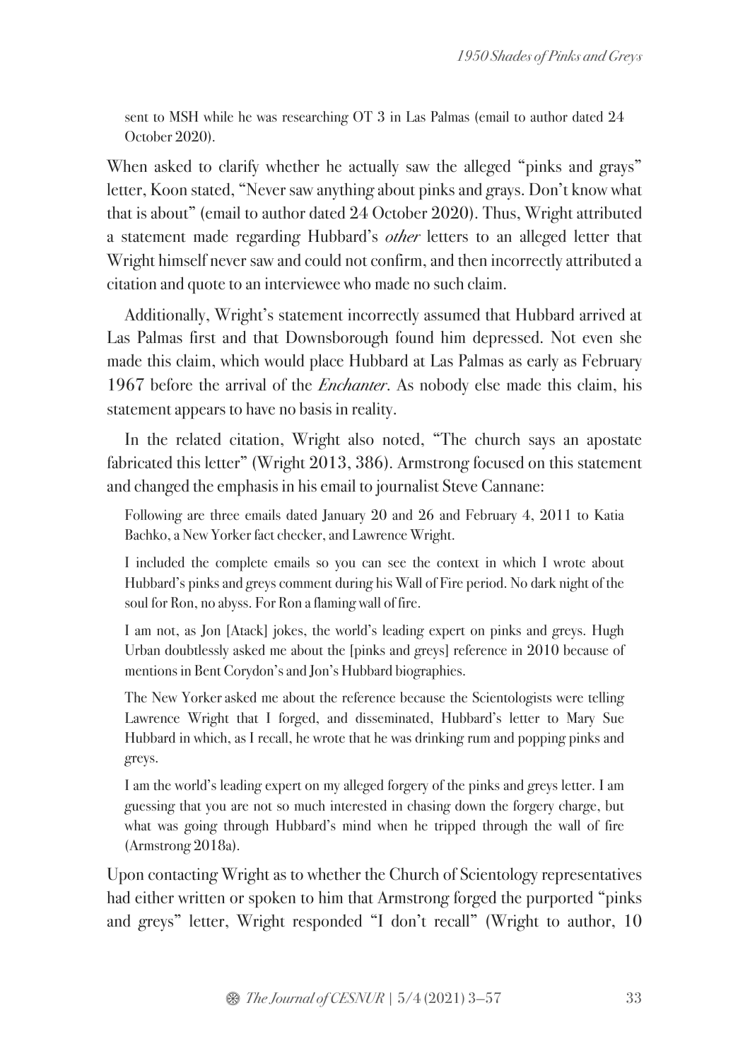sent to MSH while he was researching OT 3 in Las Palmas (email to author dated 24 October 2020).

When asked to clarify whether he actually saw the alleged "pinks and grays" letter, Koon stated, "Never saw anything about pinks and grays. Don't know what that is about" (email to author dated 24 October 2020). Thus, Wright attributed a statement made regarding Hubbard's *other* letters to an alleged letter that Wright himself never saw and could not confirm, and then incorrectly attributed a citation and quote to an interviewee who made no such claim.

Additionally, Wright's statement incorrectly assumed that Hubbard arrived at Las Palmas first and that Downsborough found him depressed. Not even she made this claim, which would place Hubbard at Las Palmas as early as February 1967 before the arrival of the *Enchanter*. As nobody else made this claim, his statement appears to have no basis in reality.

In the related citation, Wright also noted, "The church says an apostate fabricated this letter" (Wright 2013, 386). Armstrong focused on this statement and changed the emphasis in his email to journalist Steve Cannane:

> Following are three emails dated January 20 and 26 and February 4, 2011 to Katia Bachko, a New Yorker fact checker, and Lawrence Wright.
>
> I included the complete emails so you can see the context in which I wrote about Hubbard's pinks and greys comment during his Wall of Fire period. No dark night of the soul for Ron, no abyss. For Ron a flaming wall of fire.
>
> I am not, as Jon [Atack] jokes, the world's leading expert on pinks and greys. Hugh Urban doubtlessly asked me about the [pinks and greys] reference in 2010 because of mentions in Bent Corydon's and Jon's Hubbard biographies.
>
> The New Yorker asked me about the reference because the Scientologists were telling Lawrence Wright that I forged, and disseminated, Hubbard's letter to Mary Sue Hubbard in which, as I recall, he wrote that he was drinking rum and popping pinks and greys.
>
> I am the world's leading expert on my alleged forgery of the pinks and greys letter. I am guessing that you are not so much interested in chasing down the forgery charge, but what was going through Hubbard's mind when he tripped through the wall of fire (Armstrong 2018a).

Upon contacting Wright as to whether the Church of Scientology representatives had either written or spoken to him that Armstrong forged the purported "pinks and greys" letter, Wright responded "I don't recall" (Wright to author, 10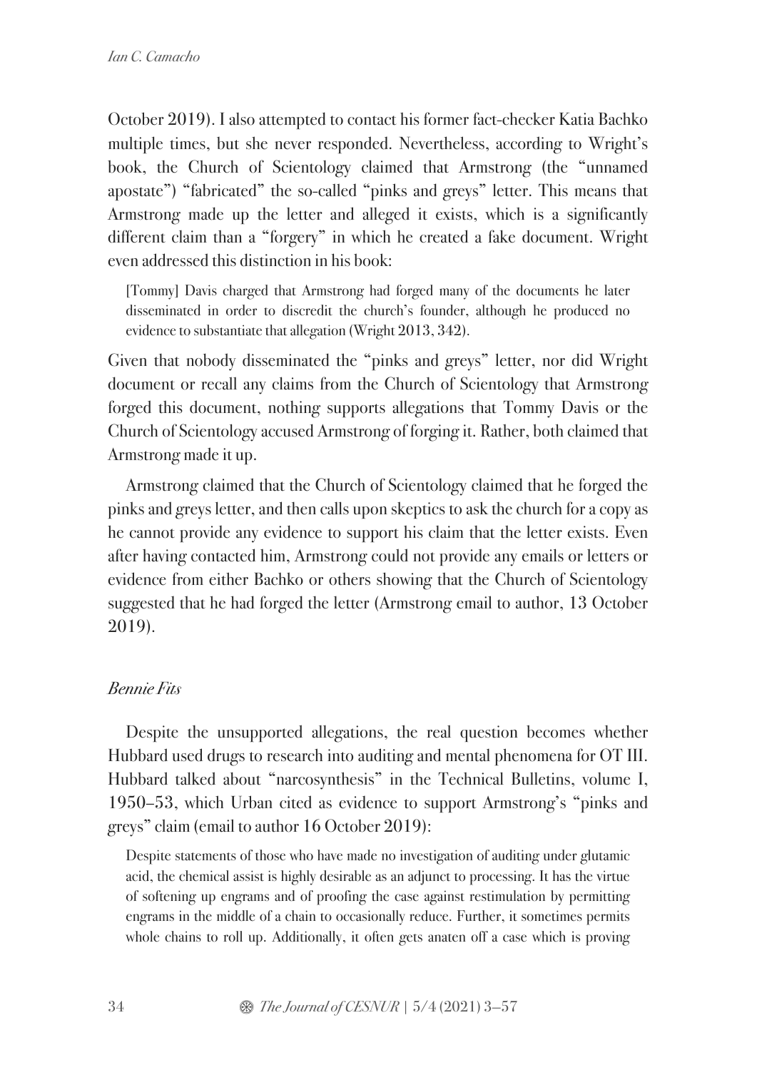October 2019). I also attempted to contact his former fact-checker Katia Bachko multiple times, but she never responded. Nevertheless, according to Wright's book, the Church of Scientology claimed that Armstrong (the "unnamed apostate") "fabricated" the so-called "pinks and greys" letter. This means that Armstrong made up the letter and alleged it exists, which is a significantly different claim than a "forgery" in which he created a fake document. Wright even addressed this distinction in his book:

> [Tommy] Davis charged that Armstrong had forged many of the documents he later disseminated in order to discredit the church's founder, although he produced no evidence to substantiate that allegation (Wright 2013, 342).

Given that nobody disseminated the "pinks and greys" letter, nor did Wright document or recall any claims from the Church of Scientology that Armstrong forged this document, nothing supports allegations that Tommy Davis or the Church of Scientology accused Armstrong of forging it. Rather, both claimed that Armstrong made it up.

Armstrong claimed that the Church of Scientology claimed that he forged the pinks and greys letter, and then calls upon skeptics to ask the church for a copy as he cannot provide any evidence to support his claim that the letter exists. Even after having contacted him, Armstrong could not provide any emails or letters or evidence from either Bachko or others showing that the Church of Scientology suggested that he had forged the letter (Armstrong email to author, 13 October 2019).

### *Bennie Fits*

Despite the unsupported allegations, the real question becomes whether Hubbard used drugs to research into auditing and mental phenomena for OT III. Hubbard talked about "narcosynthesis" in the Technical Bulletins, volume I, 1950–53, which Urban cited as evidence to support Armstrong's "pinks and greys" claim (email to author 16 October 2019):

> Despite statements of those who have made no investigation of auditing under glutamic acid, the chemical assist is highly desirable as an adjunct to processing. It has the virtue of softening up engrams and of proofing the case against restimulation by permitting engrams in the middle of a chain to occasionally reduce. Further, it sometimes permits whole chains to roll up. Additionally, it often gets anaten off a case which is proving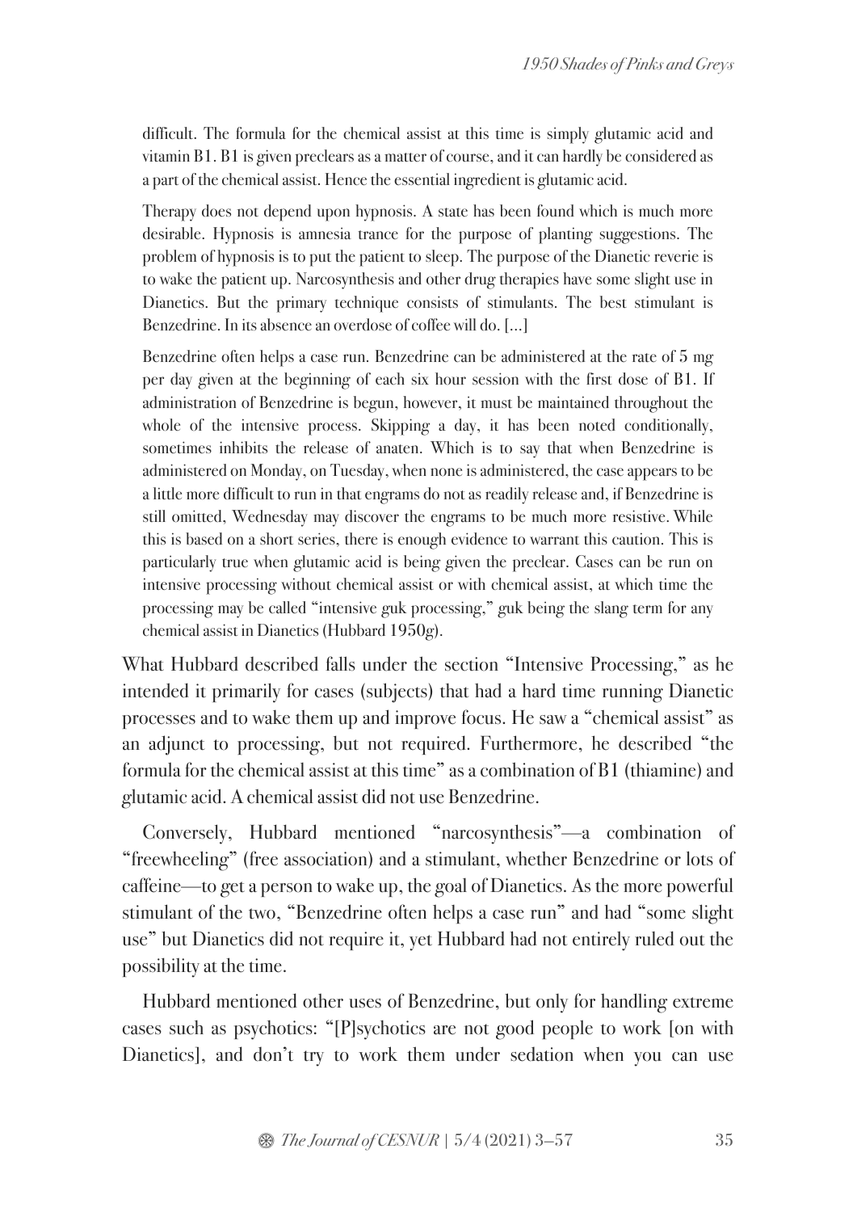> difficult. The formula for the chemical assist at this time is simply glutamic acid and vitamin B1. B1 is given preclears as a matter of course, and it can hardly be considered as a part of the chemical assist. Hence the essential ingredient is glutamic acid.
>
> Therapy does not depend upon hypnosis. A state has been found which is much more desirable. Hypnosis is amnesia trance for the purpose of planting suggestions. The problem of hypnosis is to put the patient to sleep. The purpose of the Dianetic reverie is to wake the patient up. Narcosynthesis and other drug therapies have some slight use in Dianetics. But the primary technique consists of stimulants. The best stimulant is Benzedrine. In its absence an overdose of coffee will do. [...]
>
> Benzedrine often helps a case run. Benzedrine can be administered at the rate of 5 mg per day given at the beginning of each six hour session with the first dose of B1. If administration of Benzedrine is begun, however, it must be maintained throughout the whole of the intensive process. Skipping a day, it has been noted conditionally, sometimes inhibits the release of anaten. Which is to say that when Benzedrine is administered on Monday, on Tuesday, when none is administered, the case appears to be a little more difficult to run in that engrams do not as readily release and, if Benzedrine is still omitted, Wednesday may discover the engrams to be much more resistive. While this is based on a short series, there is enough evidence to warrant this caution. This is particularly true when glutamic acid is being given the preclear. Cases can be run on intensive processing without chemical assist or with chemical assist, at which time the processing may be called "intensive guk processing," guk being the slang term for any chemical assist in Dianetics (Hubbard 1950g).

What Hubbard described falls under the section "Intensive Processing," as he intended it primarily for cases (subjects) that had a hard time running Dianetic processes and to wake them up and improve focus. He saw a "chemical assist" as an adjunct to processing, but not required. Furthermore, he described "the formula for the chemical assist at this time" as a combination of B1 (thiamine) and glutamic acid. A chemical assist did not use Benzedrine.

Conversely, Hubbard mentioned "narcosynthesis"—a combination of "freewheeling" (free association) and a stimulant, whether Benzedrine or lots of caffeine—to get a person to wake up, the goal of Dianetics. As the more powerful stimulant of the two, "Benzedrine often helps a case run" and had "some slight use" but Dianetics did not require it, yet Hubbard had not entirely ruled out the possibility at the time.

Hubbard mentioned other uses of Benzedrine, but only for handling extreme cases such as psychotics: "[P]sychotics are not good people to work [on with Dianetics], and don't try to work them under sedation when you can use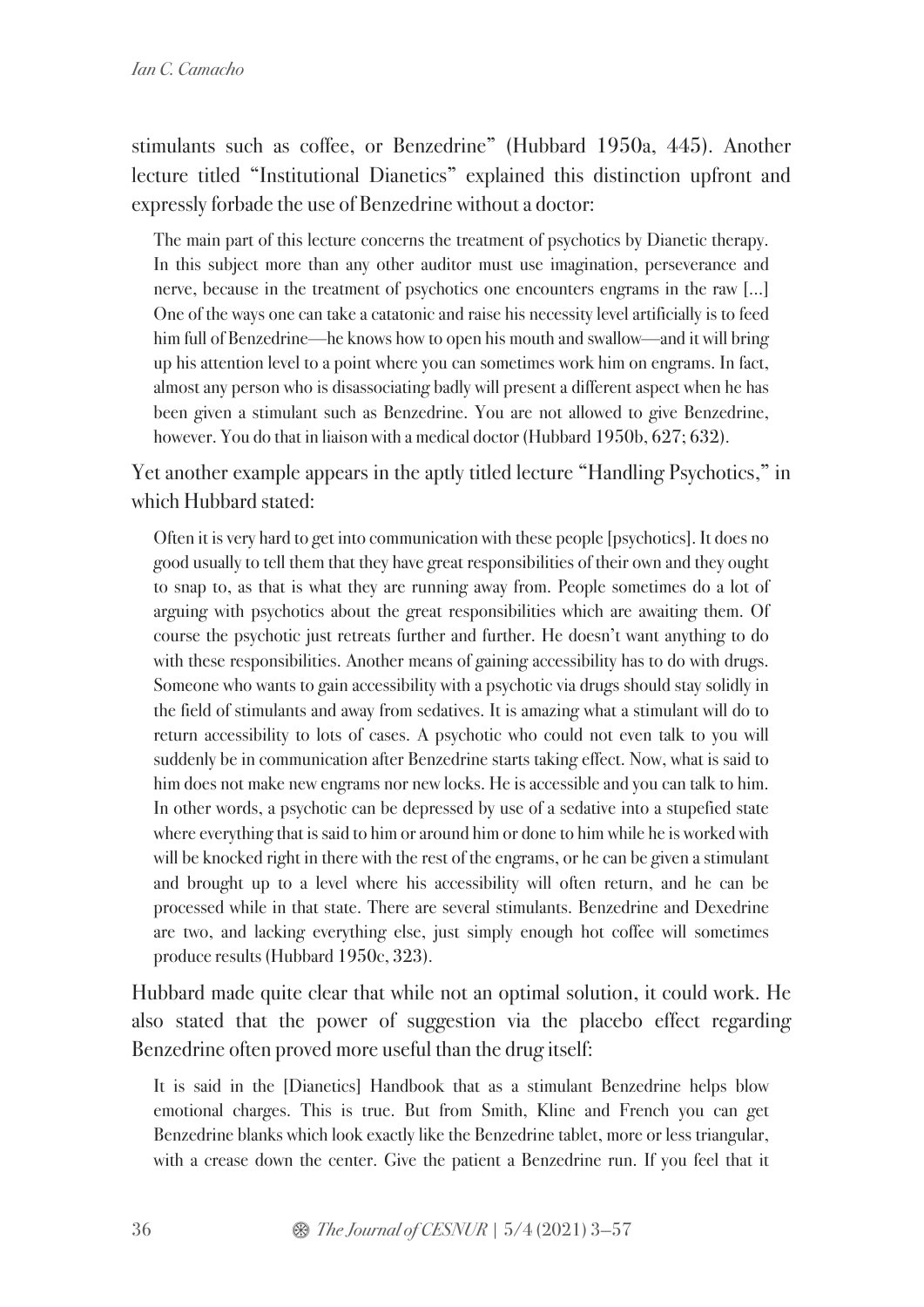stimulants such as coffee, or Benzedrine" (Hubbard 1950a, 445). Another lecture titled "Institutional Dianetics" explained this distinction upfront and expressly forbade the use of Benzedrine without a doctor:

> The main part of this lecture concerns the treatment of psychotics by Dianetic therapy. In this subject more than any other auditor must use imagination, perseverance and nerve, because in the treatment of psychotics one encounters engrams in the raw [...] One of the ways one can take a catatonic and raise his necessity level artificially is to feed him full of Benzedrine—he knows how to open his mouth and swallow—and it will bring up his attention level to a point where you can sometimes work him on engrams. In fact, almost any person who is disassociating badly will present a different aspect when he has been given a stimulant such as Benzedrine. You are not allowed to give Benzedrine, however. You do that in liaison with a medical doctor (Hubbard 1950b, 627; 632).

Yet another example appears in the aptly titled lecture "Handling Psychotics," in which Hubbard stated:

> Often it is very hard to get into communication with these people [psychotics]. It does no good usually to tell them that they have great responsibilities of their own and they ought to snap to, as that is what they are running away from. People sometimes do a lot of arguing with psychotics about the great responsibilities which are awaiting them. Of course the psychotic just retreats further and further. He doesn't want anything to do with these responsibilities. Another means of gaining accessibility has to do with drugs. Someone who wants to gain accessibility with a psychotic via drugs should stay solidly in the field of stimulants and away from sedatives. It is amazing what a stimulant will do to return accessibility to lots of cases. A psychotic who could not even talk to you will suddenly be in communication after Benzedrine starts taking effect. Now, what is said to him does not make new engrams nor new locks. He is accessible and you can talk to him. In other words, a psychotic can be depressed by use of a sedative into a stupefied state where everything that is said to him or around him or done to him while he is worked with will be knocked right in there with the rest of the engrams, or he can be given a stimulant and brought up to a level where his accessibility will often return, and he can be processed while in that state. There are several stimulants. Benzedrine and Dexedrine are two, and lacking everything else, just simply enough hot coffee will sometimes produce results (Hubbard 1950c, 323).

Hubbard made quite clear that while not an optimal solution, it could work. He also stated that the power of suggestion via the placebo effect regarding Benzedrine often proved more useful than the drug itself:

> It is said in the [Dianetics] Handbook that as a stimulant Benzedrine helps blow emotional charges. This is true. But from Smith, Kline and French you can get Benzedrine blanks which look exactly like the Benzedrine tablet, more or less triangular, with a crease down the center. Give the patient a Benzedrine run. If you feel that it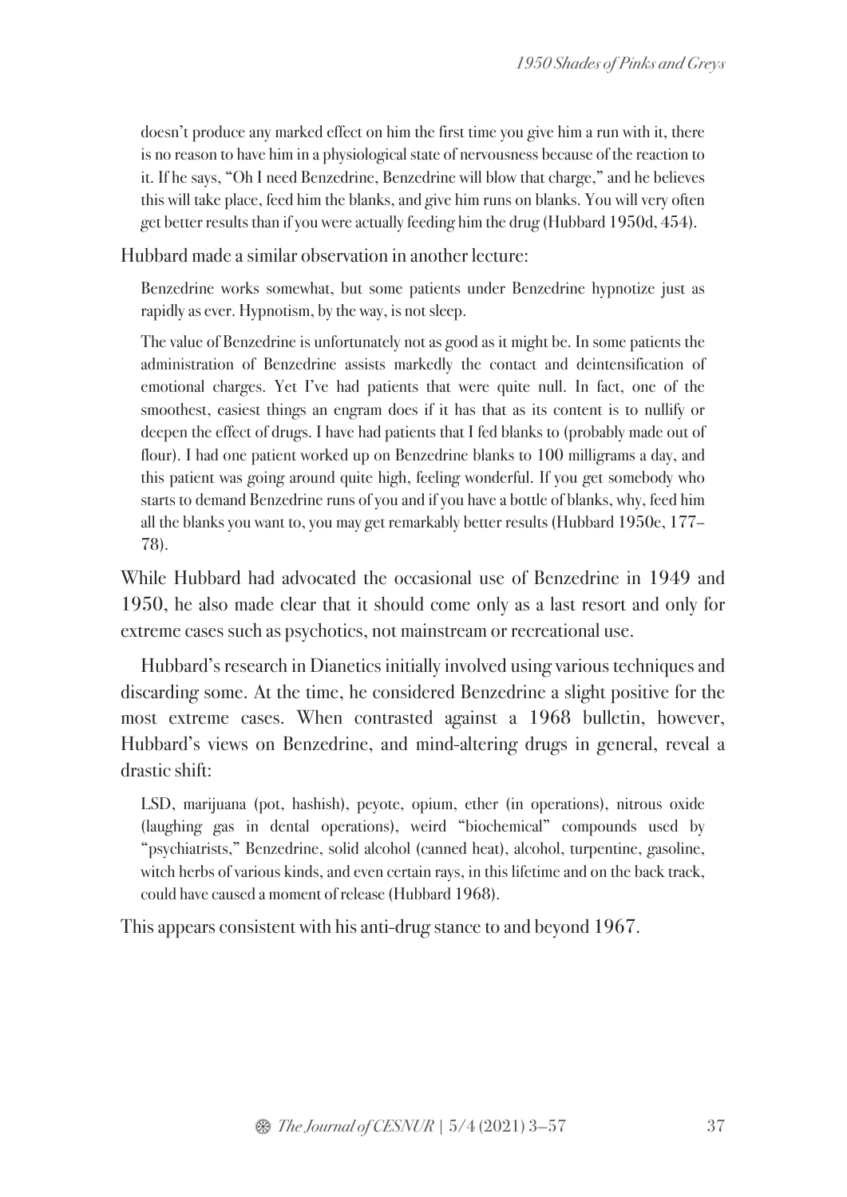> doesn't produce any marked effect on him the first time you give him a run with it, there is no reason to have him in a physiological state of nervousness because of the reaction to it. If he says, "Oh I need Benzedrine, Benzedrine will blow that charge," and he believes this will take place, feed him the blanks, and give him runs on blanks. You will very often get better results than if you were actually feeding him the drug (Hubbard 1950d, 454).

Hubbard made a similar observation in another lecture:

> Benzedrine works somewhat, but some patients under Benzedrine hypnotize just as rapidly as ever. Hypnotism, by the way, is not sleep.
>
> The value of Benzedrine is unfortunately not as good as it might be. In some patients the administration of Benzedrine assists markedly the contact and deintensification of emotional charges. Yet I've had patients that were quite null. In fact, one of the smoothest, easiest things an engram does if it has that as its content is to nullify or deepen the effect of drugs. I have had patients that I fed blanks to (probably made out of flour). I had one patient worked up on Benzedrine blanks to 100 milligrams a day, and this patient was going around quite high, feeling wonderful. If you get somebody who starts to demand Benzedrine runs of you and if you have a bottle of blanks, why, feed him all the blanks you want to, you may get remarkably better results (Hubbard 1950e, 177–78).

While Hubbard had advocated the occasional use of Benzedrine in 1949 and 1950, he also made clear that it should come only as a last resort and only for extreme cases such as psychotics, not mainstream or recreational use.

Hubbard's research in Dianetics initially involved using various techniques and discarding some. At the time, he considered Benzedrine a slight positive for the most extreme cases. When contrasted against a 1968 bulletin, however, Hubbard's views on Benzedrine, and mind-altering drugs in general, reveal a drastic shift:

> LSD, marijuana (pot, hashish), peyote, opium, ether (in operations), nitrous oxide (laughing gas in dental operations), weird "biochemical" compounds used by "psychiatrists," Benzedrine, solid alcohol (canned heat), alcohol, turpentine, gasoline, witch herbs of various kinds, and even certain rays, in this lifetime and on the back track, could have caused a moment of release (Hubbard 1968).

This appears consistent with his anti-drug stance to and beyond 1967.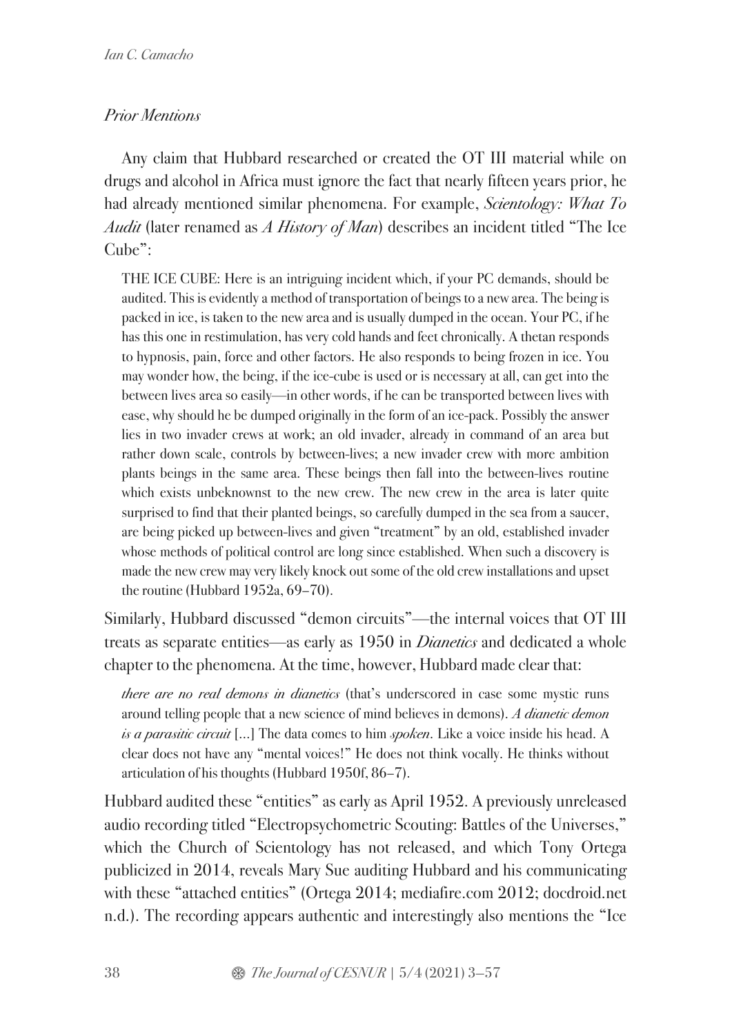*Prior Mentions*

Any claim that Hubbard researched or created the OT III material while on drugs and alcohol in Africa must ignore the fact that nearly fifteen years prior, he had already mentioned similar phenomena. For example, *Scientology: What To Audit* (later renamed as *A History of Man*) describes an incident titled "The Ice Cube":

> THE ICE CUBE: Here is an intriguing incident which, if your PC demands, should be audited. This is evidently a method of transportation of beings to a new area. The being is packed in ice, is taken to the new area and is usually dumped in the ocean. Your PC, if he has this one in restimulation, has very cold hands and feet chronically. A thetan responds to hypnosis, pain, force and other factors. He also responds to being frozen in ice. You may wonder how, the being, if the ice-cube is used or is necessary at all, can get into the between lives area so easily—in other words, if he can be transported between lives with ease, why should he be dumped originally in the form of an ice-pack. Possibly the answer lies in two invader crews at work; an old invader, already in command of an area but rather down scale, controls by between-lives; a new invader crew with more ambition plants beings in the same area. These beings then fall into the between-lives routine which exists unbeknownst to the new crew. The new crew in the area is later quite surprised to find that their planted beings, so carefully dumped in the sea from a saucer, are being picked up between-lives and given "treatment" by an old, established invader whose methods of political control are long since established. When such a discovery is made the new crew may very likely knock out some of the old crew installations and upset the routine (Hubbard 1952a, 69–70).

Similarly, Hubbard discussed "demon circuits"—the internal voices that OT III treats as separate entities—as early as 1950 in *Dianetics* and dedicated a whole chapter to the phenomena. At the time, however, Hubbard made clear that:

> *there are no real demons in dianetics* (that's underscored in case some mystic runs around telling people that a new science of mind believes in demons). *A dianetic demon is a parasitic circuit* [...] The data comes to him *spoken*. Like a voice inside his head. A clear does not have any "mental voices!" He does not think vocally. He thinks without articulation of his thoughts (Hubbard 1950f, 86–7).

Hubbard audited these "entities" as early as April 1952. A previously unreleased audio recording titled "Electropsychometric Scouting: Battles of the Universes," which the Church of Scientology has not released, and which Tony Ortega publicized in 2014, reveals Mary Sue auditing Hubbard and his communicating with these "attached entities" (Ortega 2014; mediafire.com 2012; docdroid.net n.d.). The recording appears authentic and interestingly also mentions the "Ice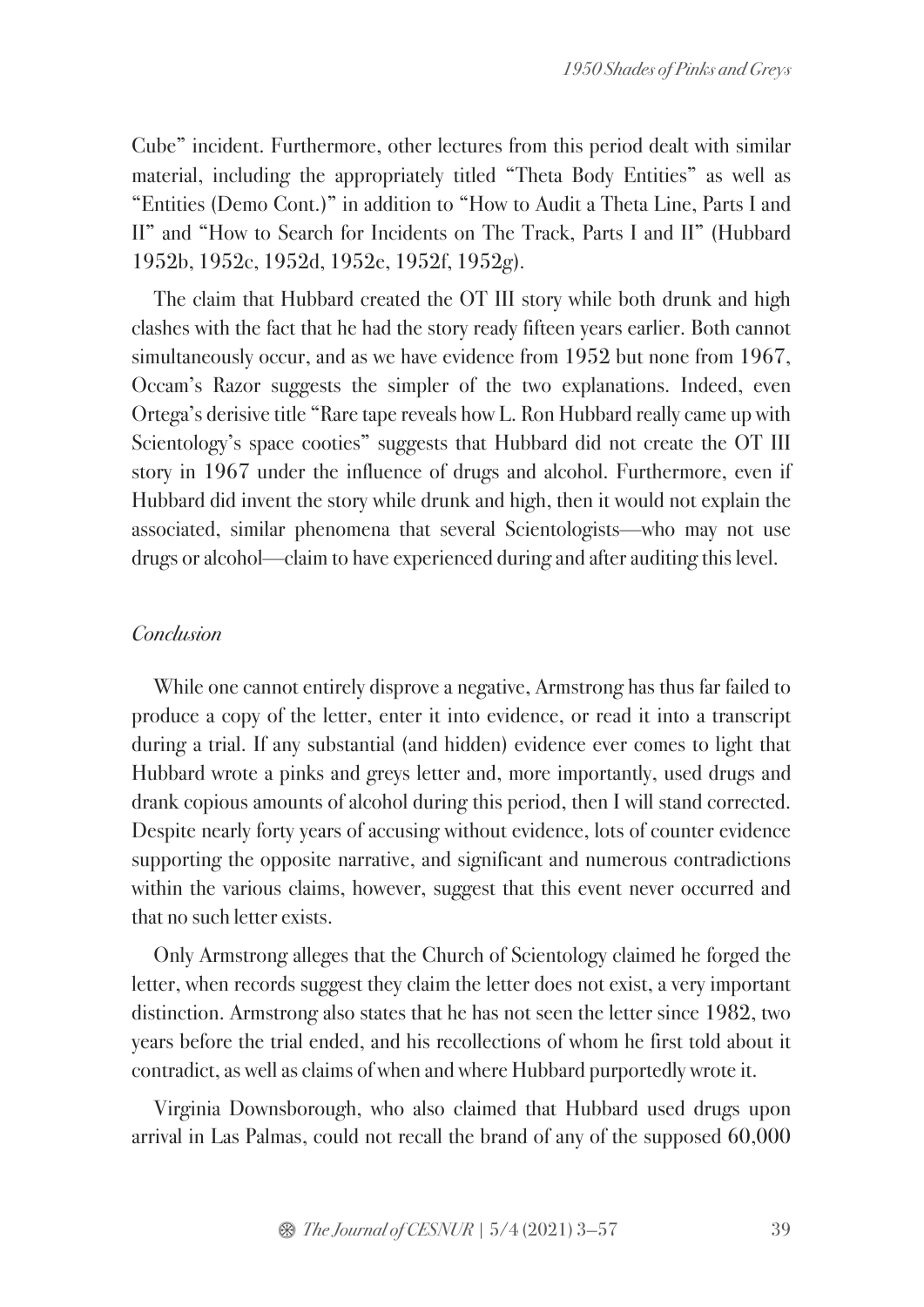Cube" incident. Furthermore, other lectures from this period dealt with similar material, including the appropriately titled "Theta Body Entities" as well as "Entities (Demo Cont.)" in addition to "How to Audit a Theta Line, Parts I and II" and "How to Search for Incidents on The Track, Parts I and II" (Hubbard 1952b, 1952c, 1952d, 1952e, 1952f, 1952g).

The claim that Hubbard created the OT III story while both drunk and high clashes with the fact that he had the story ready fifteen years earlier. Both cannot simultaneously occur, and as we have evidence from 1952 but none from 1967, Occam's Razor suggests the simpler of the two explanations. Indeed, even Ortega's derisive title "Rare tape reveals how L. Ron Hubbard really came up with Scientology's space cooties" suggests that Hubbard did not create the OT III story in 1967 under the influence of drugs and alcohol. Furthermore, even if Hubbard did invent the story while drunk and high, then it would not explain the associated, similar phenomena that several Scientologists—who may not use drugs or alcohol—claim to have experienced during and after auditing this level.

*Conclusion*

While one cannot entirely disprove a negative, Armstrong has thus far failed to produce a copy of the letter, enter it into evidence, or read it into a transcript during a trial. If any substantial (and hidden) evidence ever comes to light that Hubbard wrote a pinks and greys letter and, more importantly, used drugs and drank copious amounts of alcohol during this period, then I will stand corrected. Despite nearly forty years of accusing without evidence, lots of counter evidence supporting the opposite narrative, and significant and numerous contradictions within the various claims, however, suggest that this event never occurred and that no such letter exists.

Only Armstrong alleges that the Church of Scientology claimed he forged the letter, when records suggest they claim the letter does not exist, a very important distinction. Armstrong also states that he has not seen the letter since 1982, two years before the trial ended, and his recollections of whom he first told about it contradict, as well as claims of when and where Hubbard purportedly wrote it.

Virginia Downsborough, who also claimed that Hubbard used drugs upon arrival in Las Palmas, could not recall the brand of any of the supposed 60,000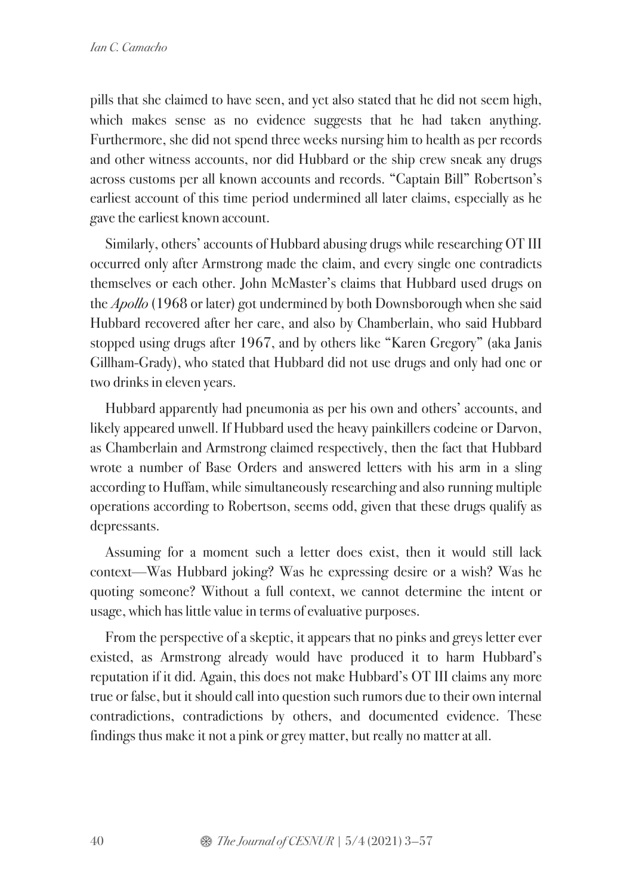pills that she claimed to have seen, and yet also stated that he did not seem high, which makes sense as no evidence suggests that he had taken anything. Furthermore, she did not spend three weeks nursing him to health as per records and other witness accounts, nor did Hubbard or the ship crew sneak any drugs across customs per all known accounts and records. "Captain Bill" Robertson's earliest account of this time period undermined all later claims, especially as he gave the earliest known account.

Similarly, others' accounts of Hubbard abusing drugs while researching OT III occurred only after Armstrong made the claim, and every single one contradicts themselves or each other. John McMaster's claims that Hubbard used drugs on the *Apollo* (1968 or later) got undermined by both Downsborough when she said Hubbard recovered after her care, and also by Chamberlain, who said Hubbard stopped using drugs after 1967, and by others like "Karen Gregory" (aka Janis Gillham-Grady), who stated that Hubbard did not use drugs and only had one or two drinks in eleven years.

Hubbard apparently had pneumonia as per his own and others' accounts, and likely appeared unwell. If Hubbard used the heavy painkillers codeine or Darvon, as Chamberlain and Armstrong claimed respectively, then the fact that Hubbard wrote a number of Base Orders and answered letters with his arm in a sling according to Huffam, while simultaneously researching and also running multiple operations according to Robertson, seems odd, given that these drugs qualify as depressants.

Assuming for a moment such a letter does exist, then it would still lack context—Was Hubbard joking? Was he expressing desire or a wish? Was he quoting someone? Without a full context, we cannot determine the intent or usage, which has little value in terms of evaluative purposes.

From the perspective of a skeptic, it appears that no pinks and greys letter ever existed, as Armstrong already would have produced it to harm Hubbard's reputation if it did. Again, this does not make Hubbard's OT III claims any more true or false, but it should call into question such rumors due to their own internal contradictions, contradictions by others, and documented evidence. These findings thus make it not a pink or grey matter, but really no matter at all.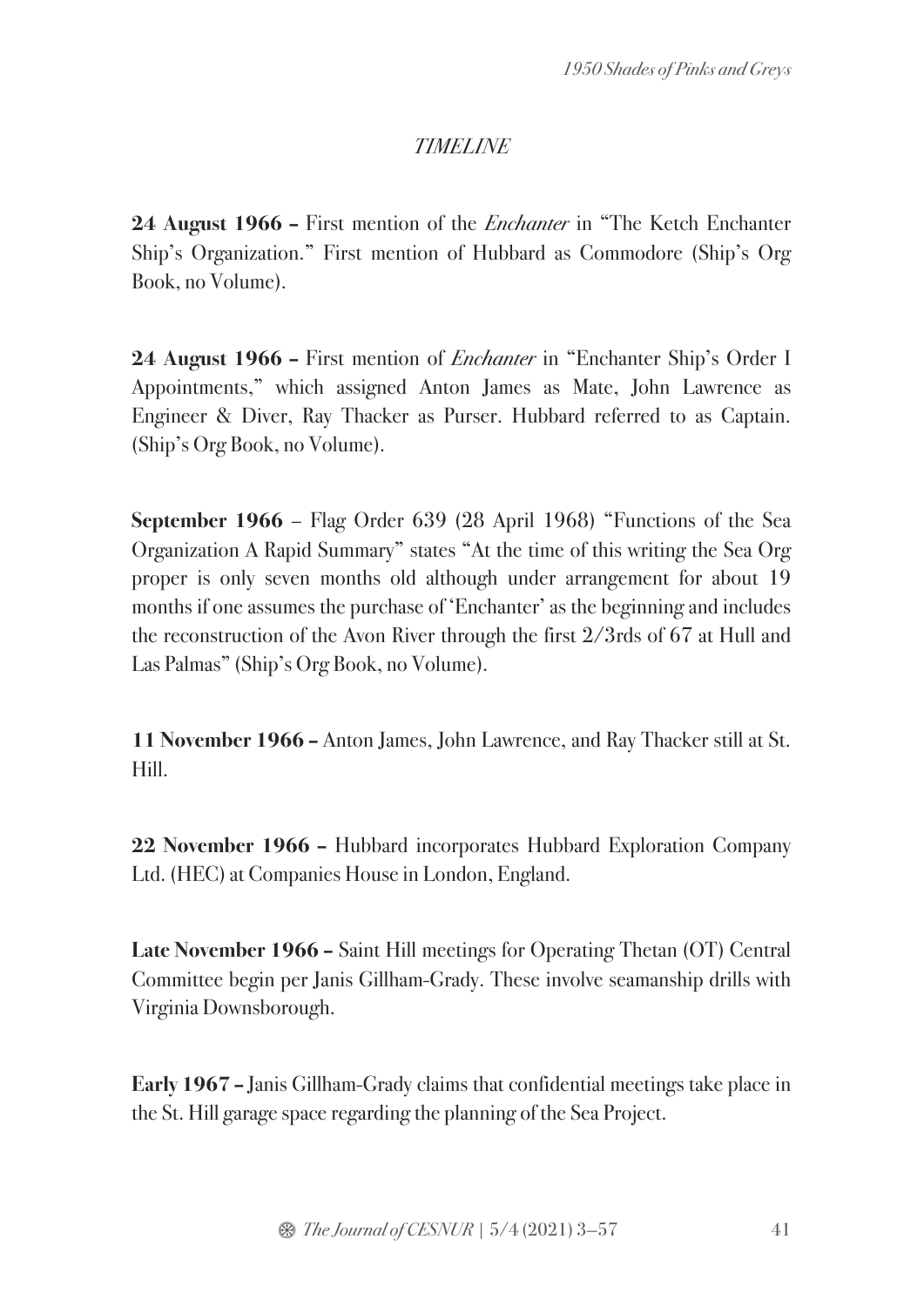*TIMELINE*

**24 August 1966 –** First mention of the *Enchanter* in "The Ketch Enchanter Ship's Organization." First mention of Hubbard as Commodore (Ship's Org Book, no Volume).

**24 August 1966 –** First mention of *Enchanter* in "Enchanter Ship's Order I Appointments," which assigned Anton James as Mate, John Lawrence as Engineer & Diver, Ray Thacker as Purser. Hubbard referred to as Captain. (Ship's Org Book, no Volume).

**September 1966** – Flag Order 639 (28 April 1968) "Functions of the Sea Organization A Rapid Summary" states "At the time of this writing the Sea Org proper is only seven months old although under arrangement for about 19 months if one assumes the purchase of 'Enchanter' as the beginning and includes the reconstruction of the Avon River through the first 2/3rds of 67 at Hull and Las Palmas" (Ship's Org Book, no Volume).

**11 November 1966 –** Anton James, John Lawrence, and Ray Thacker still at St. Hill.

**22 November 1966 –** Hubbard incorporates Hubbard Exploration Company Ltd. (HEC) at Companies House in London, England.

**Late November 1966 –** Saint Hill meetings for Operating Thetan (OT) Central Committee begin per Janis Gillham-Grady. These involve seamanship drills with Virginia Downsborough.

**Early 1967 –** Janis Gillham-Grady claims that confidential meetings take place in the St. Hill garage space regarding the planning of the Sea Project.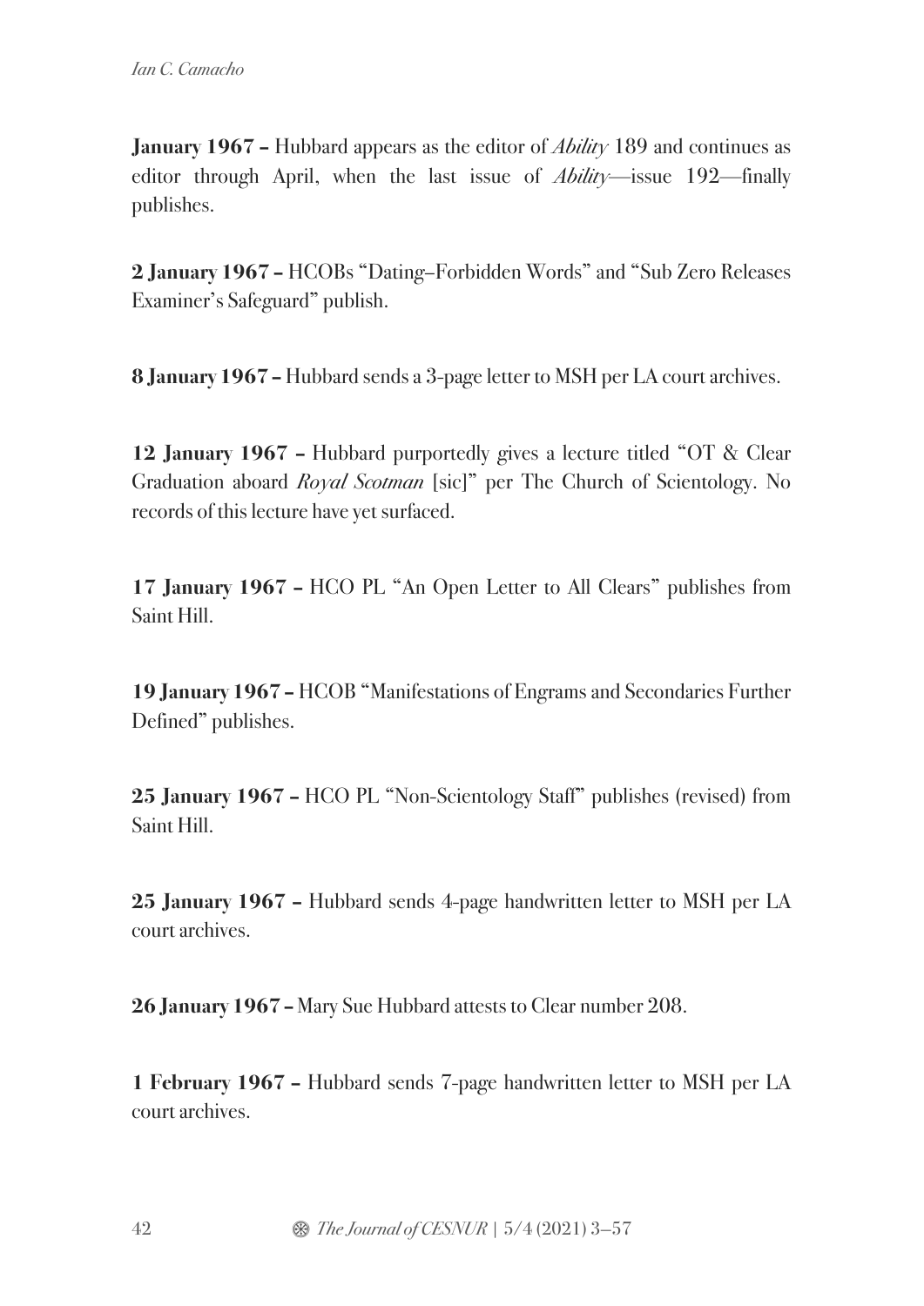**January 1967 –** Hubbard appears as the editor of *Ability* 189 and continues as editor through April, when the last issue of *Ability*—issue 192—finally publishes.

**2 January 1967 –** HCOBs "Dating–Forbidden Words" and "Sub Zero Releases Examiner's Safeguard" publish.

**8 January 1967 –** Hubbard sends a 3-page letter to MSH per LA court archives.

**12 January 1967 –** Hubbard purportedly gives a lecture titled "OT & Clear Graduation aboard *Royal Scotman* [sic]" per The Church of Scientology. No records of this lecture have yet surfaced.

**17 January 1967 –** HCO PL "An Open Letter to All Clears" publishes from Saint Hill.

**19 January 1967 –** HCOB "Manifestations of Engrams and Secondaries Further Defined" publishes.

**25 January 1967 –** HCO PL "Non-Scientology Staff" publishes (revised) from Saint Hill.

**25 January 1967 –** Hubbard sends 4-page handwritten letter to MSH per LA court archives.

**26 January 1967 –** Mary Sue Hubbard attests to Clear number 208.

**1 February 1967 –** Hubbard sends 7-page handwritten letter to MSH per LA court archives.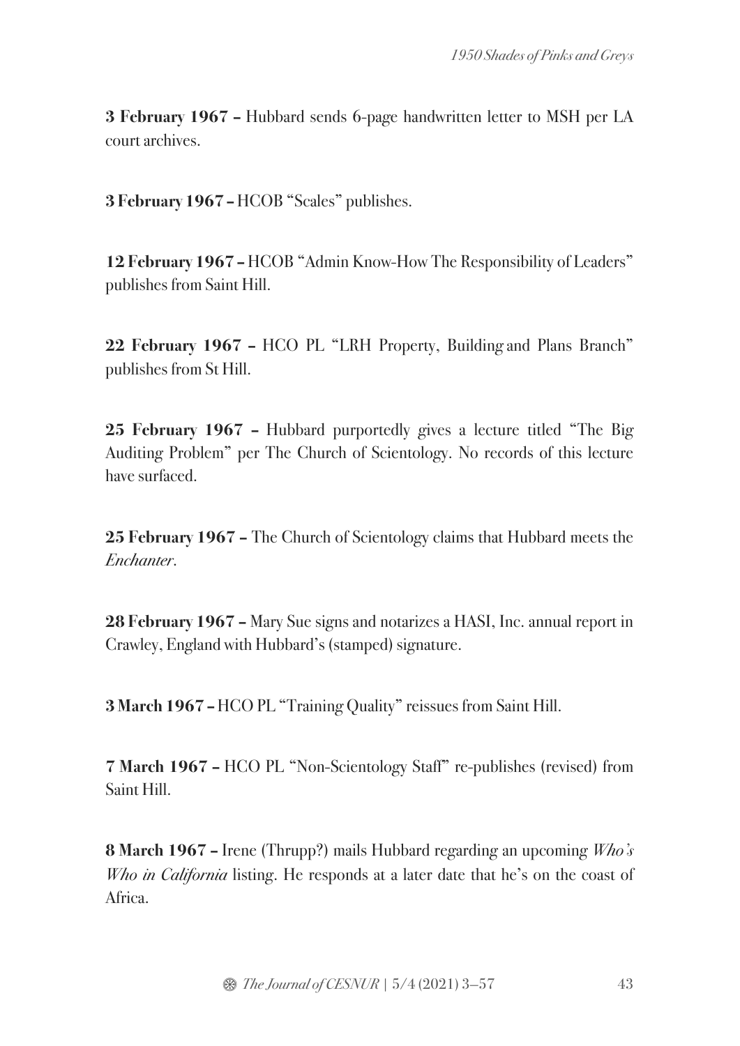**3 February 1967 –** Hubbard sends 6-page handwritten letter to MSH per LA court archives.

**3 February 1967 –** HCOB "Scales" publishes.

**12 February 1967 –** HCOB "Admin Know-How The Responsibility of Leaders" publishes from Saint Hill.

**22 February 1967 –** HCO PL "LRH Property, Building and Plans Branch" publishes from St Hill.

**25 February 1967 –** Hubbard purportedly gives a lecture titled "The Big Auditing Problem" per The Church of Scientology. No records of this lecture have surfaced.

**25 February 1967 –** The Church of Scientology claims that Hubbard meets the *Enchanter*.

**28 February 1967 –** Mary Sue signs and notarizes a HASI, Inc. annual report in Crawley, England with Hubbard's (stamped) signature.

**3 March 1967 –** HCO PL "Training Quality" reissues from Saint Hill.

**7 March 1967 –** HCO PL "Non-Scientology Staff" re-publishes (revised) from Saint Hill.

**8 March 1967 –** Irene (Thrupp?) mails Hubbard regarding an upcoming *Who's Who in California* listing. He responds at a later date that he's on the coast of Africa.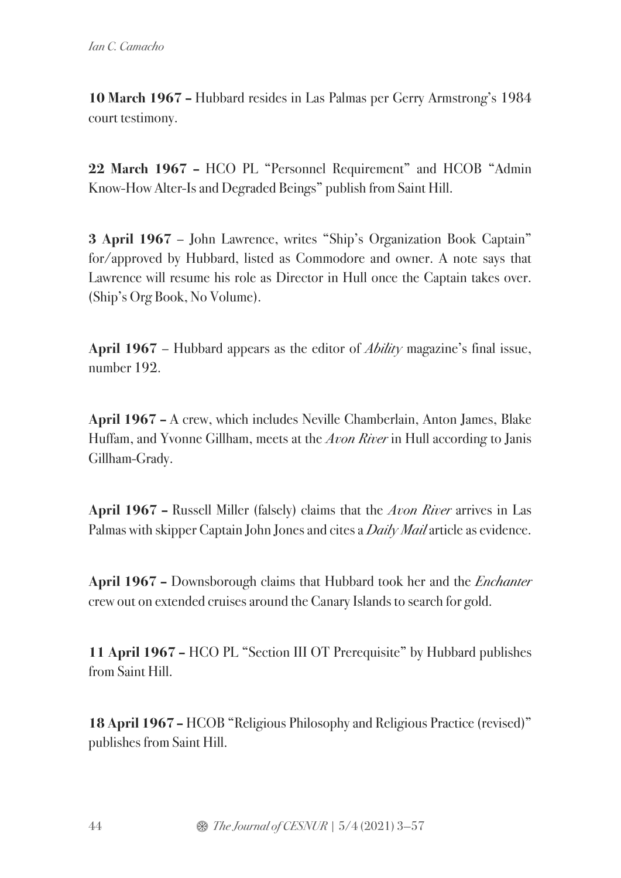**10 March 1967 –** Hubbard resides in Las Palmas per Gerry Armstrong's 1984 court testimony.

**22 March 1967 –** HCO PL "Personnel Requirement" and HCOB "Admin Know-How Alter-Is and Degraded Beings" publish from Saint Hill.

**3 April 1967** – John Lawrence, writes "Ship's Organization Book Captain" for/approved by Hubbard, listed as Commodore and owner. A note says that Lawrence will resume his role as Director in Hull once the Captain takes over. (Ship's Org Book, No Volume).

**April 1967** – Hubbard appears as the editor of *Ability* magazine's final issue, number 192.

**April 1967 –** A crew, which includes Neville Chamberlain, Anton James, Blake Huffam, and Yvonne Gillham, meets at the *Avon River* in Hull according to Janis Gillham-Grady.

**April 1967 –** Russell Miller (falsely) claims that the *Avon River* arrives in Las Palmas with skipper Captain John Jones and cites a *Daily Mail* article as evidence.

**April 1967 –** Downsborough claims that Hubbard took her and the *Enchanter* crew out on extended cruises around the Canary Islands to search for gold.

**11 April 1967 –** HCO PL "Section III OT Prerequisite" by Hubbard publishes from Saint Hill.

**18 April 1967 –** HCOB "Religious Philosophy and Religious Practice (revised)" publishes from Saint Hill.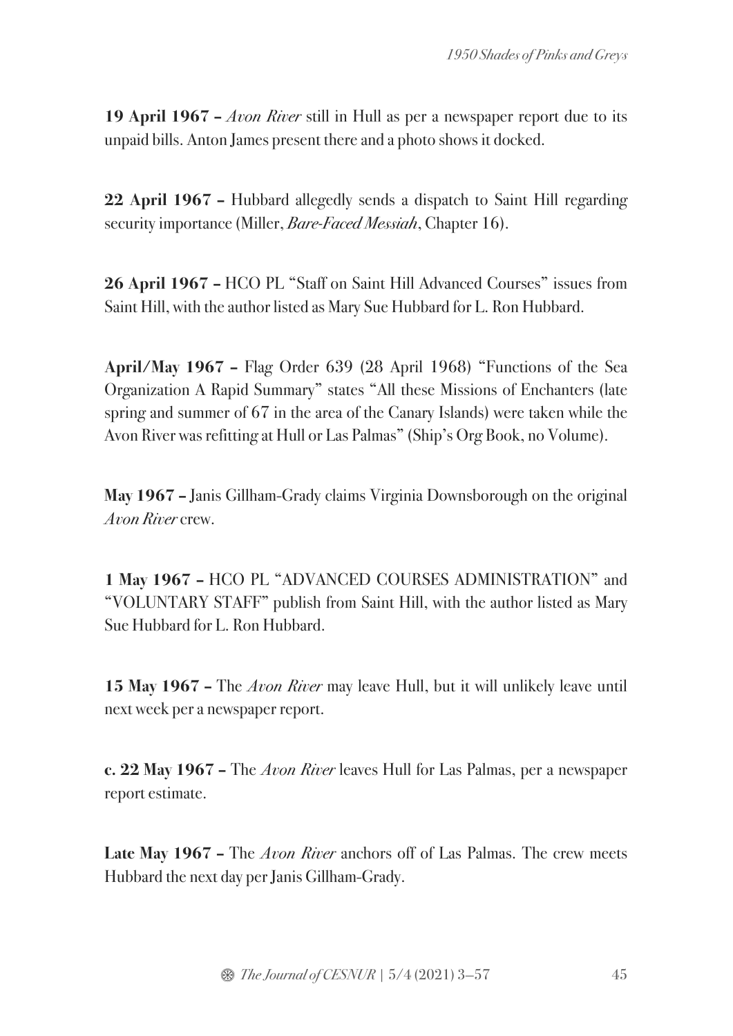**19 April 1967 –** *Avon River* still in Hull as per a newspaper report due to its unpaid bills. Anton James present there and a photo shows it docked.

**22 April 1967 –** Hubbard allegedly sends a dispatch to Saint Hill regarding security importance (Miller, *Bare-Faced Messiah*, Chapter 16).

**26 April 1967 –** HCO PL "Staff on Saint Hill Advanced Courses" issues from Saint Hill, with the author listed as Mary Sue Hubbard for L. Ron Hubbard.

**April/May 1967 –** Flag Order 639 (28 April 1968) "Functions of the Sea Organization A Rapid Summary" states "All these Missions of Enchanters (late spring and summer of 67 in the area of the Canary Islands) were taken while the Avon River was refitting at Hull or Las Palmas" (Ship's Org Book, no Volume).

**May 1967 –** Janis Gillham-Grady claims Virginia Downsborough on the original *Avon River* crew.

**1 May 1967 –** HCO PL "ADVANCED COURSES ADMINISTRATION" and "VOLUNTARY STAFF" publish from Saint Hill, with the author listed as Mary Sue Hubbard for L. Ron Hubbard.

**15 May 1967 –** The *Avon River* may leave Hull, but it will unlikely leave until next week per a newspaper report.

**c. 22 May 1967 –** The *Avon River* leaves Hull for Las Palmas, per a newspaper report estimate.

**Late May 1967 –** The *Avon River* anchors off of Las Palmas. The crew meets Hubbard the next day per Janis Gillham-Grady.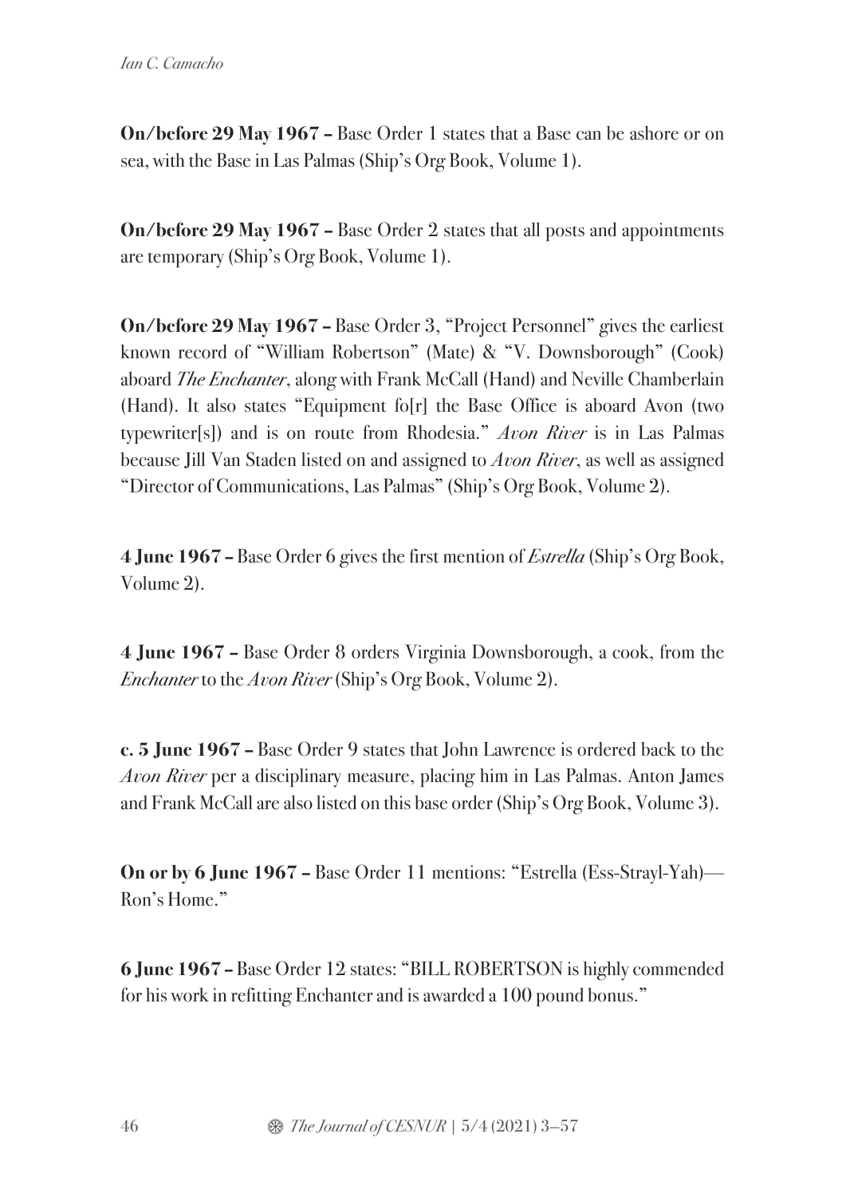**On/before 29 May 1967 –** Base Order 1 states that a Base can be ashore or on sea, with the Base in Las Palmas (Ship's Org Book, Volume 1).

**On/before 29 May 1967 –** Base Order 2 states that all posts and appointments are temporary (Ship's Org Book, Volume 1).

**On/before 29 May 1967 –** Base Order 3, "Project Personnel" gives the earliest known record of "William Robertson" (Mate) & "V. Downsborough" (Cook) aboard *The Enchanter*, along with Frank McCall (Hand) and Neville Chamberlain (Hand). It also states "Equipment fo[r] the Base Office is aboard Avon (two typewriter[s]) and is on route from Rhodesia." *Avon River* is in Las Palmas because Jill Van Staden listed on and assigned to *Avon River*, as well as assigned "Director of Communications, Las Palmas" (Ship's Org Book, Volume 2).

**4 June 1967 –** Base Order 6 gives the first mention of *Estrella* (Ship's Org Book, Volume 2).

**4 June 1967 –** Base Order 8 orders Virginia Downsborough, a cook, from the *Enchanter* to the *Avon River* (Ship's Org Book, Volume 2).

**c. 5 June 1967 –** Base Order 9 states that John Lawrence is ordered back to the *Avon River* per a disciplinary measure, placing him in Las Palmas. Anton James and Frank McCall are also listed on this base order (Ship's Org Book, Volume 3).

**On or by 6 June 1967 –** Base Order 11 mentions: "Estrella (Ess-Strayl-Yah)—Ron's Home."

**6 June 1967 –** Base Order 12 states: "BILL ROBERTSON is highly commended for his work in refitting Enchanter and is awarded a 100 pound bonus."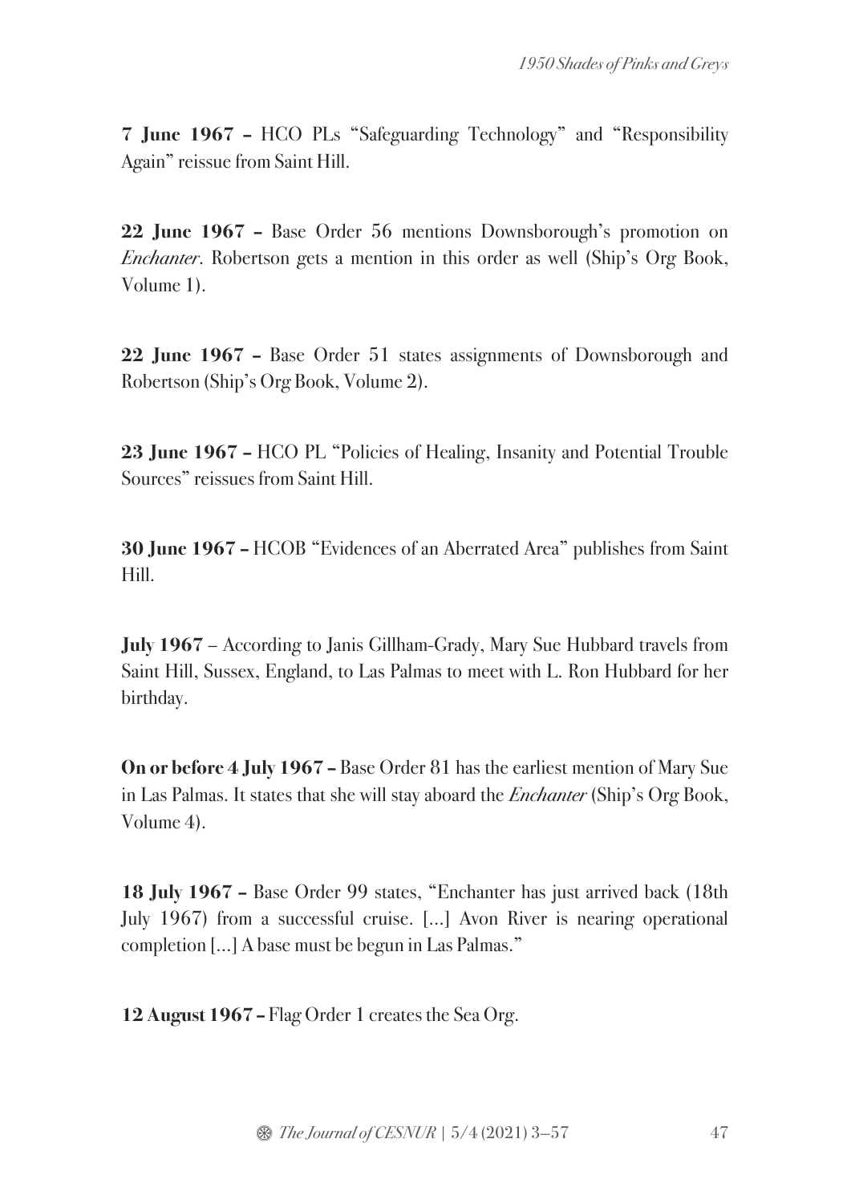**7 June 1967 –** HCO PLs "Safeguarding Technology" and "Responsibility Again" reissue from Saint Hill.

**22 June 1967 –** Base Order 56 mentions Downsborough's promotion on *Enchanter*. Robertson gets a mention in this order as well (Ship's Org Book, Volume 1).

**22 June 1967 –** Base Order 51 states assignments of Downsborough and Robertson (Ship's Org Book, Volume 2).

**23 June 1967 –** HCO PL "Policies of Healing, Insanity and Potential Trouble Sources" reissues from Saint Hill.

**30 June 1967 –** HCOB "Evidences of an Aberrated Area" publishes from Saint Hill.

**July 1967** – According to Janis Gillham-Grady, Mary Sue Hubbard travels from Saint Hill, Sussex, England, to Las Palmas to meet with L. Ron Hubbard for her birthday.

**On or before 4 July 1967 –** Base Order 81 has the earliest mention of Mary Sue in Las Palmas. It states that she will stay aboard the *Enchanter* (Ship's Org Book, Volume 4).

**18 July 1967 –** Base Order 99 states, "Enchanter has just arrived back (18th July 1967) from a successful cruise. [...] Avon River is nearing operational completion [...] A base must be begun in Las Palmas."

**12 August 1967 –** Flag Order 1 creates the Sea Org.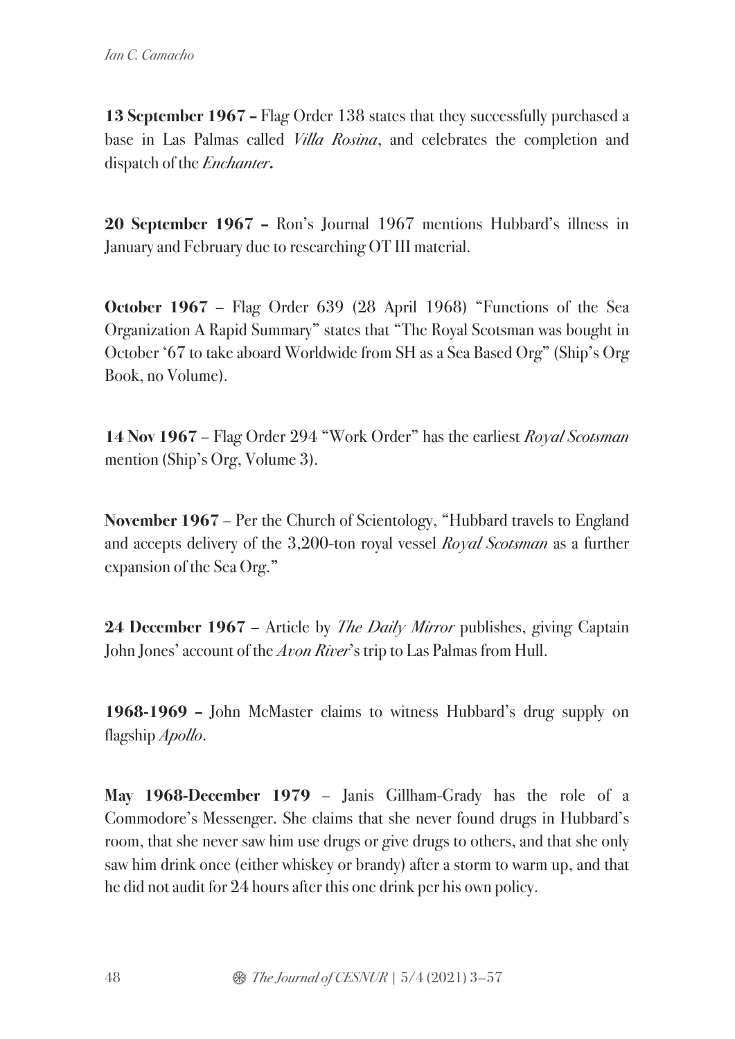**13 September 1967 –** Flag Order 138 states that they successfully purchased a base in Las Palmas called *Villa Rosina*, and celebrates the completion and dispatch of the *Enchanter***.**

**20 September 1967 –** Ron's Journal 1967 mentions Hubbard's illness in January and February due to researching OT III material.

**October 1967** – Flag Order 639 (28 April 1968) "Functions of the Sea Organization A Rapid Summary" states that "The Royal Scotsman was bought in October '67 to take aboard Worldwide from SH as a Sea Based Org" (Ship's Org Book, no Volume).

**14 Nov 1967** – Flag Order 294 "Work Order" has the earliest *Royal Scotsman* mention (Ship's Org, Volume 3).

**November 1967** – Per the Church of Scientology, "Hubbard travels to England and accepts delivery of the 3,200-ton royal vessel *Royal Scotsman* as a further expansion of the Sea Org."

**24 December 1967** – Article by *The Daily Mirror* publishes, giving Captain John Jones' account of the *Avon River*'s trip to Las Palmas from Hull.

**1968-1969 –** John McMaster claims to witness Hubbard's drug supply on flagship *Apollo*.

**May 1968-December 1979** – Janis Gillham-Grady has the role of a Commodore's Messenger. She claims that she never found drugs in Hubbard's room, that she never saw him use drugs or give drugs to others, and that she only saw him drink once (either whiskey or brandy) after a storm to warm up, and that he did not audit for 24 hours after this one drink per his own policy.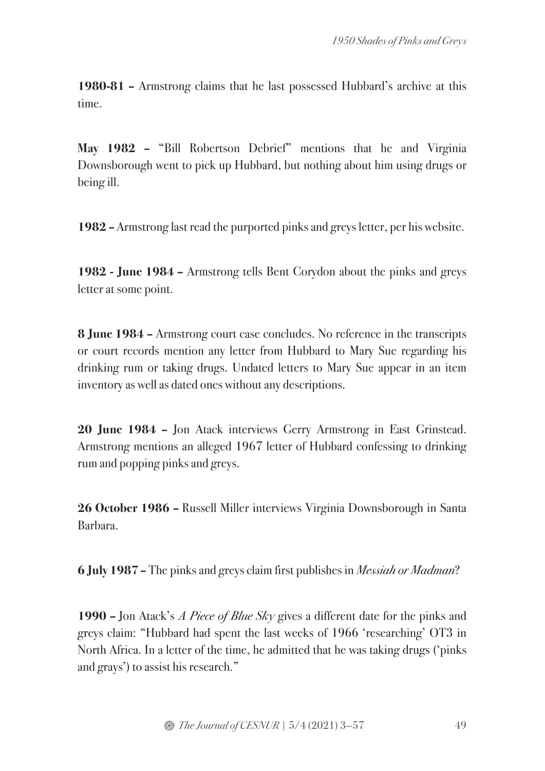**1980-81 –** Armstrong claims that he last possessed Hubbard's archive at this time.

**May 1982 –** "Bill Robertson Debrief" mentions that he and Virginia Downsborough went to pick up Hubbard, but nothing about him using drugs or being ill.

**1982 –** Armstrong last read the purported pinks and greys letter, per his website.

**1982 - June 1984 –** Armstrong tells Bent Corydon about the pinks and greys letter at some point.

**8 June 1984 –** Armstrong court case concludes. No reference in the transcripts or court records mention any letter from Hubbard to Mary Sue regarding his drinking rum or taking drugs. Undated letters to Mary Sue appear in an item inventory as well as dated ones without any descriptions.

**20 June 1984 –** Jon Atack interviews Gerry Armstrong in East Grinstead. Armstrong mentions an alleged 1967 letter of Hubbard confessing to drinking rum and popping pinks and greys.

**26 October 1986 –** Russell Miller interviews Virginia Downsborough in Santa Barbara.

**6 July 1987 –** The pinks and greys claim first publishes in *Messiah or Madman*?

**1990 –** Jon Atack's *A Piece of Blue Sky* gives a different date for the pinks and greys claim: "Hubbard had spent the last weeks of 1966 'researching' OT3 in North Africa. In a letter of the time, he admitted that he was taking drugs ('pinks and grays') to assist his research."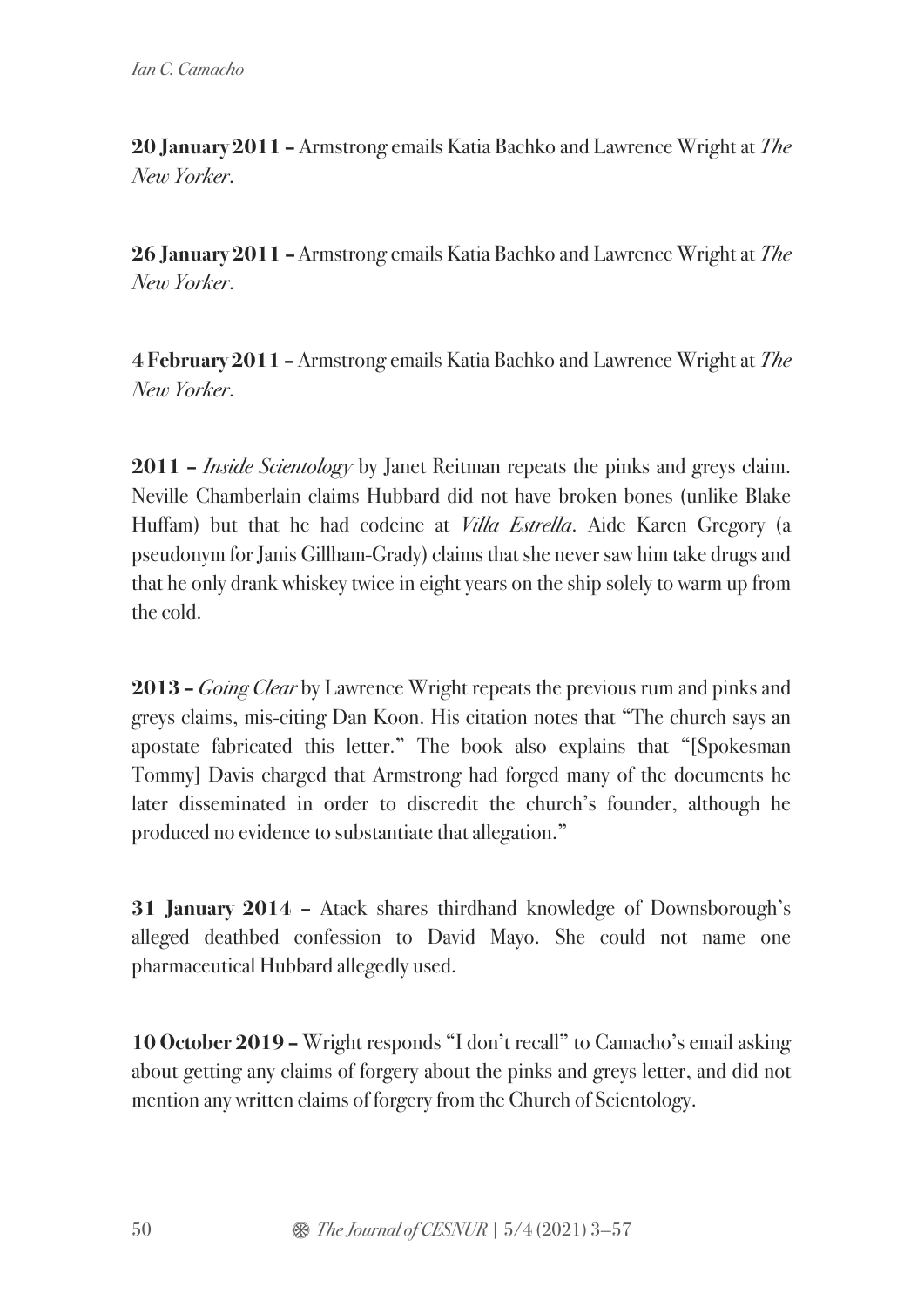**20 January 2011 –** Armstrong emails Katia Bachko and Lawrence Wright at *The New Yorker*.

**26 January 2011 –** Armstrong emails Katia Bachko and Lawrence Wright at *The New Yorker*.

**4 February 2011 –** Armstrong emails Katia Bachko and Lawrence Wright at *The New Yorker*.

**2011 –** *Inside Scientology* by Janet Reitman repeats the pinks and greys claim. Neville Chamberlain claims Hubbard did not have broken bones (unlike Blake Huffam) but that he had codeine at *Villa Estrella*. Aide Karen Gregory (a pseudonym for Janis Gillham-Grady) claims that she never saw him take drugs and that he only drank whiskey twice in eight years on the ship solely to warm up from the cold.

**2013 –** *Going Clear* by Lawrence Wright repeats the previous rum and pinks and greys claims, mis-citing Dan Koon. His citation notes that "The church says an apostate fabricated this letter." The book also explains that "[Spokesman Tommy] Davis charged that Armstrong had forged many of the documents he later disseminated in order to discredit the church's founder, although he produced no evidence to substantiate that allegation."

**31 January 2014 –** Atack shares thirdhand knowledge of Downsborough's alleged deathbed confession to David Mayo. She could not name one pharmaceutical Hubbard allegedly used.

**10 October 2019 –** Wright responds "I don't recall" to Camacho's email asking about getting any claims of forgery about the pinks and greys letter, and did not mention any written claims of forgery from the Church of Scientology.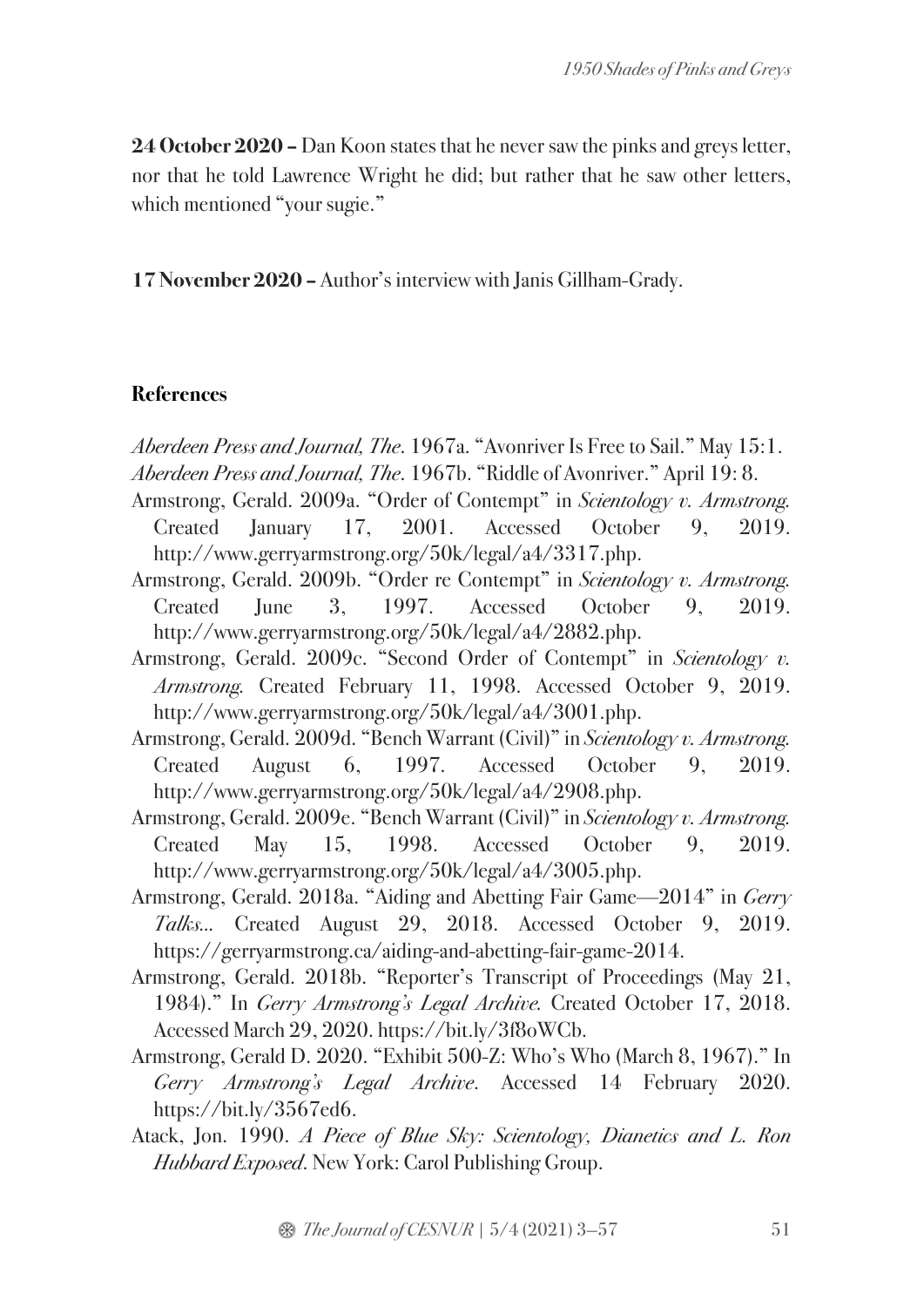**24 October 2020 –** Dan Koon states that he never saw the pinks and greys letter, nor that he told Lawrence Wright he did; but rather that he saw other letters, which mentioned "your sugie."

**17 November 2020 –** Author's interview with Janis Gillham-Grady.

**References**

*Aberdeen Press and Journal, The*. 1967a. "Avonriver Is Free to Sail." May 15:1.

*Aberdeen Press and Journal, The*. 1967b. "Riddle of Avonriver." April 19: 8.

Armstrong, Gerald. 2009a. "Order of Contempt" in *Scientology v. Armstrong.* Created January 17, 2001. Accessed October 9, 2019. http://www.gerryarmstrong.org/50k/legal/a4/3317.php.

Armstrong, Gerald. 2009b. "Order re Contempt" in *Scientology v. Armstrong.* Created June 3, 1997. Accessed October 9, 2019. http://www.gerryarmstrong.org/50k/legal/a4/2882.php.

Armstrong, Gerald. 2009c. "Second Order of Contempt" in *Scientology v. Armstrong.* Created February 11, 1998. Accessed October 9, 2019. http://www.gerryarmstrong.org/50k/legal/a4/3001.php.

Armstrong, Gerald. 2009d. "Bench Warrant (Civil)" in *Scientology v. Armstrong.* Created August 6, 1997. Accessed October 9, 2019. http://www.gerryarmstrong.org/50k/legal/a4/2908.php.

Armstrong, Gerald. 2009e. "Bench Warrant (Civil)" in *Scientology v. Armstrong.* Created May 15, 1998. Accessed October 9, 2019. http://www.gerryarmstrong.org/50k/legal/a4/3005.php.

Armstrong, Gerald. 2018a. "Aiding and Abetting Fair Game—2014" in *Gerry Talks...* Created August 29, 2018. Accessed October 9, 2019. https://gerryarmstrong.ca/aiding-and-abetting-fair-game-2014.

Armstrong, Gerald. 2018b. "Reporter's Transcript of Proceedings (May 21, 1984)." In *Gerry Armstrong's Legal Archive.* Created October 17, 2018. Accessed March 29, 2020. https://bit.ly/3f8oWCb.

Armstrong, Gerald D. 2020. "Exhibit 500-Z: Who's Who (March 8, 1967)." In *Gerry Armstrong's Legal Archive*. Accessed 14 February 2020. https://bit.ly/3567ed6.

Atack, Jon. 1990. *A Piece of Blue Sky: Scientology, Dianetics and L. Ron Hubbard Exposed*. New York: Carol Publishing Group.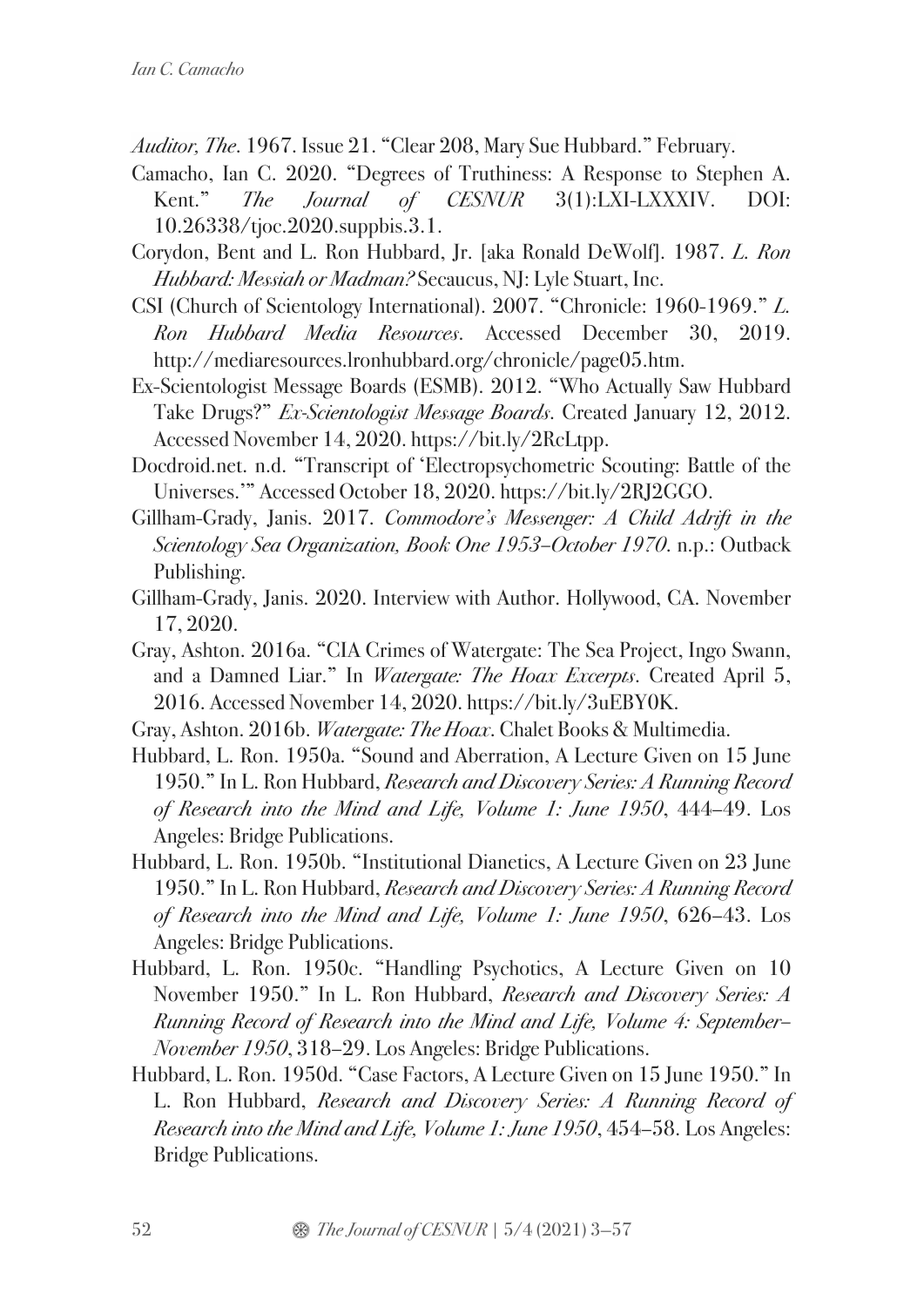*Auditor, The*. 1967. Issue 21. "Clear 208, Mary Sue Hubbard." February.

Camacho, Ian C. 2020. "Degrees of Truthiness: A Response to Stephen A. Kent." *The Journal of CESNUR* 3(1):LXI-LXXXIV. DOI: 10.26338/tjoc.2020.suppbis.3.1.

Corydon, Bent and L. Ron Hubbard, Jr. [aka Ronald DeWolf]. 1987. *L. Ron Hubbard: Messiah or Madman?* Secaucus, NJ: Lyle Stuart, Inc.

CSI (Church of Scientology International). 2007. "Chronicle: 1960-1969." *L. Ron Hubbard Media Resources*. Accessed December 30, 2019. http://mediaresources.lronhubbard.org/chronicle/page05.htm.

Ex-Scientologist Message Boards (ESMB). 2012. "Who Actually Saw Hubbard Take Drugs?" *Ex-Scientologist Message Boards*. Created January 12, 2012. Accessed November 14, 2020. https://bit.ly/2RcLtpp.

Docdroid.net. n.d. "Transcript of 'Electropsychometric Scouting: Battle of the Universes.'" Accessed October 18, 2020. https://bit.ly/2RJ2GGO.

Gillham-Grady, Janis. 2017. *Commodore's Messenger: A Child Adrift in the Scientology Sea Organization, Book One 1953–October 1970*. n.p.: Outback Publishing.

Gillham-Grady, Janis. 2020. Interview with Author. Hollywood, CA. November 17, 2020.

Gray, Ashton. 2016a. "CIA Crimes of Watergate: The Sea Project, Ingo Swann, and a Damned Liar." In *Watergate: The Hoax Excerpts*. Created April 5, 2016. Accessed November 14, 2020. https://bit.ly/3uEBY0K.

Gray, Ashton. 2016b. *Watergate: The Hoax*. Chalet Books & Multimedia.

Hubbard, L. Ron. 1950a. "Sound and Aberration, A Lecture Given on 15 June 1950." In L. Ron Hubbard, *Research and Discovery Series: A Running Record of Research into the Mind and Life, Volume 1: June 1950*, 444–49. Los Angeles: Bridge Publications.

Hubbard, L. Ron. 1950b. "Institutional Dianetics, A Lecture Given on 23 June 1950." In L. Ron Hubbard, *Research and Discovery Series: A Running Record of Research into the Mind and Life, Volume 1: June 1950*, 626–43. Los Angeles: Bridge Publications.

Hubbard, L. Ron. 1950c. "Handling Psychotics, A Lecture Given on 10 November 1950." In L. Ron Hubbard, *Research and Discovery Series: A Running Record of Research into the Mind and Life, Volume 4: September–November 1950*, 318–29. Los Angeles: Bridge Publications.

Hubbard, L. Ron. 1950d. "Case Factors, A Lecture Given on 15 June 1950." In L. Ron Hubbard, *Research and Discovery Series: A Running Record of Research into the Mind and Life, Volume 1: June 1950*, 454–58. Los Angeles: Bridge Publications.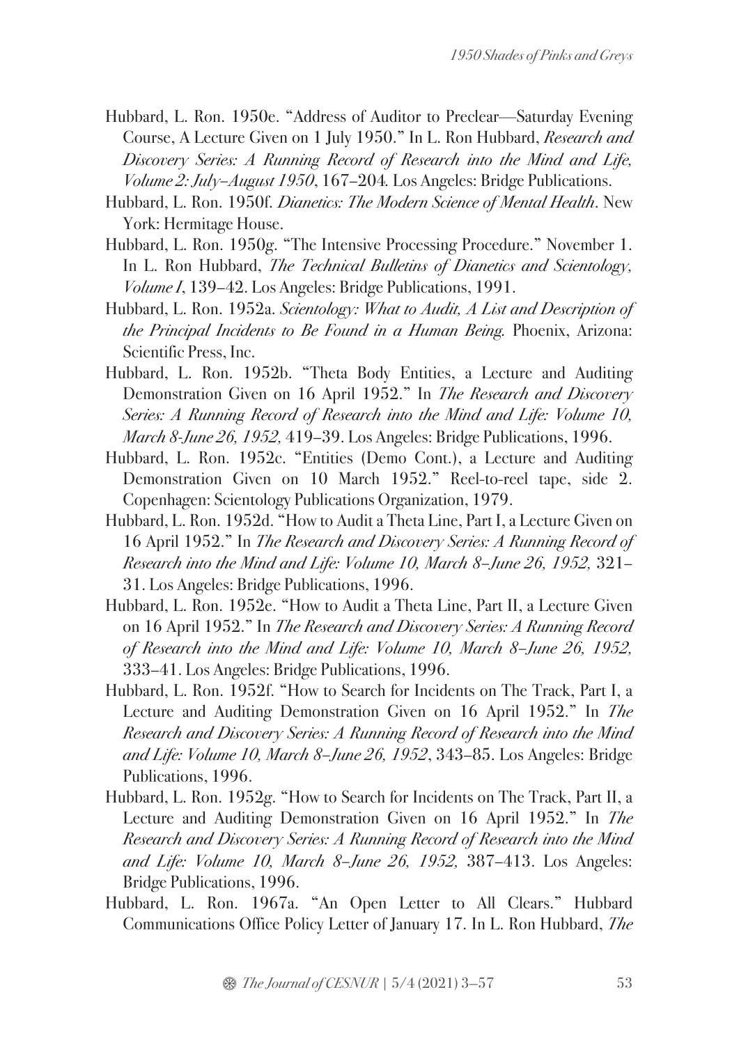Hubbard, L. Ron. 1950e. "Address of Auditor to Preclear—Saturday Evening Course, A Lecture Given on 1 July 1950." In L. Ron Hubbard, *Research and Discovery Series: A Running Record of Research into the Mind and Life, Volume 2: July–August 1950*, 167–204. Los Angeles: Bridge Publications.

Hubbard, L. Ron. 1950f. *Dianetics: The Modern Science of Mental Health*. New York: Hermitage House.

Hubbard, L. Ron. 1950g. "The Intensive Processing Procedure." November 1. In L. Ron Hubbard, *The Technical Bulletins of Dianetics and Scientology, Volume I*, 139–42. Los Angeles: Bridge Publications, 1991.

Hubbard, L. Ron. 1952a. *Scientology: What to Audit, A List and Description of the Principal Incidents to Be Found in a Human Being.* Phoenix, Arizona: Scientific Press, Inc.

Hubbard, L. Ron. 1952b. "Theta Body Entities, a Lecture and Auditing Demonstration Given on 16 April 1952." In *The Research and Discovery Series: A Running Record of Research into the Mind and Life: Volume 10, March 8-June 26, 1952,* 419–39. Los Angeles: Bridge Publications, 1996.

Hubbard, L. Ron. 1952c. "Entities (Demo Cont.), a Lecture and Auditing Demonstration Given on 10 March 1952." Reel-to-reel tape, side 2. Copenhagen: Scientology Publications Organization, 1979.

Hubbard, L. Ron. 1952d. "How to Audit a Theta Line, Part I, a Lecture Given on 16 April 1952." In *The Research and Discovery Series: A Running Record of Research into the Mind and Life: Volume 10, March 8–June 26, 1952,* 321–31. Los Angeles: Bridge Publications, 1996.

Hubbard, L. Ron. 1952e. "How to Audit a Theta Line, Part II, a Lecture Given on 16 April 1952." In *The Research and Discovery Series: A Running Record of Research into the Mind and Life: Volume 10, March 8–June 26, 1952,* 333–41. Los Angeles: Bridge Publications, 1996.

Hubbard, L. Ron. 1952f. "How to Search for Incidents on The Track, Part I, a Lecture and Auditing Demonstration Given on 16 April 1952." In *The Research and Discovery Series: A Running Record of Research into the Mind and Life: Volume 10, March 8–June 26, 1952*, 343–85. Los Angeles: Bridge Publications, 1996.

Hubbard, L. Ron. 1952g. "How to Search for Incidents on The Track, Part II, a Lecture and Auditing Demonstration Given on 16 April 1952." In *The Research and Discovery Series: A Running Record of Research into the Mind and Life: Volume 10, March 8–June 26, 1952,* 387–413. Los Angeles: Bridge Publications, 1996.

Hubbard, L. Ron. 1967a. "An Open Letter to All Clears." Hubbard Communications Office Policy Letter of January 17. In L. Ron Hubbard, *The*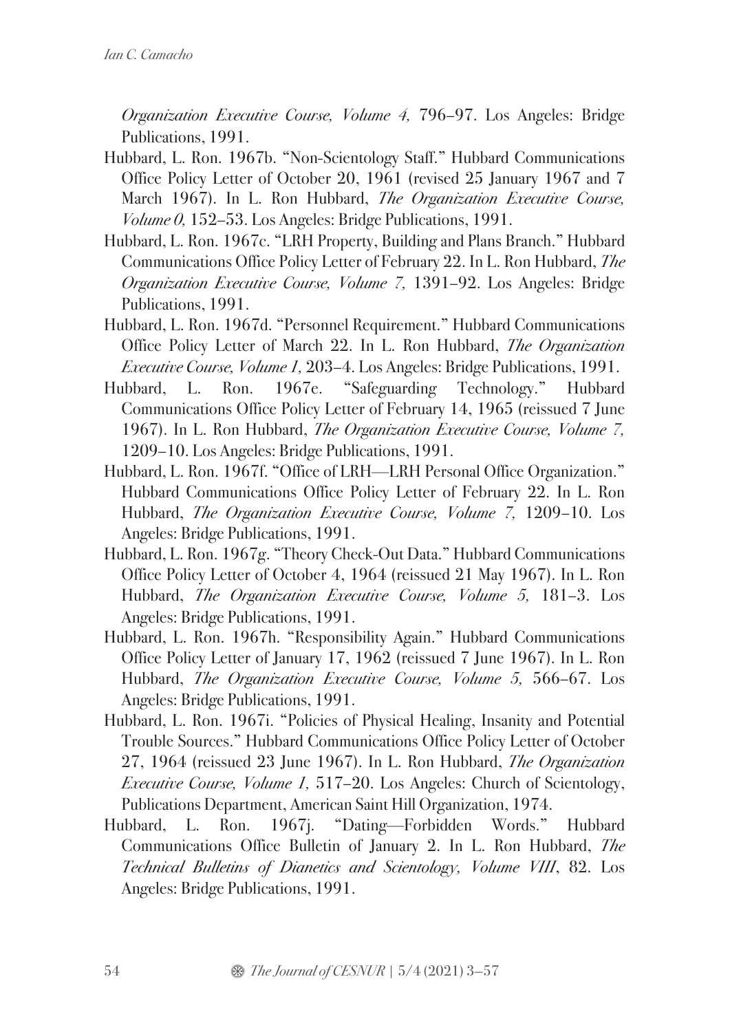*Organization Executive Course, Volume 4,* 796–97. Los Angeles: Bridge Publications, 1991.

Hubbard, L. Ron. 1967b. "Non-Scientology Staff." Hubbard Communications Office Policy Letter of October 20, 1961 (revised 25 January 1967 and 7 March 1967). In L. Ron Hubbard, *The Organization Executive Course, Volume 0,* 152–53. Los Angeles: Bridge Publications, 1991.

Hubbard, L. Ron. 1967c. "LRH Property, Building and Plans Branch." Hubbard Communications Office Policy Letter of February 22. In L. Ron Hubbard, *The Organization Executive Course, Volume 7,* 1391–92. Los Angeles: Bridge Publications, 1991.

Hubbard, L. Ron. 1967d. "Personnel Requirement." Hubbard Communications Office Policy Letter of March 22. In L. Ron Hubbard, *The Organization Executive Course, Volume 1,* 203–4. Los Angeles: Bridge Publications, 1991.

Hubbard, L. Ron. 1967e. "Safeguarding Technology." Hubbard Communications Office Policy Letter of February 14, 1965 (reissued 7 June 1967). In L. Ron Hubbard, *The Organization Executive Course, Volume 7,* 1209–10. Los Angeles: Bridge Publications, 1991.

Hubbard, L. Ron. 1967f. "Office of LRH—LRH Personal Office Organization." Hubbard Communications Office Policy Letter of February 22. In L. Ron Hubbard, *The Organization Executive Course, Volume 7,* 1209–10. Los Angeles: Bridge Publications, 1991.

Hubbard, L. Ron. 1967g. "Theory Check-Out Data." Hubbard Communications Office Policy Letter of October 4, 1964 (reissued 21 May 1967). In L. Ron Hubbard, *The Organization Executive Course, Volume 5,* 181–3. Los Angeles: Bridge Publications, 1991.

Hubbard, L. Ron. 1967h. "Responsibility Again." Hubbard Communications Office Policy Letter of January 17, 1962 (reissued 7 June 1967). In L. Ron Hubbard, *The Organization Executive Course, Volume 5,* 566–67. Los Angeles: Bridge Publications, 1991.

Hubbard, L. Ron. 1967i. "Policies of Physical Healing, Insanity and Potential Trouble Sources." Hubbard Communications Office Policy Letter of October 27, 1964 (reissued 23 June 1967). In L. Ron Hubbard, *The Organization Executive Course, Volume 1,* 517–20. Los Angeles: Church of Scientology, Publications Department, American Saint Hill Organization, 1974.

Hubbard, L. Ron. 1967j. "Dating—Forbidden Words." Hubbard Communications Office Bulletin of January 2. In L. Ron Hubbard, *The Technical Bulletins of Dianetics and Scientology, Volume VIII*, 82. Los Angeles: Bridge Publications, 1991.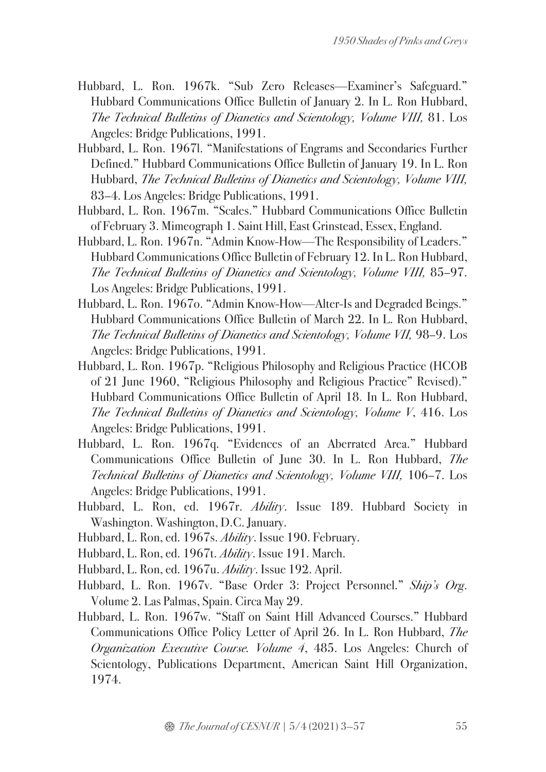Hubbard, L. Ron. 1967k. "Sub Zero Releases—Examiner's Safeguard." Hubbard Communications Office Bulletin of January 2. In L. Ron Hubbard, *The Technical Bulletins of Dianetics and Scientology, Volume VIII,* 81. Los Angeles: Bridge Publications, 1991.

Hubbard, L. Ron. 1967l. "Manifestations of Engrams and Secondaries Further Defined." Hubbard Communications Office Bulletin of January 19. In L. Ron Hubbard, *The Technical Bulletins of Dianetics and Scientology, Volume VIII,* 83–4. Los Angeles: Bridge Publications, 1991.

Hubbard, L. Ron. 1967m. "Scales." Hubbard Communications Office Bulletin of February 3. Mimeograph 1. Saint Hill, East Grinstead, Essex, England.

Hubbard, L. Ron. 1967n. "Admin Know-How—The Responsibility of Leaders." Hubbard Communications Office Bulletin of February 12. In L. Ron Hubbard, *The Technical Bulletins of Dianetics and Scientology, Volume VIII,* 85–97. Los Angeles: Bridge Publications, 1991.

Hubbard, L. Ron. 1967o. "Admin Know-How—Alter-Is and Degraded Beings." Hubbard Communications Office Bulletin of March 22. In L. Ron Hubbard, *The Technical Bulletins of Dianetics and Scientology, Volume VII,* 98–9. Los Angeles: Bridge Publications, 1991.

Hubbard, L. Ron. 1967p. "Religious Philosophy and Religious Practice (HCOB of 21 June 1960, "Religious Philosophy and Religious Practice" Revised)." Hubbard Communications Office Bulletin of April 18. In L. Ron Hubbard, *The Technical Bulletins of Dianetics and Scientology, Volume V*, 416. Los Angeles: Bridge Publications, 1991.

Hubbard, L. Ron. 1967q. "Evidences of an Aberrated Area." Hubbard Communications Office Bulletin of June 30. In L. Ron Hubbard, *The Technical Bulletins of Dianetics and Scientology, Volume VIII,* 106–7. Los Angeles: Bridge Publications, 1991.

Hubbard, L. Ron, ed. 1967r. *Ability*. Issue 189. Hubbard Society in Washington. Washington, D.C. January.

Hubbard, L. Ron, ed. 1967s. *Ability*. Issue 190. February.

Hubbard, L. Ron, ed. 1967t. *Ability*. Issue 191. March.

Hubbard, L. Ron, ed. 1967u. *Ability*. Issue 192. April.

Hubbard, L. Ron. 1967v. "Base Order 3: Project Personnel." *Ship's Org*. Volume 2. Las Palmas, Spain. Circa May 29.

Hubbard, L. Ron. 1967w. "Staff on Saint Hill Advanced Courses." Hubbard Communications Office Policy Letter of April 26. In L. Ron Hubbard, *The Organization Executive Course. Volume 4*, 485. Los Angeles: Church of Scientology, Publications Department, American Saint Hill Organization, 1974.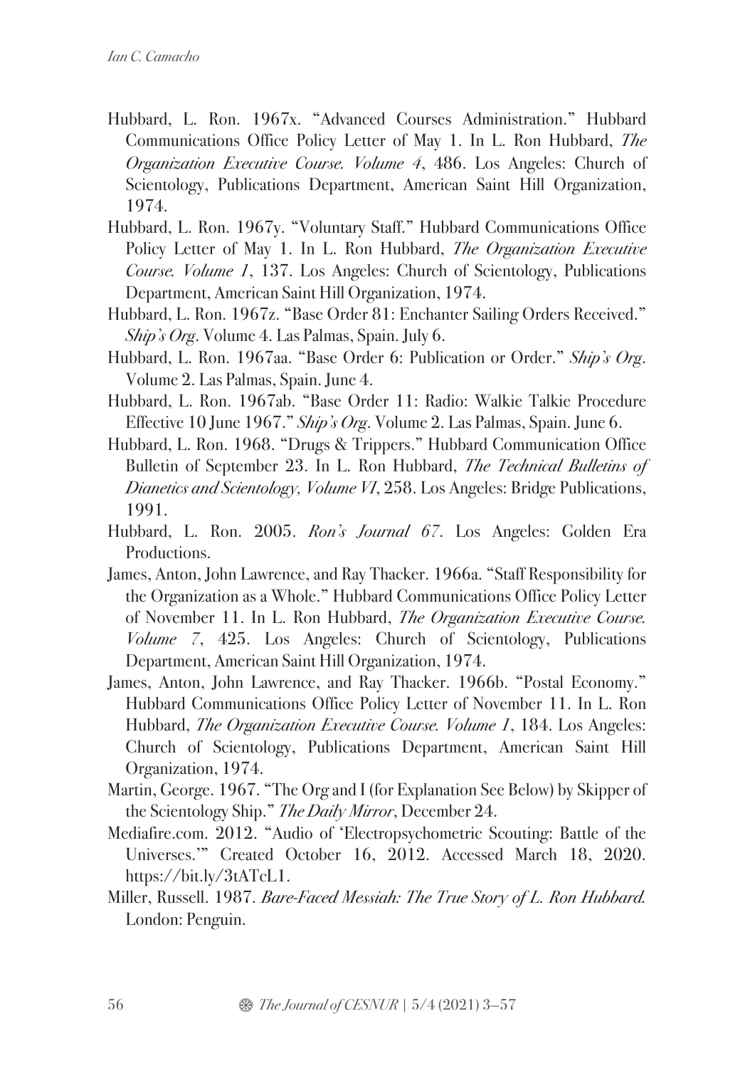Hubbard, L. Ron. 1967x. "Advanced Courses Administration." Hubbard Communications Office Policy Letter of May 1. In L. Ron Hubbard, *The Organization Executive Course. Volume 4*, 486. Los Angeles: Church of Scientology, Publications Department, American Saint Hill Organization, 1974.

Hubbard, L. Ron. 1967y. "Voluntary Staff." Hubbard Communications Office Policy Letter of May 1. In L. Ron Hubbard, *The Organization Executive Course. Volume 1*, 137. Los Angeles: Church of Scientology, Publications Department, American Saint Hill Organization, 1974.

Hubbard, L. Ron. 1967z. "Base Order 81: Enchanter Sailing Orders Received." *Ship's Org*. Volume 4. Las Palmas, Spain. July 6.

Hubbard, L. Ron. 1967aa. "Base Order 6: Publication or Order." *Ship's Org*. Volume 2. Las Palmas, Spain. June 4.

Hubbard, L. Ron. 1967ab. "Base Order 11: Radio: Walkie Talkie Procedure Effective 10 June 1967." *Ship's Org*. Volume 2. Las Palmas, Spain. June 6.

Hubbard, L. Ron. 1968. "Drugs & Trippers." Hubbard Communication Office Bulletin of September 23. In L. Ron Hubbard, *The Technical Bulletins of Dianetics and Scientology, Volume VI*, 258. Los Angeles: Bridge Publications, 1991.

Hubbard, L. Ron. 2005. *Ron's Journal 67*. Los Angeles: Golden Era Productions.

James, Anton, John Lawrence, and Ray Thacker. 1966a. "Staff Responsibility for the Organization as a Whole." Hubbard Communications Office Policy Letter of November 11. In L. Ron Hubbard, *The Organization Executive Course. Volume 7*, 425. Los Angeles: Church of Scientology, Publications Department, American Saint Hill Organization, 1974.

James, Anton, John Lawrence, and Ray Thacker. 1966b. "Postal Economy." Hubbard Communications Office Policy Letter of November 11. In L. Ron Hubbard, *The Organization Executive Course. Volume 1*, 184. Los Angeles: Church of Scientology, Publications Department, American Saint Hill Organization, 1974.

Martin, George. 1967. "The Org and I (for Explanation See Below) by Skipper of the Scientology Ship." *The Daily Mirror*, December 24.

Mediafire.com. 2012. "Audio of 'Electropsychometric Scouting: Battle of the Universes.'" Created October 16, 2012. Accessed March 18, 2020. https://bit.ly/3tATcL1.

Miller, Russell. 1987. *Bare-Faced Messiah: The True Story of L. Ron Hubbard.* London: Penguin.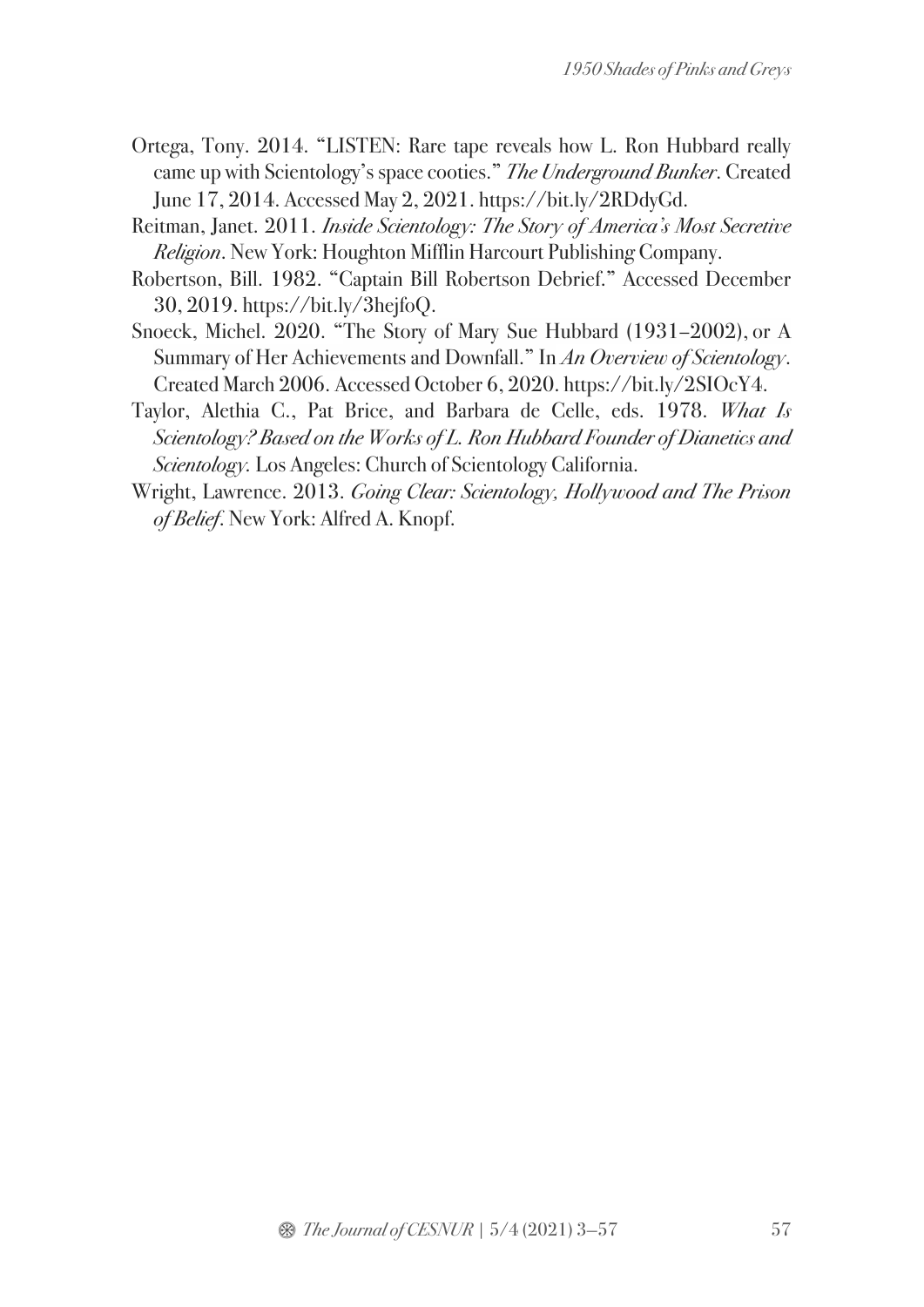Ortega, Tony. 2014. "LISTEN: Rare tape reveals how L. Ron Hubbard really came up with Scientology's space cooties." *The Underground Bunker*. Created June 17, 2014. Accessed May 2, 2021. https://bit.ly/2RDdyGd.

Reitman, Janet. 2011. *Inside Scientology: The Story of America's Most Secretive Religion*. New York: Houghton Mifflin Harcourt Publishing Company.

Robertson, Bill. 1982. "Captain Bill Robertson Debrief." Accessed December 30, 2019. https://bit.ly/3hejfoQ.

Snoeck, Michel. 2020. "The Story of Mary Sue Hubbard (1931–2002), or A Summary of Her Achievements and Downfall." In *An Overview of Scientology*. Created March 2006. Accessed October 6, 2020. https://bit.ly/2SIOcY4.

Taylor, Alethia C., Pat Brice, and Barbara de Celle, eds. 1978. *What Is Scientology? Based on the Works of L. Ron Hubbard Founder of Dianetics and Scientology.* Los Angeles: Church of Scientology California.

Wright, Lawrence. 2013. *Going Clear: Scientology, Hollywood and The Prison of Belief*. New York: Alfred A. Knopf.